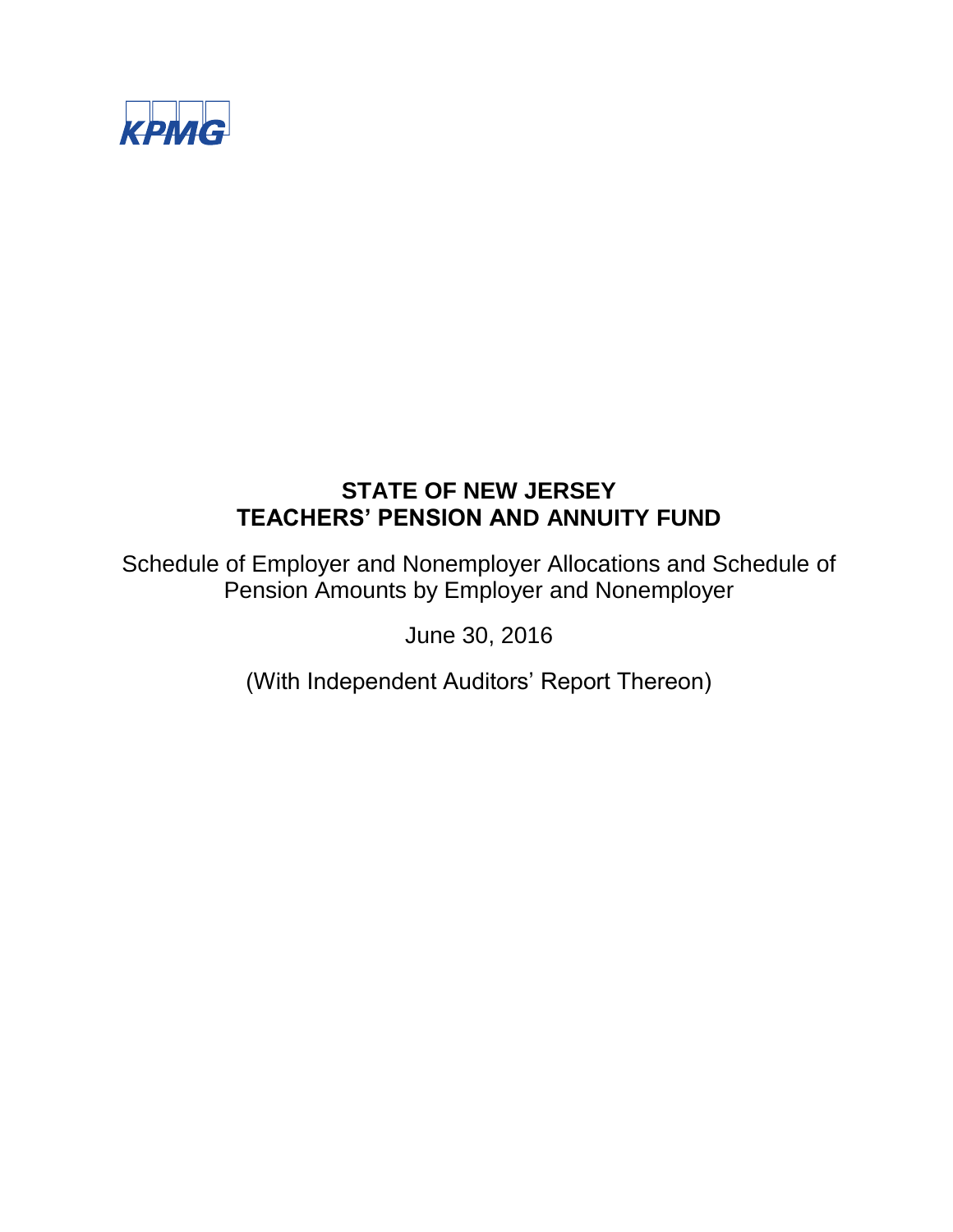KPMG

# STATE OF NEW JERSEY
# TEACHERS' PENSION AND ANNUITY FUND

Schedule of Employer and Nonemployer Allocations and Schedule of Pension Amounts by Employer and Nonemployer

June 30, 2016

(With Independent Auditors' Report Thereon)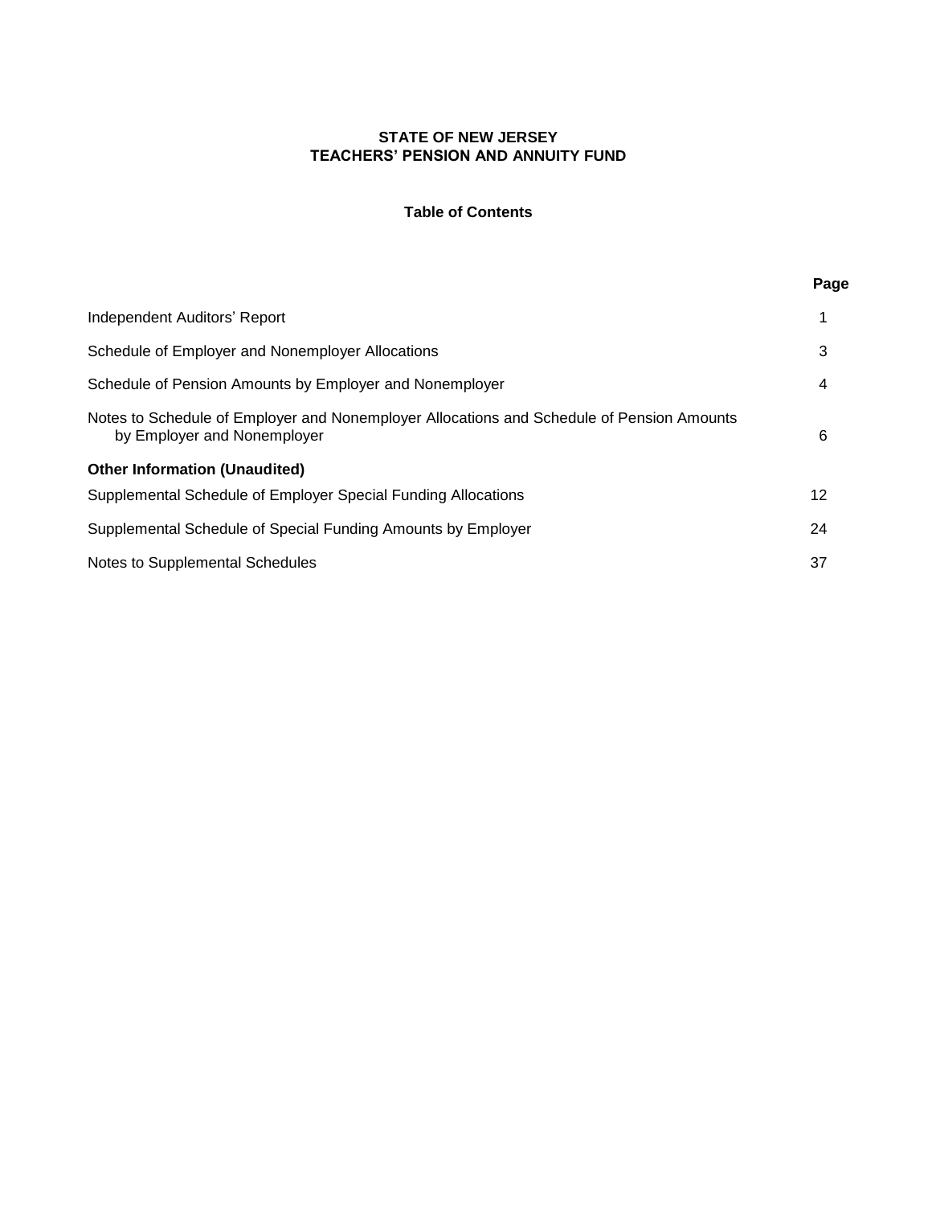# STATE OF NEW JERSEY
# TEACHERS' PENSION AND ANNUITY FUND

## Table of Contents

| | Page |
|---|---|
| Independent Auditors' Report | 1 |
| Schedule of Employer and Nonemployer Allocations | 3 |
| Schedule of Pension Amounts by Employer and Nonemployer | 4 |
| Notes to Schedule of Employer and Nonemployer Allocations and Schedule of Pension Amounts by Employer and Nonemployer | 6 |
| **Other Information (Unaudited)** | |
| Supplemental Schedule of Employer Special Funding Allocations | 12 |
| Supplemental Schedule of Special Funding Amounts by Employer | 24 |
| Notes to Supplemental Schedules | 37 |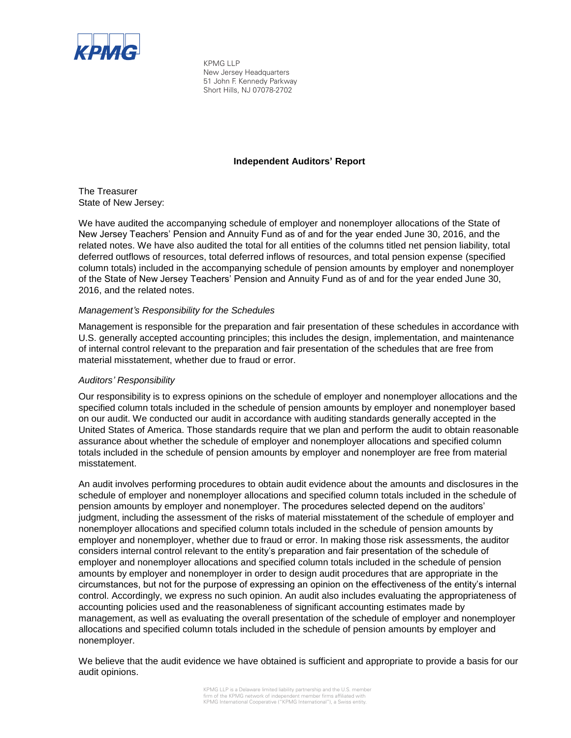KPMG LLP
New Jersey Headquarters
51 John F. Kennedy Parkway
Short Hills, NJ 07078-2702

## Independent Auditors' Report

The Treasurer
State of New Jersey:

We have audited the accompanying schedule of employer and nonemployer allocations of the State of New Jersey Teachers' Pension and Annuity Fund as of and for the year ended June 30, 2016, and the related notes. We have also audited the total for all entities of the columns titled net pension liability, total deferred outflows of resources, total deferred inflows of resources, and total pension expense (specified column totals) included in the accompanying schedule of pension amounts by employer and nonemployer of the State of New Jersey Teachers' Pension and Annuity Fund as of and for the year ended June 30, 2016, and the related notes.

*Management's Responsibility for the Schedules*

Management is responsible for the preparation and fair presentation of these schedules in accordance with U.S. generally accepted accounting principles; this includes the design, implementation, and maintenance of internal control relevant to the preparation and fair presentation of the schedules that are free from material misstatement, whether due to fraud or error.

*Auditors' Responsibility*

Our responsibility is to express opinions on the schedule of employer and nonemployer allocations and the specified column totals included in the schedule of pension amounts by employer and nonemployer based on our audit. We conducted our audit in accordance with auditing standards generally accepted in the United States of America. Those standards require that we plan and perform the audit to obtain reasonable assurance about whether the schedule of employer and nonemployer allocations and specified column totals included in the schedule of pension amounts by employer and nonemployer are free from material misstatement.

An audit involves performing procedures to obtain audit evidence about the amounts and disclosures in the schedule of employer and nonemployer allocations and specified column totals included in the schedule of pension amounts by employer and nonemployer. The procedures selected depend on the auditors' judgment, including the assessment of the risks of material misstatement of the schedule of employer and nonemployer allocations and specified column totals included in the schedule of pension amounts by employer and nonemployer, whether due to fraud or error. In making those risk assessments, the auditor considers internal control relevant to the entity's preparation and fair presentation of the schedule of employer and nonemployer allocations and specified column totals included in the schedule of pension amounts by employer and nonemployer in order to design audit procedures that are appropriate in the circumstances, but not for the purpose of expressing an opinion on the effectiveness of the entity's internal control. Accordingly, we express no such opinion. An audit also includes evaluating the appropriateness of accounting policies used and the reasonableness of significant accounting estimates made by management, as well as evaluating the overall presentation of the schedule of employer and nonemployer allocations and specified column totals included in the schedule of pension amounts by employer and nonemployer.

We believe that the audit evidence we have obtained is sufficient and appropriate to provide a basis for our audit opinions.

KPMG LLP is a Delaware limited liability partnership and the U.S. member firm of the KPMG network of independent member firms affiliated with KPMG International Cooperative ("KPMG International"), a Swiss entity.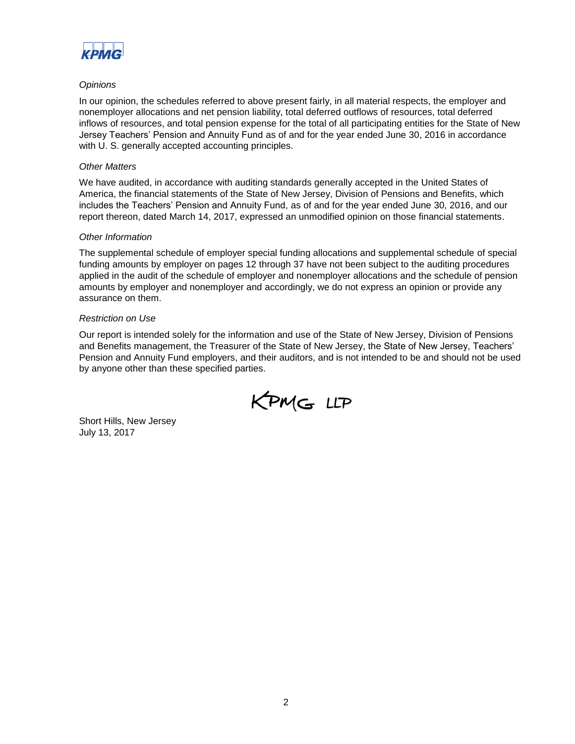*Opinions*

In our opinion, the schedules referred to above present fairly, in all material respects, the employer and nonemployer allocations and net pension liability, total deferred outflows of resources, total deferred inflows of resources, and total pension expense for the total of all participating entities for the State of New Jersey Teachers' Pension and Annuity Fund as of and for the year ended June 30, 2016 in accordance with U. S. generally accepted accounting principles.

*Other Matters*

We have audited, in accordance with auditing standards generally accepted in the United States of America, the financial statements of the State of New Jersey, Division of Pensions and Benefits, which includes the Teachers' Pension and Annuity Fund, as of and for the year ended June 30, 2016, and our report thereon, dated March 14, 2017, expressed an unmodified opinion on those financial statements.

*Other Information*

The supplemental schedule of employer special funding allocations and supplemental schedule of special funding amounts by employer on pages 12 through 37 have not been subject to the auditing procedures applied in the audit of the schedule of employer and nonemployer allocations and the schedule of pension amounts by employer and nonemployer and accordingly, we do not express an opinion or provide any assurance on them.

*Restriction on Use*

Our report is intended solely for the information and use of the State of New Jersey, Division of Pensions and Benefits management, the Treasurer of the State of New Jersey, the State of New Jersey, Teachers' Pension and Annuity Fund employers, and their auditors, and is not intended to be and should not be used by anyone other than these specified parties.

KPMG LLP

Short Hills, New Jersey
July 13, 2017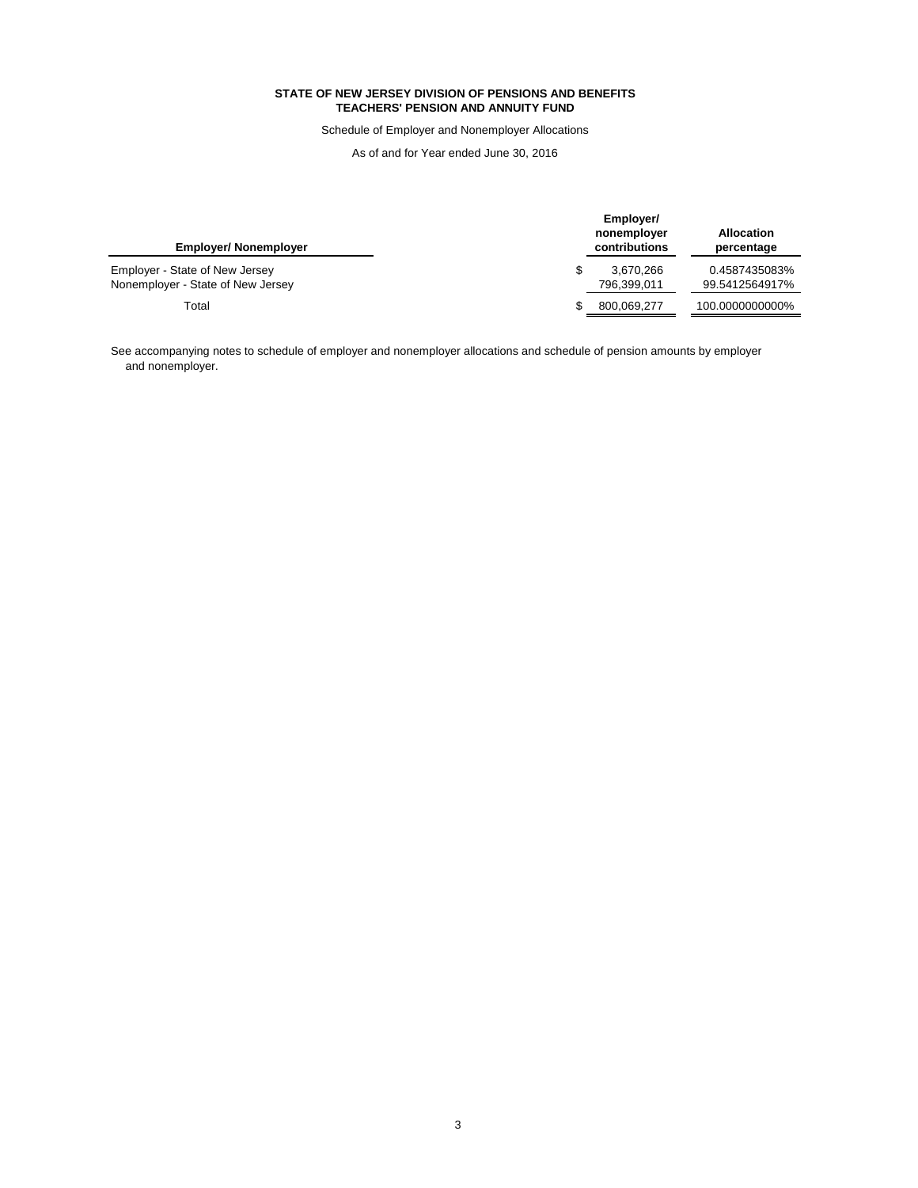**STATE OF NEW JERSEY DIVISION OF PENSIONS AND BENEFITS**
**TEACHERS' PENSION AND ANNUITY FUND**

Schedule of Employer and Nonemployer Allocations

As of and for Year ended June 30, 2016

| Employer/ Nonemployer | Employer/ nonemployer contributions | Allocation percentage |
|---|---|---|
| Employer - State of New Jersey | $ 3,670,266 | 0.4587435083% |
| Nonemployer - State of New Jersey | 796,399,011 | 99.5412564917% |
| Total | $ 800,069,277 | 100.0000000000% |

See accompanying notes to schedule of employer and nonemployer allocations and schedule of pension amounts by employer and nonemployer.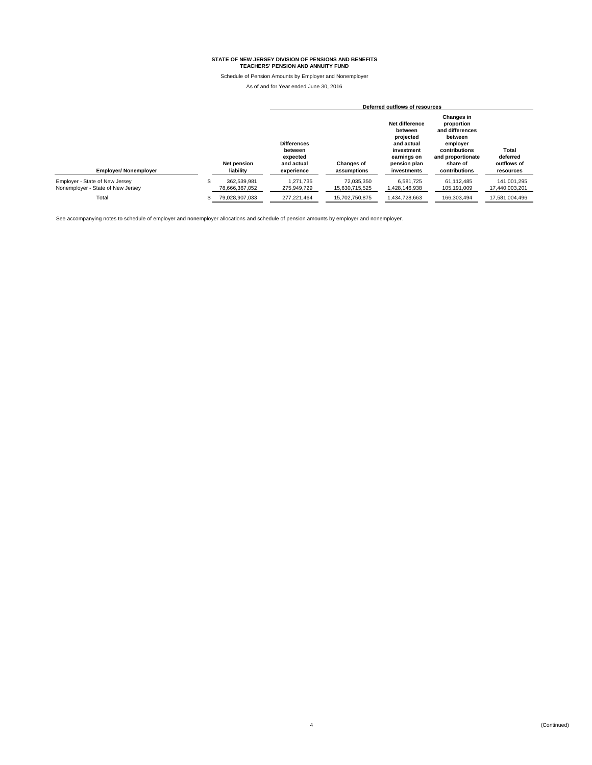**STATE OF NEW JERSEY DIVISION OF PENSIONS AND BENEFITS**
**TEACHERS' PENSION AND ANNUITY FUND**

Schedule of Pension Amounts by Employer and Nonemployer

As of and for Year ended June 30, 2016

| | | Deferred outflows of resources | | | | |
|---|---|---|---|---|---|---|
| **Employer/ Nonemployer** | **Net pension liability** | **Differences between expected and actual experience** | **Changes of assumptions** | **Net difference between projected and actual investment earnings on pension plan investments** | **Changes in proportion and differences between employer contributions and proportionate share of contributions** | **Total deferred outflows of resources** |
| Employer - State of New Jersey | $ 362,539,981 | 1,271,735 | 72,035,350 | 6,581,725 | 61,112,485 | 141,001,295 |
| Nonemployer - State of New Jersey | 78,666,367,052 | 275,949,729 | 15,630,715,525 | 1,428,146,938 | 105,191,009 | 17,440,003,201 |
| Total | $ 79,028,907,033 | 277,221,464 | 15,702,750,875 | 1,434,728,663 | 166,303,494 | 17,581,004,496 |

See accompanying notes to schedule of employer and nonemployer allocations and schedule of pension amounts by employer and nonemployer.

(Continued)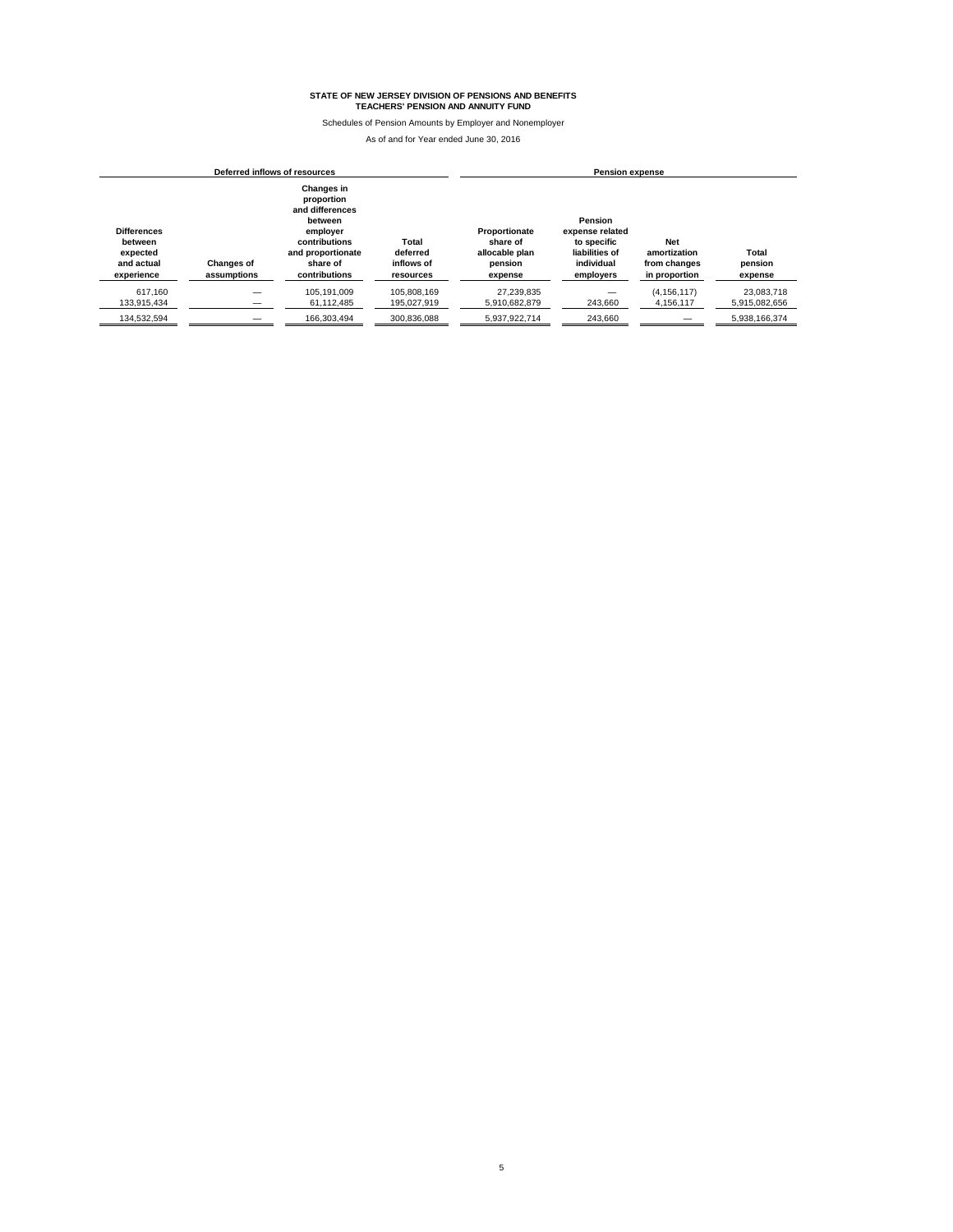**STATE OF NEW JERSEY DIVISION OF PENSIONS AND BENEFITS**
**TEACHERS' PENSION AND ANNUITY FUND**

Schedules of Pension Amounts by Employer and Nonemployer

As of and for Year ended June 30, 2016

| Deferred inflows of resources | | | | Pension expense | | | |
|---|---|---|---|---|---|---|---|
| Differences between expected and actual experience | Changes of assumptions | Changes in proportion and differences between employer contributions and proportionate share of contributions | Total deferred inflows of resources | Proportionate share of allocable plan pension expense | Pension expense related to specific liabilities of individual employers | Net amortization from changes in proportion | Total pension expense |
| 617,160 | — | 105,191,009 | 105,808,169 | 27,239,835 | — | (4,156,117) | 23,083,718 |
| 133,915,434 | — | 61,112,485 | 195,027,919 | 5,910,682,879 | 243,660 | 4,156,117 | 5,915,082,656 |
| 134,532,594 | — | 166,303,494 | 300,836,088 | 5,937,922,714 | 243,660 | — | 5,938,166,374 |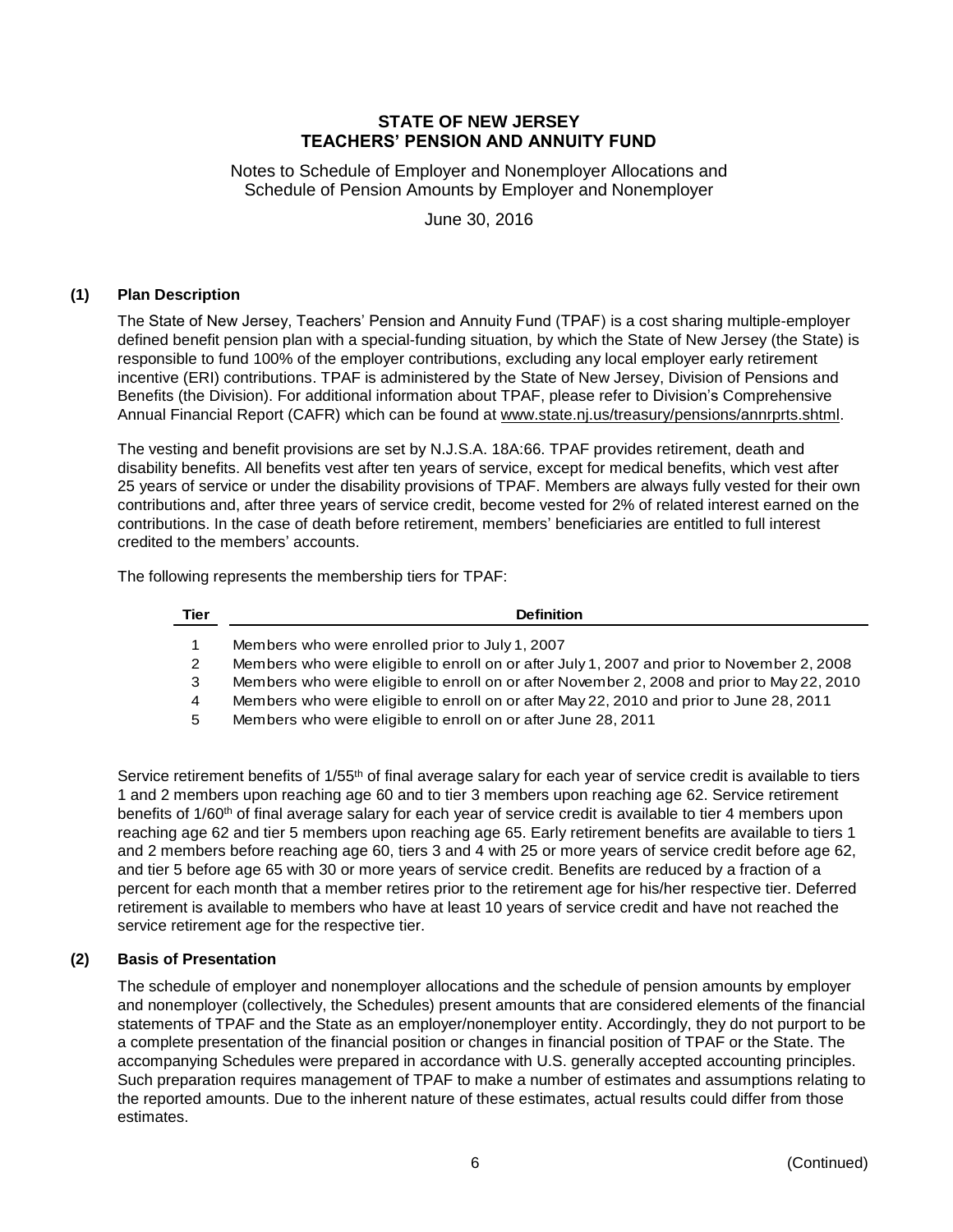# STATE OF NEW JERSEY
# TEACHERS' PENSION AND ANNUITY FUND

Notes to Schedule of Employer and Nonemployer Allocations and
Schedule of Pension Amounts by Employer and Nonemployer

June 30, 2016

## (1) Plan Description

The State of New Jersey, Teachers' Pension and Annuity Fund (TPAF) is a cost sharing multiple-employer defined benefit pension plan with a special-funding situation, by which the State of New Jersey (the State) is responsible to fund 100% of the employer contributions, excluding any local employer early retirement incentive (ERI) contributions. TPAF is administered by the State of New Jersey, Division of Pensions and Benefits (the Division). For additional information about TPAF, please refer to Division's Comprehensive Annual Financial Report (CAFR) which can be found at www.state.nj.us/treasury/pensions/annrprts.shtml.

The vesting and benefit provisions are set by N.J.S.A. 18A:66. TPAF provides retirement, death and disability benefits. All benefits vest after ten years of service, except for medical benefits, which vest after 25 years of service or under the disability provisions of TPAF. Members are always fully vested for their own contributions and, after three years of service credit, become vested for 2% of related interest earned on the contributions. In the case of death before retirement, members' beneficiaries are entitled to full interest credited to the members' accounts.

The following represents the membership tiers for TPAF:

| Tier | Definition |
|---|---|
| 1 | Members who were enrolled prior to July 1, 2007 |
| 2 | Members who were eligible to enroll on or after July 1, 2007 and prior to November 2, 2008 |
| 3 | Members who were eligible to enroll on or after November 2, 2008 and prior to May 22, 2010 |
| 4 | Members who were eligible to enroll on or after May 22, 2010 and prior to June 28, 2011 |
| 5 | Members who were eligible to enroll on or after June 28, 2011 |

Service retirement benefits of 1/55th of final average salary for each year of service credit is available to tiers 1 and 2 members upon reaching age 60 and to tier 3 members upon reaching age 62. Service retirement benefits of 1/60th of final average salary for each year of service credit is available to tier 4 members upon reaching age 62 and tier 5 members upon reaching age 65. Early retirement benefits are available to tiers 1 and 2 members before reaching age 60, tiers 3 and 4 with 25 or more years of service credit before age 62, and tier 5 before age 65 with 30 or more years of service credit. Benefits are reduced by a fraction of a percent for each month that a member retires prior to the retirement age for his/her respective tier. Deferred retirement is available to members who have at least 10 years of service credit and have not reached the service retirement age for the respective tier.

## (2) Basis of Presentation

The schedule of employer and nonemployer allocations and the schedule of pension amounts by employer and nonemployer (collectively, the Schedules) present amounts that are considered elements of the financial statements of TPAF and the State as an employer/nonemployer entity. Accordingly, they do not purport to be a complete presentation of the financial position or changes in financial position of TPAF or the State. The accompanying Schedules were prepared in accordance with U.S. generally accepted accounting principles. Such preparation requires management of TPAF to make a number of estimates and assumptions relating to the reported amounts. Due to the inherent nature of these estimates, actual results could differ from those estimates.

(Continued)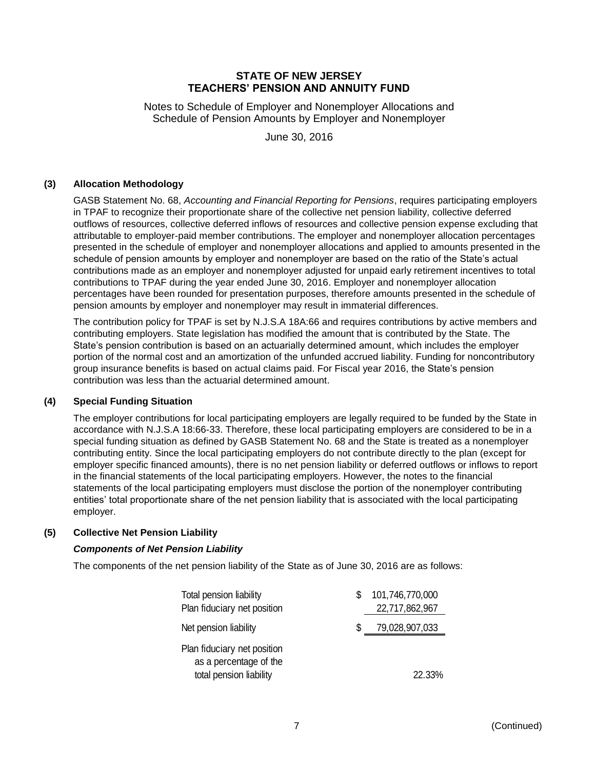# STATE OF NEW JERSEY
# TEACHERS' PENSION AND ANNUITY FUND

Notes to Schedule of Employer and Nonemployer Allocations and Schedule of Pension Amounts by Employer and Nonemployer

June 30, 2016

## (3) Allocation Methodology

GASB Statement No. 68, *Accounting and Financial Reporting for Pensions*, requires participating employers in TPAF to recognize their proportionate share of the collective net pension liability, collective deferred outflows of resources, collective deferred inflows of resources and collective pension expense excluding that attributable to employer-paid member contributions. The employer and nonemployer allocation percentages presented in the schedule of employer and nonemployer allocations and applied to amounts presented in the schedule of pension amounts by employer and nonemployer are based on the ratio of the State's actual contributions made as an employer and nonemployer adjusted for unpaid early retirement incentives to total contributions to TPAF during the year ended June 30, 2016. Employer and nonemployer allocation percentages have been rounded for presentation purposes, therefore amounts presented in the schedule of pension amounts by employer and nonemployer may result in immaterial differences.

The contribution policy for TPAF is set by N.J.S.A 18A:66 and requires contributions by active members and contributing employers. State legislation has modified the amount that is contributed by the State. The State's pension contribution is based on an actuarially determined amount, which includes the employer portion of the normal cost and an amortization of the unfunded accrued liability. Funding for noncontributory group insurance benefits is based on actual claims paid. For Fiscal year 2016, the State's pension contribution was less than the actuarial determined amount.

## (4) Special Funding Situation

The employer contributions for local participating employers are legally required to be funded by the State in accordance with N.J.S.A 18:66-33. Therefore, these local participating employers are considered to be in a special funding situation as defined by GASB Statement No. 68 and the State is treated as a nonemployer contributing entity. Since the local participating employers do not contribute directly to the plan (except for employer specific financed amounts), there is no net pension liability or deferred outflows or inflows to report in the financial statements of the local participating employers. However, the notes to the financial statements of the local participating employers must disclose the portion of the nonemployer contributing entities' total proportionate share of the net pension liability that is associated with the local participating employer.

## (5) Collective Net Pension Liability

### *Components of Net Pension Liability*

The components of the net pension liability of the State as of June 30, 2016 are as follows:

| | |
|---|---|
| Total pension liability | $ 101,746,770,000 |
| Plan fiduciary net position | 22,717,862,967 |
| Net pension liability | $ 79,028,907,033 |
| Plan fiduciary net position as a percentage of the total pension liability | 22.33% |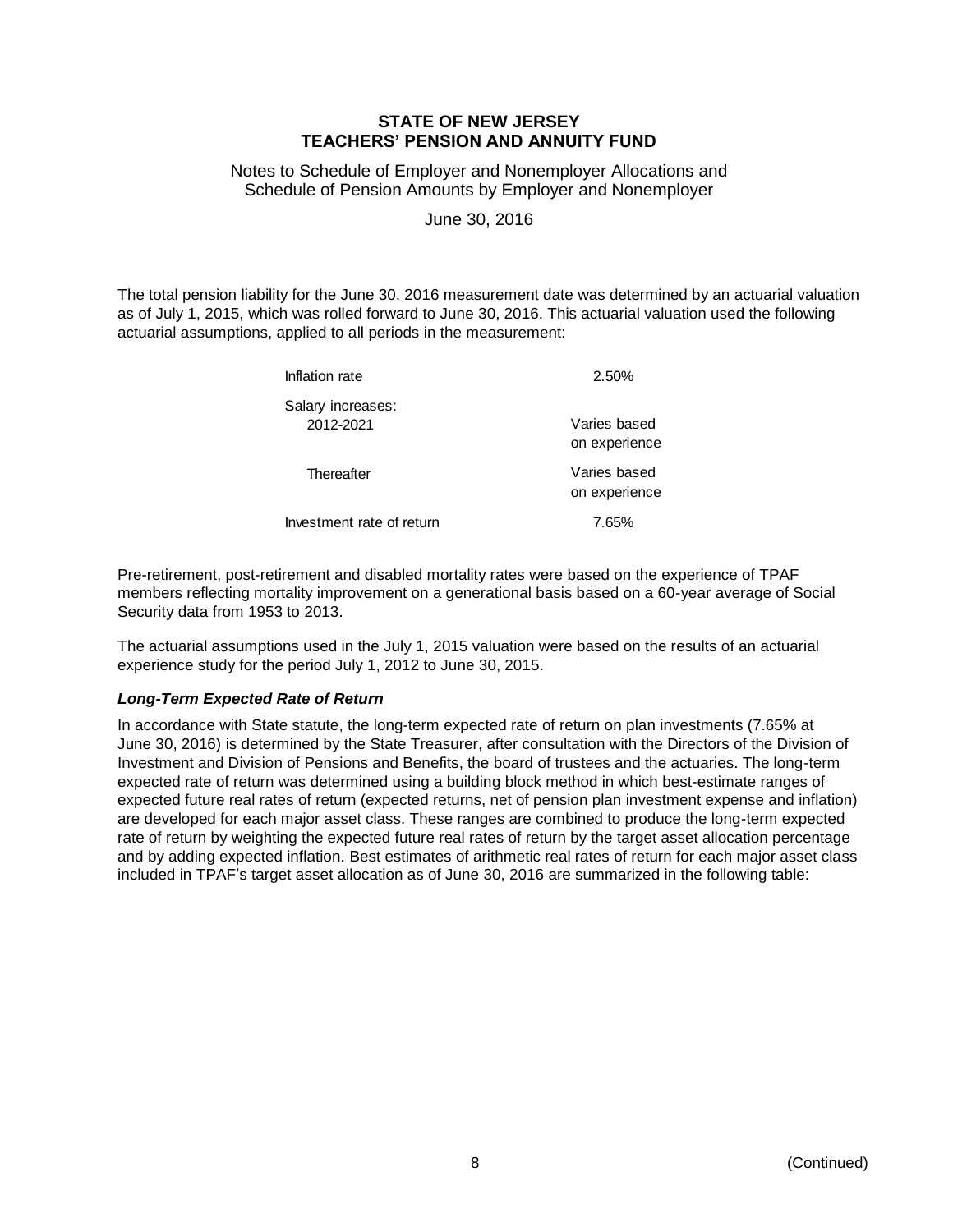**STATE OF NEW JERSEY**
**TEACHERS' PENSION AND ANNUITY FUND**

Notes to Schedule of Employer and Nonemployer Allocations and Schedule of Pension Amounts by Employer and Nonemployer

June 30, 2016

The total pension liability for the June 30, 2016 measurement date was determined by an actuarial valuation as of July 1, 2015, which was rolled forward to June 30, 2016. This actuarial valuation used the following actuarial assumptions, applied to all periods in the measurement:

| | |
|---|---|
| Inflation rate | 2.50% |
| Salary increases: | |
| 2012-2021 | Varies based on experience |
| Thereafter | Varies based on experience |
| Investment rate of return | 7.65% |

Pre-retirement, post-retirement and disabled mortality rates were based on the experience of TPAF members reflecting mortality improvement on a generational basis based on a 60-year average of Social Security data from 1953 to 2013.

The actuarial assumptions used in the July 1, 2015 valuation were based on the results of an actuarial experience study for the period July 1, 2012 to June 30, 2015.

### *Long-Term Expected Rate of Return*

In accordance with State statute, the long-term expected rate of return on plan investments (7.65% at June 30, 2016) is determined by the State Treasurer, after consultation with the Directors of the Division of Investment and Division of Pensions and Benefits, the board of trustees and the actuaries. The long-term expected rate of return was determined using a building block method in which best-estimate ranges of expected future real rates of return (expected returns, net of pension plan investment expense and inflation) are developed for each major asset class. These ranges are combined to produce the long-term expected rate of return by weighting the expected future real rates of return by the target asset allocation percentage and by adding expected inflation. Best estimates of arithmetic real rates of return for each major asset class included in TPAF's target asset allocation as of June 30, 2016 are summarized in the following table: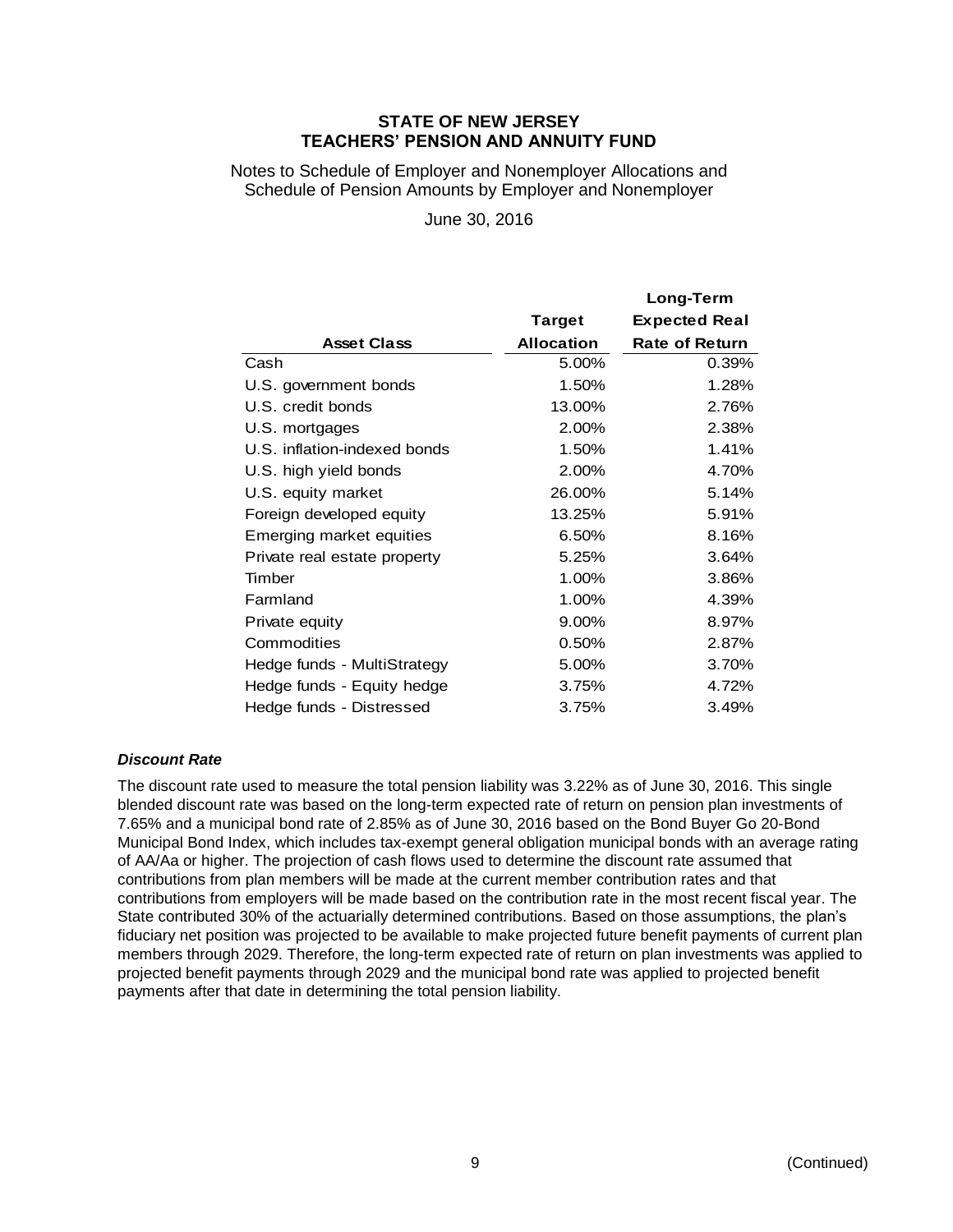## STATE OF NEW JERSEY
## TEACHERS' PENSION AND ANNUITY FUND

Notes to Schedule of Employer and Nonemployer Allocations and Schedule of Pension Amounts by Employer and Nonemployer

June 30, 2016

| Asset Class | Target Allocation | Long-Term Expected Real Rate of Return |
|---|---|---|
| Cash | 5.00% | 0.39% |
| U.S. government bonds | 1.50% | 1.28% |
| U.S. credit bonds | 13.00% | 2.76% |
| U.S. mortgages | 2.00% | 2.38% |
| U.S. inflation-indexed bonds | 1.50% | 1.41% |
| U.S. high yield bonds | 2.00% | 4.70% |
| U.S. equity market | 26.00% | 5.14% |
| Foreign developed equity | 13.25% | 5.91% |
| Emerging market equities | 6.50% | 8.16% |
| Private real estate property | 5.25% | 3.64% |
| Timber | 1.00% | 3.86% |
| Farmland | 1.00% | 4.39% |
| Private equity | 9.00% | 8.97% |
| Commodities | 0.50% | 2.87% |
| Hedge funds - MultiStrategy | 5.00% | 3.70% |
| Hedge funds - Equity hedge | 3.75% | 4.72% |
| Hedge funds - Distressed | 3.75% | 3.49% |

***Discount Rate***

The discount rate used to measure the total pension liability was 3.22% as of June 30, 2016. This single blended discount rate was based on the long-term expected rate of return on pension plan investments of 7.65% and a municipal bond rate of 2.85% as of June 30, 2016 based on the Bond Buyer Go 20-Bond Municipal Bond Index, which includes tax-exempt general obligation municipal bonds with an average rating of AA/Aa or higher. The projection of cash flows used to determine the discount rate assumed that contributions from plan members will be made at the current member contribution rates and that contributions from employers will be made based on the contribution rate in the most recent fiscal year. The State contributed 30% of the actuarially determined contributions. Based on those assumptions, the plan's fiduciary net position was projected to be available to make projected future benefit payments of current plan members through 2029. Therefore, the long-term expected rate of return on plan investments was applied to projected benefit payments through 2029 and the municipal bond rate was applied to projected benefit payments after that date in determining the total pension liability.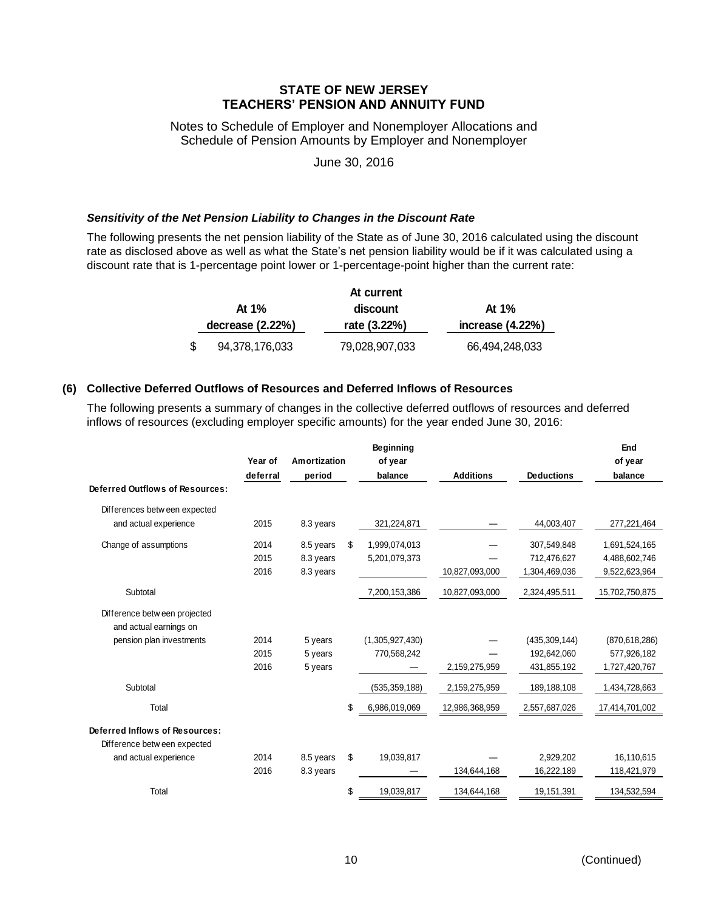**STATE OF NEW JERSEY**
**TEACHERS' PENSION AND ANNUITY FUND**

Notes to Schedule of Employer and Nonemployer Allocations and Schedule of Pension Amounts by Employer and Nonemployer

June 30, 2016

***Sensitivity of the Net Pension Liability to Changes in the Discount Rate***

The following presents the net pension liability of the State as of June 30, 2016 calculated using the discount rate as disclosed above as well as what the State's net pension liability would be if it was calculated using a discount rate that is 1-percentage point lower or 1-percentage-point higher than the current rate:

| At 1% decrease (2.22%) | At current discount rate (3.22%) | At 1% increase (4.22%) |
|---|---|---|
| $ 94,378,176,033 | 79,028,907,033 | 66,494,248,033 |

## (6) Collective Deferred Outflows of Resources and Deferred Inflows of Resources

The following presents a summary of changes in the collective deferred outflows of resources and deferred inflows of resources (excluding employer specific amounts) for the year ended June 30, 2016:

| | Year of deferral | Amortization period | Beginning of year balance | Additions | Deductions | End of year balance |
|---|---|---|---|---|---|---|
| **Deferred Outflows of Resources:** | | | | | | |
| Differences between expected and actual experience | 2015 | 8.3 years | 321,224,871 | — | 44,003,407 | 277,221,464 |
| Change of assumptions | 2014 | 8.5 years | $ 1,999,074,013 | — | 307,549,848 | 1,691,524,165 |
| | 2015 | 8.3 years | 5,201,079,373 | — | 712,476,627 | 4,488,602,746 |
| | 2016 | 8.3 years | | 10,827,093,000 | 1,304,469,036 | 9,522,623,964 |
| Subtotal | | | 7,200,153,386 | 10,827,093,000 | 2,324,495,511 | 15,702,750,875 |
| Difference between projected and actual earnings on pension plan investments | 2014 | 5 years | (1,305,927,430) | — | (435,309,144) | (870,618,286) |
| | 2015 | 5 years | 770,568,242 | — | 192,642,060 | 577,926,182 |
| | 2016 | 5 years | — | 2,159,275,959 | 431,855,192 | 1,727,420,767 |
| Subtotal | | | (535,359,188) | 2,159,275,959 | 189,188,108 | 1,434,728,663 |
| Total | | | $ 6,986,019,069 | 12,986,368,959 | 2,557,687,026 | 17,414,701,002 |
| **Deferred Inflows of Resources:** | | | | | | |
| Difference between expected and actual experience | 2014 | 8.5 years | $ 19,039,817 | — | 2,929,202 | 16,110,615 |
| | 2016 | 8.3 years | — | 134,644,168 | 16,222,189 | 118,421,979 |
| Total | | | $ 19,039,817 | 134,644,168 | 19,151,391 | 134,532,594 |

(Continued)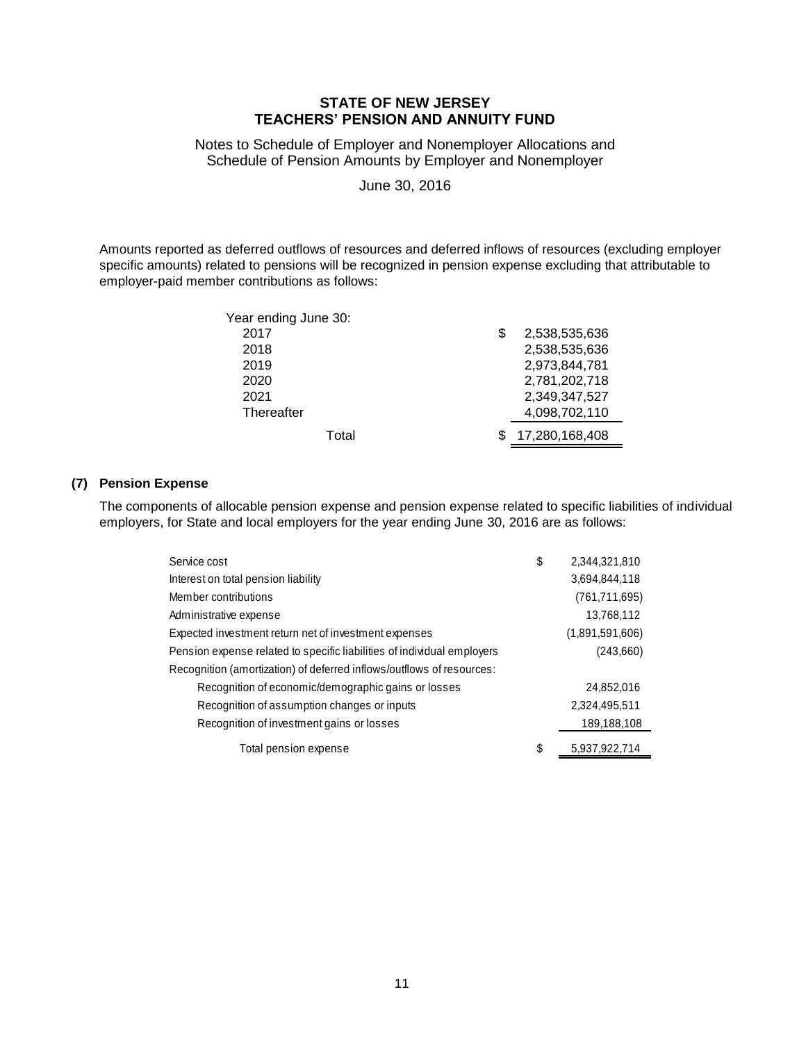# STATE OF NEW JERSEY
# TEACHERS' PENSION AND ANNUITY FUND

Notes to Schedule of Employer and Nonemployer Allocations and Schedule of Pension Amounts by Employer and Nonemployer

June 30, 2016

Amounts reported as deferred outflows of resources and deferred inflows of resources (excluding employer specific amounts) related to pensions will be recognized in pension expense excluding that attributable to employer-paid member contributions as follows:

| Year ending June 30: | |
|---|---|
| 2017 | $ 2,538,535,636 |
| 2018 | 2,538,535,636 |
| 2019 | 2,973,844,781 |
| 2020 | 2,781,202,718 |
| 2021 | 2,349,347,527 |
| Thereafter | 4,098,702,110 |
| Total | $ 17,280,168,408 |

## (7) Pension Expense

The components of allocable pension expense and pension expense related to specific liabilities of individual employers, for State and local employers for the year ending June 30, 2016 are as follows:

| | |
|---|---|
| Service cost | $ 2,344,321,810 |
| Interest on total pension liability | 3,694,844,118 |
| Member contributions | (761,711,695) |
| Administrative expense | 13,768,112 |
| Expected investment return net of investment expenses | (1,891,591,606) |
| Pension expense related to specific liabilities of individual employers | (243,660) |
| Recognition (amortization) of deferred inflows/outflows of resources: | |
| Recognition of economic/demographic gains or losses | 24,852,016 |
| Recognition of assumption changes or inputs | 2,324,495,511 |
| Recognition of investment gains or losses | 189,188,108 |
| Total pension expense | $ 5,937,922,714 |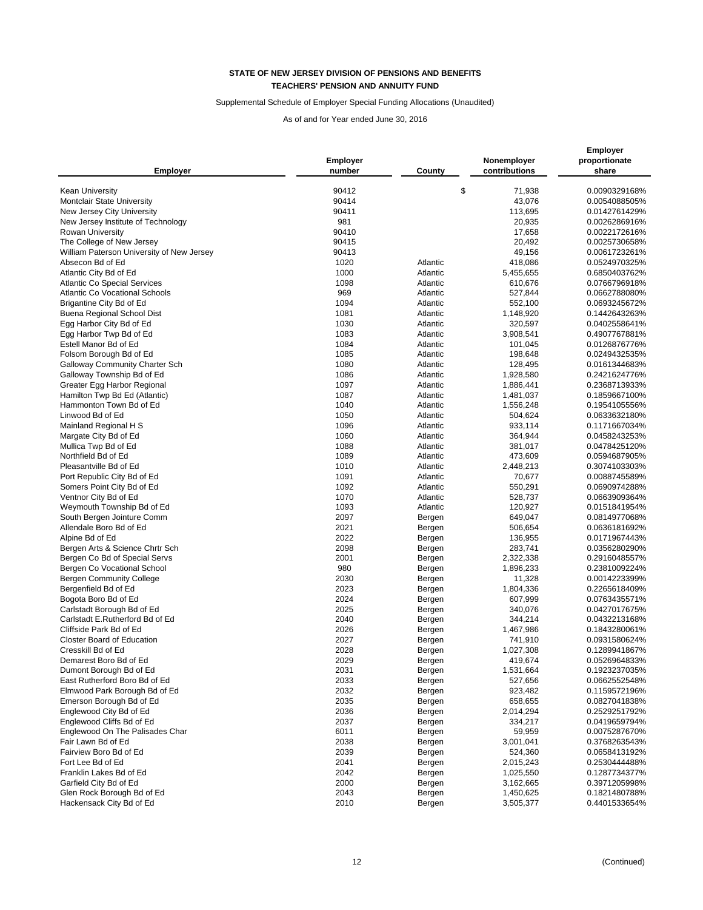**STATE OF NEW JERSEY DIVISION OF PENSIONS AND BENEFITS**

**TEACHERS' PENSION AND ANNUITY FUND**

Supplemental Schedule of Employer Special Funding Allocations (Unaudited)

As of and for Year ended June 30, 2016

| Employer | Employer number | County | Nonemployer contributions | Employer proportionate share |
|---|---|---|---|---|
| Kean University | 90412 | | $ 71,938 | 0.0090329168% |
| Montclair State University | 90414 | | 43,076 | 0.0054088505% |
| New Jersey City University | 90411 | | 113,695 | 0.0142761429% |
| New Jersey Institute of Technology | 981 | | 20,935 | 0.0026286916% |
| Rowan University | 90410 | | 17,658 | 0.0022172616% |
| The College of New Jersey | 90415 | | 20,492 | 0.0025730658% |
| William Paterson University of New Jersey | 90413 | | 49,156 | 0.0061723261% |
| Absecon Bd of Ed | 1020 | Atlantic | 418,086 | 0.0524970325% |
| Atlantic City Bd of Ed | 1000 | Atlantic | 5,455,655 | 0.6850403762% |
| Atlantic Co Special Services | 1098 | Atlantic | 610,676 | 0.0766796918% |
| Atlantic Co Vocational Schools | 969 | Atlantic | 527,844 | 0.0662788080% |
| Brigantine City Bd of Ed | 1094 | Atlantic | 552,100 | 0.0693245672% |
| Buena Regional School Dist | 1081 | Atlantic | 1,148,920 | 0.1442643263% |
| Egg Harbor City Bd of Ed | 1030 | Atlantic | 320,597 | 0.0402558641% |
| Egg Harbor Twp Bd of Ed | 1083 | Atlantic | 3,908,541 | 0.4907767881% |
| Estell Manor Bd of Ed | 1084 | Atlantic | 101,045 | 0.0126876776% |
| Folsom Borough Bd of Ed | 1085 | Atlantic | 198,648 | 0.0249432535% |
| Galloway Community Charter Sch | 1080 | Atlantic | 128,495 | 0.0161344683% |
| Galloway Township Bd of Ed | 1086 | Atlantic | 1,928,580 | 0.2421624776% |
| Greater Egg Harbor Regional | 1097 | Atlantic | 1,886,441 | 0.2368713933% |
| Hamilton Twp Bd Ed (Atlantic) | 1087 | Atlantic | 1,481,037 | 0.1859667100% |
| Hammonton Town Bd of Ed | 1040 | Atlantic | 1,556,248 | 0.1954105556% |
| Linwood Bd of Ed | 1050 | Atlantic | 504,624 | 0.0633632180% |
| Mainland Regional H S | 1096 | Atlantic | 933,114 | 0.1171667034% |
| Margate City Bd of Ed | 1060 | Atlantic | 364,944 | 0.0458243253% |
| Mullica Twp Bd of Ed | 1088 | Atlantic | 381,017 | 0.0478425120% |
| Northfield Bd of Ed | 1089 | Atlantic | 473,609 | 0.0594687905% |
| Pleasantville Bd of Ed | 1010 | Atlantic | 2,448,213 | 0.3074103303% |
| Port Republic City Bd of Ed | 1091 | Atlantic | 70,677 | 0.0088745589% |
| Somers Point City Bd of Ed | 1092 | Atlantic | 550,291 | 0.0690974288% |
| Ventnor City Bd of Ed | 1070 | Atlantic | 528,737 | 0.0663909364% |
| Weymouth Township Bd of Ed | 1093 | Atlantic | 120,927 | 0.0151841954% |
| South Bergen Jointure Comm | 2097 | Bergen | 649,047 | 0.0814977068% |
| Allendale Boro Bd of Ed | 2021 | Bergen | 506,654 | 0.0636181692% |
| Alpine Bd of Ed | 2022 | Bergen | 136,955 | 0.0171967443% |
| Bergen Arts & Science Chrtr Sch | 2098 | Bergen | 283,741 | 0.0356280290% |
| Bergen Co Bd of Special Servs | 2001 | Bergen | 2,322,338 | 0.2916048557% |
| Bergen Co Vocational School | 980 | Bergen | 1,896,233 | 0.2381009224% |
| Bergen Community College | 2030 | Bergen | 11,328 | 0.0014223399% |
| Bergenfield Bd of Ed | 2023 | Bergen | 1,804,336 | 0.2265618409% |
| Bogota Boro Bd of Ed | 2024 | Bergen | 607,999 | 0.0763435571% |
| Carlstadt Borough Bd of Ed | 2025 | Bergen | 340,076 | 0.0427017675% |
| Carlstadt E.Rutherford Bd of Ed | 2040 | Bergen | 344,214 | 0.0432213168% |
| Cliffside Park Bd of Ed | 2026 | Bergen | 1,467,986 | 0.1843280061% |
| Closter Board of Education | 2027 | Bergen | 741,910 | 0.0931580624% |
| Cresskill Bd of Ed | 2028 | Bergen | 1,027,308 | 0.1289941867% |
| Demarest Boro Bd of Ed | 2029 | Bergen | 419,674 | 0.0526964833% |
| Dumont Borough Bd of Ed | 2031 | Bergen | 1,531,664 | 0.1923237035% |
| East Rutherford Boro Bd of Ed | 2033 | Bergen | 527,656 | 0.0662552548% |
| Elmwood Park Borough Bd of Ed | 2032 | Bergen | 923,482 | 0.1159572196% |
| Emerson Borough Bd of Ed | 2035 | Bergen | 658,655 | 0.0827041838% |
| Englewood City Bd of Ed | 2036 | Bergen | 2,014,294 | 0.2529251792% |
| Englewood Cliffs Bd of Ed | 2037 | Bergen | 334,217 | 0.0419659794% |
| Englewood On The Palisades Char | 6011 | Bergen | 59,959 | 0.0075287670% |
| Fair Lawn Bd of Ed | 2038 | Bergen | 3,001,041 | 0.3768263543% |
| Fairview Boro Bd of Ed | 2039 | Bergen | 524,360 | 0.0658413192% |
| Fort Lee Bd of Ed | 2041 | Bergen | 2,015,243 | 0.2530444488% |
| Franklin Lakes Bd of Ed | 2042 | Bergen | 1,025,550 | 0.1287734377% |
| Garfield City Bd of Ed | 2000 | Bergen | 3,162,665 | 0.3971205998% |
| Glen Rock Borough Bd of Ed | 2043 | Bergen | 1,450,625 | 0.1821480788% |
| Hackensack City Bd of Ed | 2010 | Bergen | 3,505,377 | 0.4401533654% |

(Continued)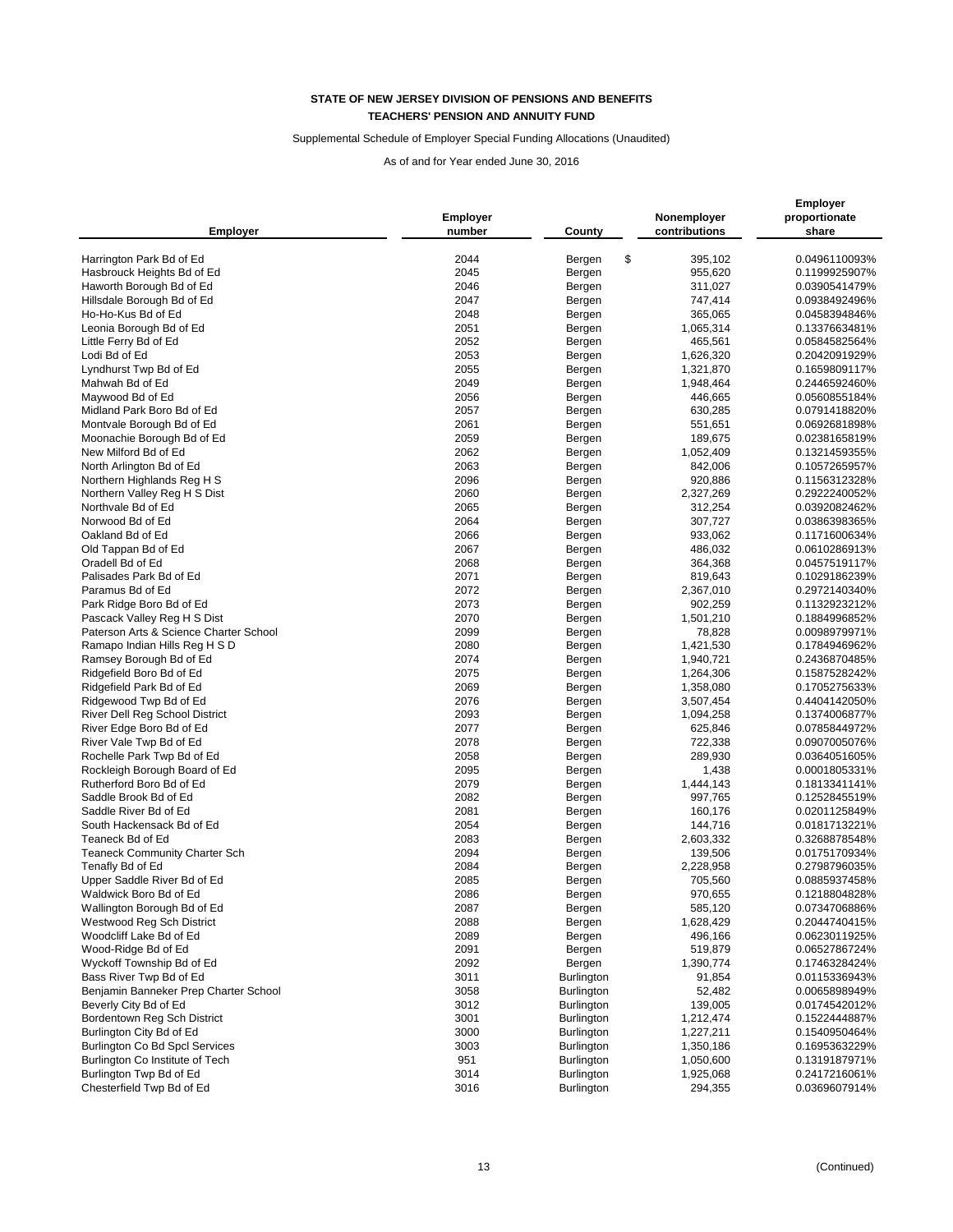**STATE OF NEW JERSEY DIVISION OF PENSIONS AND BENEFITS**

**TEACHERS' PENSION AND ANNUITY FUND**

Supplemental Schedule of Employer Special Funding Allocations (Unaudited)

As of and for Year ended June 30, 2016

| Employer | Employer number | County | Nonemployer contributions | Employer proportionate share |
|---|---|---|---|---|
| Harrington Park Bd of Ed | 2044 | Bergen | $ 395,102 | 0.0496110093% |
| Hasbrouck Heights Bd of Ed | 2045 | Bergen | 955,620 | 0.1199925907% |
| Haworth Borough Bd of Ed | 2046 | Bergen | 311,027 | 0.0390541479% |
| Hillsdale Borough Bd of Ed | 2047 | Bergen | 747,414 | 0.0938492496% |
| Ho-Ho-Kus Bd of Ed | 2048 | Bergen | 365,065 | 0.0458394846% |
| Leonia Borough Bd of Ed | 2051 | Bergen | 1,065,314 | 0.1337663481% |
| Little Ferry Bd of Ed | 2052 | Bergen | 465,561 | 0.0584582564% |
| Lodi Bd of Ed | 2053 | Bergen | 1,626,320 | 0.2042091929% |
| Lyndhurst Twp Bd of Ed | 2055 | Bergen | 1,321,870 | 0.1659809117% |
| Mahwah Bd of Ed | 2049 | Bergen | 1,948,464 | 0.2446592460% |
| Maywood Bd of Ed | 2056 | Bergen | 446,665 | 0.0560855184% |
| Midland Park Boro Bd of Ed | 2057 | Bergen | 630,285 | 0.0791418820% |
| Montvale Borough Bd of Ed | 2061 | Bergen | 551,651 | 0.0692681898% |
| Moonachie Borough Bd of Ed | 2059 | Bergen | 189,675 | 0.0238165819% |
| New Milford Bd of Ed | 2062 | Bergen | 1,052,409 | 0.1321459355% |
| North Arlington Bd of Ed | 2063 | Bergen | 842,006 | 0.1057265957% |
| Northern Highlands Reg H S | 2096 | Bergen | 920,886 | 0.1156312328% |
| Northern Valley Reg H S Dist | 2060 | Bergen | 2,327,269 | 0.2922240052% |
| Northvale Bd of Ed | 2065 | Bergen | 312,254 | 0.0392082462% |
| Norwood Bd of Ed | 2064 | Bergen | 307,727 | 0.0386398365% |
| Oakland Bd of Ed | 2066 | Bergen | 933,062 | 0.1171600634% |
| Old Tappan Bd of Ed | 2067 | Bergen | 486,032 | 0.0610286913% |
| Oradell Bd of Ed | 2068 | Bergen | 364,368 | 0.0457519117% |
| Palisades Park Bd of Ed | 2071 | Bergen | 819,643 | 0.1029186239% |
| Paramus Bd of Ed | 2072 | Bergen | 2,367,010 | 0.2972140340% |
| Park Ridge Boro Bd of Ed | 2073 | Bergen | 902,259 | 0.1132923212% |
| Pascack Valley Reg H S Dist | 2070 | Bergen | 1,501,210 | 0.1884996852% |
| Paterson Arts & Science Charter School | 2099 | Bergen | 78,828 | 0.0098979971% |
| Ramapo Indian Hills Reg H S D | 2080 | Bergen | 1,421,530 | 0.1784946962% |
| Ramsey Borough Bd of Ed | 2074 | Bergen | 1,940,721 | 0.2436870485% |
| Ridgefield Boro Bd of Ed | 2075 | Bergen | 1,264,306 | 0.1587528242% |
| Ridgefield Park Bd of Ed | 2069 | Bergen | 1,358,080 | 0.1705275633% |
| Ridgewood Twp Bd of Ed | 2076 | Bergen | 3,507,454 | 0.4404142050% |
| River Dell Reg School District | 2093 | Bergen | 1,094,258 | 0.1374006877% |
| River Edge Boro Bd of Ed | 2077 | Bergen | 625,846 | 0.0785844972% |
| River Vale Twp Bd of Ed | 2078 | Bergen | 722,338 | 0.0907005076% |
| Rochelle Park Twp Bd of Ed | 2058 | Bergen | 289,930 | 0.0364051605% |
| Rockleigh Borough Board of Ed | 2095 | Bergen | 1,438 | 0.0001805331% |
| Rutherford Boro Bd of Ed | 2079 | Bergen | 1,444,143 | 0.1813341141% |
| Saddle Brook Bd of Ed | 2082 | Bergen | 997,765 | 0.1252845519% |
| Saddle River Bd of Ed | 2081 | Bergen | 160,176 | 0.0201125849% |
| South Hackensack Bd of Ed | 2054 | Bergen | 144,716 | 0.0181713221% |
| Teaneck Bd of Ed | 2083 | Bergen | 2,603,332 | 0.3268878548% |
| Teaneck Community Charter Sch | 2094 | Bergen | 139,506 | 0.0175170934% |
| Tenafly Bd of Ed | 2084 | Bergen | 2,228,958 | 0.2798796035% |
| Upper Saddle River Bd of Ed | 2085 | Bergen | 705,560 | 0.0885937458% |
| Waldwick Boro Bd of Ed | 2086 | Bergen | 970,655 | 0.1218804828% |
| Wallington Borough Bd of Ed | 2087 | Bergen | 585,120 | 0.0734706886% |
| Westwood Reg Sch District | 2088 | Bergen | 1,628,429 | 0.2044740415% |
| Woodcliff Lake Bd of Ed | 2089 | Bergen | 496,166 | 0.0623011925% |
| Wood-Ridge Bd of Ed | 2091 | Bergen | 519,879 | 0.0652786724% |
| Wyckoff Township Bd of Ed | 2092 | Bergen | 1,390,774 | 0.1746328424% |
| Bass River Twp Bd of Ed | 3011 | Burlington | 91,854 | 0.0115336943% |
| Benjamin Banneker Prep Charter School | 3058 | Burlington | 52,482 | 0.0065898949% |
| Beverly City Bd of Ed | 3012 | Burlington | 139,005 | 0.0174542012% |
| Bordentown Reg Sch District | 3001 | Burlington | 1,212,474 | 0.1522444887% |
| Burlington City Bd of Ed | 3000 | Burlington | 1,227,211 | 0.1540950464% |
| Burlington Co Bd Spcl Services | 3003 | Burlington | 1,350,186 | 0.1695363229% |
| Burlington Co Institute of Tech | 951 | Burlington | 1,050,600 | 0.1319187971% |
| Burlington Twp Bd of Ed | 3014 | Burlington | 1,925,068 | 0.2417216061% |
| Chesterfield Twp Bd of Ed | 3016 | Burlington | 294,355 | 0.0369607914% |

(Continued)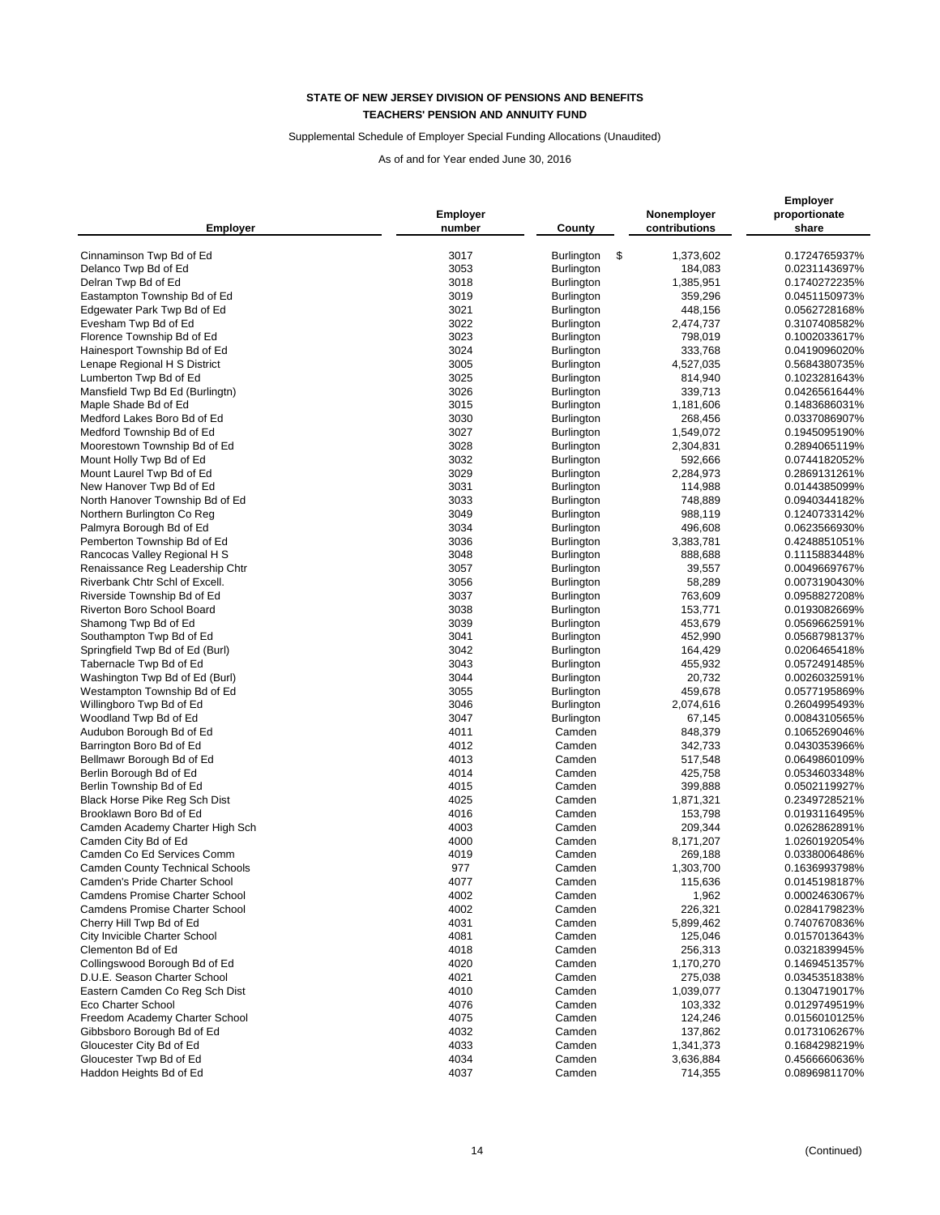**STATE OF NEW JERSEY DIVISION OF PENSIONS AND BENEFITS**

**TEACHERS' PENSION AND ANNUITY FUND**

Supplemental Schedule of Employer Special Funding Allocations (Unaudited)

As of and for Year ended June 30, 2016

| Employer | Employer number | County | Nonemployer contributions | Employer proportionate share |
|---|---|---|---|---|
| Cinnaminson Twp Bd of Ed | 3017 | Burlington | $ 1,373,602 | 0.1724765937% |
| Delanco Twp Bd of Ed | 3053 | Burlington | 184,083 | 0.0231143697% |
| Delran Twp Bd of Ed | 3018 | Burlington | 1,385,951 | 0.1740272235% |
| Eastampton Township Bd of Ed | 3019 | Burlington | 359,296 | 0.0451150973% |
| Edgewater Park Twp Bd of Ed | 3021 | Burlington | 448,156 | 0.0562728168% |
| Evesham Twp Bd of Ed | 3022 | Burlington | 2,474,737 | 0.3107408582% |
| Florence Township Bd of Ed | 3023 | Burlington | 798,019 | 0.1002033617% |
| Hainesport Township Bd of Ed | 3024 | Burlington | 333,768 | 0.0419096020% |
| Lenape Regional H S District | 3005 | Burlington | 4,527,035 | 0.5684380735% |
| Lumberton Twp Bd of Ed | 3025 | Burlington | 814,940 | 0.1023281643% |
| Mansfield Twp Bd Ed (Burlingtn) | 3026 | Burlington | 339,713 | 0.0426561644% |
| Maple Shade Bd of Ed | 3015 | Burlington | 1,181,606 | 0.1483686031% |
| Medford Lakes Boro Bd of Ed | 3030 | Burlington | 268,456 | 0.0337086907% |
| Medford Township Bd of Ed | 3027 | Burlington | 1,549,072 | 0.1945095190% |
| Moorestown Township Bd of Ed | 3028 | Burlington | 2,304,831 | 0.2894065119% |
| Mount Holly Twp Bd of Ed | 3032 | Burlington | 592,666 | 0.0744182052% |
| Mount Laurel Twp Bd of Ed | 3029 | Burlington | 2,284,973 | 0.2869131261% |
| New Hanover Twp Bd of Ed | 3031 | Burlington | 114,988 | 0.0144385099% |
| North Hanover Township Bd of Ed | 3033 | Burlington | 748,889 | 0.0940344182% |
| Northern Burlington Co Reg | 3049 | Burlington | 988,119 | 0.1240733142% |
| Palmyra Borough Bd of Ed | 3034 | Burlington | 496,608 | 0.0623566930% |
| Pemberton Township Bd of Ed | 3036 | Burlington | 3,383,781 | 0.4248851051% |
| Rancocas Valley Regional H S | 3048 | Burlington | 888,688 | 0.1115883448% |
| Renaissance Reg Leadership Chtr | 3057 | Burlington | 39,557 | 0.0049669767% |
| Riverbank Chtr Schl of Excell. | 3056 | Burlington | 58,289 | 0.0073190430% |
| Riverside Township Bd of Ed | 3037 | Burlington | 763,609 | 0.0958827208% |
| Riverton Boro School Board | 3038 | Burlington | 153,771 | 0.0193082669% |
| Shamong Twp Bd of Ed | 3039 | Burlington | 453,679 | 0.0569662591% |
| Southampton Twp Bd of Ed | 3041 | Burlington | 452,990 | 0.0568798137% |
| Springfield Twp Bd of Ed (Burl) | 3042 | Burlington | 164,429 | 0.0206465418% |
| Tabernacle Twp Bd of Ed | 3043 | Burlington | 455,932 | 0.0572491485% |
| Washington Twp Bd of Ed (Burl) | 3044 | Burlington | 20,732 | 0.0026032591% |
| Westampton Township Bd of Ed | 3055 | Burlington | 459,678 | 0.0577195869% |
| Willingboro Twp Bd of Ed | 3046 | Burlington | 2,074,616 | 0.2604995493% |
| Woodland Twp Bd of Ed | 3047 | Burlington | 67,145 | 0.0084310565% |
| Audubon Borough Bd of Ed | 4011 | Camden | 848,379 | 0.1065269046% |
| Barrington Boro Bd of Ed | 4012 | Camden | 342,733 | 0.0430353966% |
| Bellmawr Borough Bd of Ed | 4013 | Camden | 517,548 | 0.0649860109% |
| Berlin Borough Bd of Ed | 4014 | Camden | 425,758 | 0.0534603348% |
| Berlin Township Bd of Ed | 4015 | Camden | 399,888 | 0.0502119927% |
| Black Horse Pike Reg Sch Dist | 4025 | Camden | 1,871,321 | 0.2349728521% |
| Brooklawn Boro Bd of Ed | 4016 | Camden | 153,798 | 0.0193116495% |
| Camden Academy Charter High Sch | 4003 | Camden | 209,344 | 0.0262862891% |
| Camden City Bd of Ed | 4000 | Camden | 8,171,207 | 1.0260192054% |
| Camden Co Ed Services Comm | 4019 | Camden | 269,188 | 0.0338006486% |
| Camden County Technical Schools | 977 | Camden | 1,303,700 | 0.1636993798% |
| Camden's Pride Charter School | 4077 | Camden | 115,636 | 0.0145198187% |
| Camdens Promise Charter School | 4002 | Camden | 1,962 | 0.0002463067% |
| Camdens Promise Charter School | 4002 | Camden | 226,321 | 0.0284179823% |
| Cherry Hill Twp Bd of Ed | 4031 | Camden | 5,899,462 | 0.7407670836% |
| City Invicible Charter School | 4081 | Camden | 125,046 | 0.0157013643% |
| Clementon Bd of Ed | 4018 | Camden | 256,313 | 0.0321839945% |
| Collingswood Borough Bd of Ed | 4020 | Camden | 1,170,270 | 0.1469451357% |
| D.U.E. Season Charter School | 4021 | Camden | 275,038 | 0.0345351838% |
| Eastern Camden Co Reg Sch Dist | 4010 | Camden | 1,039,077 | 0.1304719017% |
| Eco Charter School | 4076 | Camden | 103,332 | 0.0129749519% |
| Freedom Academy Charter School | 4075 | Camden | 124,246 | 0.0156010125% |
| Gibbsboro Borough Bd of Ed | 4032 | Camden | 137,862 | 0.0173106267% |
| Gloucester City Bd of Ed | 4033 | Camden | 1,341,373 | 0.1684298219% |
| Gloucester Twp Bd of Ed | 4034 | Camden | 3,636,884 | 0.4566660636% |
| Haddon Heights Bd of Ed | 4037 | Camden | 714,355 | 0.0896981170% |

(Continued)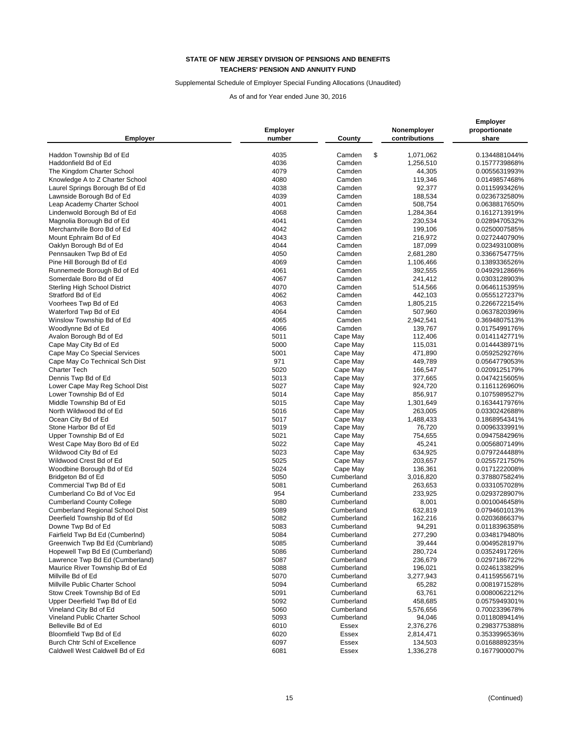**STATE OF NEW JERSEY DIVISION OF PENSIONS AND BENEFITS**
**TEACHERS' PENSION AND ANNUITY FUND**

Supplemental Schedule of Employer Special Funding Allocations (Unaudited)

As of and for Year ended June 30, 2016

| Employer | Employer number | County | Nonemployer contributions | Employer proportionate share |
|---|---|---|---|---|
| Haddon Township Bd of Ed | 4035 | Camden | $ 1,071,062 | 0.1344881044% |
| Haddonfield Bd of Ed | 4036 | Camden | 1,256,510 | 0.1577739868% |
| The Kingdom Charter School | 4079 | Camden | 44,305 | 0.0055631993% |
| Knowledge A to Z Charter School | 4080 | Camden | 119,346 | 0.0149857468% |
| Laurel Springs Borough Bd of Ed | 4038 | Camden | 92,377 | 0.0115993426% |
| Lawnside Borough Bd of Ed | 4039 | Camden | 188,534 | 0.0236732580% |
| Leap Academy Charter School | 4001 | Camden | 508,754 | 0.0638817650% |
| Lindenwold Borough Bd of Ed | 4068 | Camden | 1,284,364 | 0.1612713919% |
| Magnolia Borough Bd of Ed | 4041 | Camden | 230,534 | 0.0289470532% |
| Merchantville Boro Bd of Ed | 4042 | Camden | 199,106 | 0.0250007585% |
| Mount Ephraim Bd of Ed | 4043 | Camden | 216,972 | 0.0272440790% |
| Oaklyn Borough Bd of Ed | 4044 | Camden | 187,099 | 0.0234931008% |
| Pennsauken Twp Bd of Ed | 4050 | Camden | 2,681,280 | 0.3366754775% |
| Pine Hill Borough Bd of Ed | 4069 | Camden | 1,106,466 | 0.1389336526% |
| Runnemede Borough Bd of Ed | 4061 | Camden | 392,555 | 0.0492912866% |
| Somerdale Boro Bd of Ed | 4067 | Camden | 241,412 | 0.0303128903% |
| Sterling High School District | 4070 | Camden | 514,566 | 0.0646115395% |
| Stratford Bd of Ed | 4062 | Camden | 442,103 | 0.0555127237% |
| Voorhees Twp Bd of Ed | 4063 | Camden | 1,805,215 | 0.2266722154% |
| Waterford Twp Bd of Ed | 4064 | Camden | 507,960 | 0.0637820396% |
| Winslow Township Bd of Ed | 4065 | Camden | 2,942,541 | 0.3694807513% |
| Woodlynne Bd of Ed | 4066 | Camden | 139,767 | 0.0175499176% |
| Avalon Borough Bd of Ed | 5011 | Cape May | 112,406 | 0.0141142771% |
| Cape May City Bd of Ed | 5000 | Cape May | 115,031 | 0.0144438971% |
| Cape May Co Special Services | 5001 | Cape May | 471,890 | 0.0592529276% |
| Cape May Co Technical Sch Dist | 971 | Cape May | 449,789 | 0.0564779053% |
| Charter Tech | 5020 | Cape May | 166,547 | 0.0209125179% |
| Dennis Twp Bd of Ed | 5013 | Cape May | 377,665 | 0.0474215605% |
| Lower Cape May Reg School Dist | 5027 | Cape May | 924,720 | 0.1161126960% |
| Lower Township Bd of Ed | 5014 | Cape May | 856,917 | 0.1075989527% |
| Middle Township Bd of Ed | 5015 | Cape May | 1,301,649 | 0.1634417976% |
| North Wildwood Bd of Ed | 5016 | Cape May | 263,005 | 0.0330242688% |
| Ocean City Bd of Ed | 5017 | Cape May | 1,488,433 | 0.1868954341% |
| Stone Harbor Bd of Ed | 5019 | Cape May | 76,720 | 0.0096333991% |
| Upper Township Bd of Ed | 5021 | Cape May | 754,655 | 0.0947584296% |
| West Cape May Boro Bd of Ed | 5022 | Cape May | 45,241 | 0.0056807149% |
| Wildwood City Bd of Ed | 5023 | Cape May | 634,925 | 0.0797244488% |
| Wildwood Crest Bd of Ed | 5025 | Cape May | 203,657 | 0.0255721750% |
| Woodbine Borough Bd of Ed | 5024 | Cape May | 136,361 | 0.0171222008% |
| Bridgeton Bd of Ed | 5050 | Cumberland | 3,016,820 | 0.3788075824% |
| Commercial Twp Bd of Ed | 5081 | Cumberland | 263,653 | 0.0331057028% |
| Cumberland Co Bd of Voc Ed | 954 | Cumberland | 233,925 | 0.0293728907% |
| Cumberland County College | 5080 | Cumberland | 8,001 | 0.0010046458% |
| Cumberland Regional School Dist | 5089 | Cumberland | 632,819 | 0.0794601013% |
| Deerfield Township Bd of Ed | 5082 | Cumberland | 162,216 | 0.0203686637% |
| Downe Twp Bd of Ed | 5083 | Cumberland | 94,291 | 0.0118396358% |
| Fairfield Twp Bd Ed (Cumberlnd) | 5084 | Cumberland | 277,290 | 0.0348179480% |
| Greenwich Twp Bd Ed (Cumbrland) | 5085 | Cumberland | 39,444 | 0.0049528197% |
| Hopewell Twp Bd Ed (Cumberland) | 5086 | Cumberland | 280,724 | 0.0352491726% |
| Lawrence Twp Bd Ed (Cumberland) | 5087 | Cumberland | 236,679 | 0.0297186722% |
| Maurice River Township Bd of Ed | 5088 | Cumberland | 196,021 | 0.0246133829% |
| Millville Bd of Ed | 5070 | Cumberland | 3,277,943 | 0.4115955671% |
| Millville Public Charter School | 5094 | Cumberland | 65,282 | 0.0081971528% |
| Stow Creek Township Bd of Ed | 5091 | Cumberland | 63,761 | 0.0080062212% |
| Upper Deerfield Twp Bd of Ed | 5092 | Cumberland | 458,685 | 0.0575949301% |
| Vineland City Bd of Ed | 5060 | Cumberland | 5,576,656 | 0.7002339678% |
| Vineland Public Charter School | 5093 | Cumberland | 94,046 | 0.0118089414% |
| Belleville Bd of Ed | 6010 | Essex | 2,376,276 | 0.2983775388% |
| Bloomfield Twp Bd of Ed | 6020 | Essex | 2,814,471 | 0.3533996536% |
| Burch Chtr Schl of Excellence | 6097 | Essex | 134,503 | 0.0168889235% |
| Caldwell West Caldwell Bd of Ed | 6081 | Essex | 1,336,278 | 0.1677900007% |

(Continued)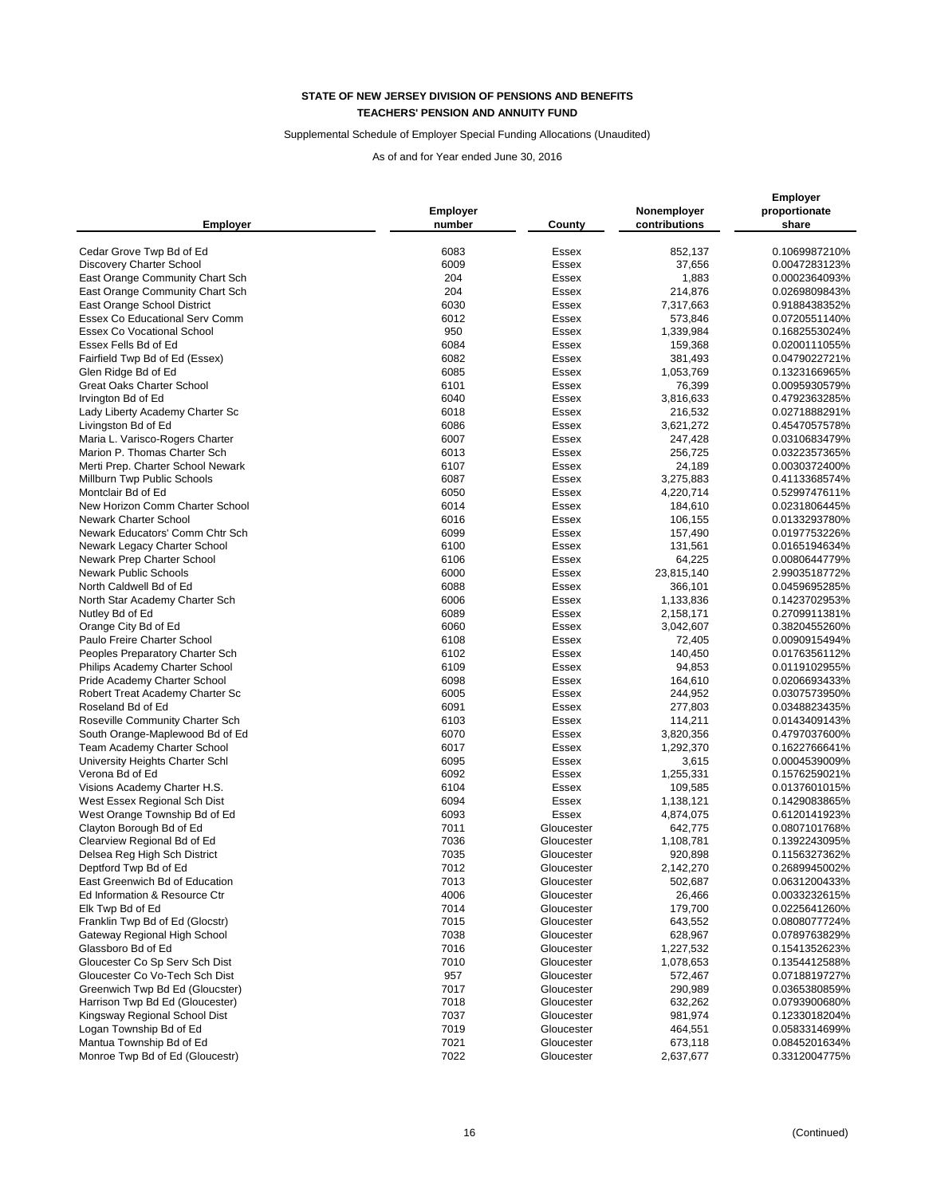**STATE OF NEW JERSEY DIVISION OF PENSIONS AND BENEFITS**
**TEACHERS' PENSION AND ANNUITY FUND**

Supplemental Schedule of Employer Special Funding Allocations (Unaudited)

As of and for Year ended June 30, 2016

| Employer | Employer number | County | Nonemployer contributions | Employer proportionate share |
|---|---|---|---|---|
| Cedar Grove Twp Bd of Ed | 6083 | Essex | 852,137 | 0.1069987210% |
| Discovery Charter School | 6009 | Essex | 37,656 | 0.0047283123% |
| East Orange Community Chart Sch | 204 | Essex | 1,883 | 0.0002364093% |
| East Orange Community Chart Sch | 204 | Essex | 214,876 | 0.0269809843% |
| East Orange School District | 6030 | Essex | 7,317,663 | 0.9188438352% |
| Essex Co Educational Serv Comm | 6012 | Essex | 573,846 | 0.0720551140% |
| Essex Co Vocational School | 950 | Essex | 1,339,984 | 0.1682553024% |
| Essex Fells Bd of Ed | 6084 | Essex | 159,368 | 0.0200111055% |
| Fairfield Twp Bd of Ed (Essex) | 6082 | Essex | 381,493 | 0.0479022721% |
| Glen Ridge Bd of Ed | 6085 | Essex | 1,053,769 | 0.1323166965% |
| Great Oaks Charter School | 6101 | Essex | 76,399 | 0.0095930579% |
| Irvington Bd of Ed | 6040 | Essex | 3,816,633 | 0.4792363285% |
| Lady Liberty Academy Charter Sc | 6018 | Essex | 216,532 | 0.0271888291% |
| Livingston Bd of Ed | 6086 | Essex | 3,621,272 | 0.4547057578% |
| Maria L. Varisco-Rogers Charter | 6007 | Essex | 247,428 | 0.0310683479% |
| Marion P. Thomas Charter Sch | 6013 | Essex | 256,725 | 0.0322357365% |
| Merti Prep. Charter School Newark | 6107 | Essex | 24,189 | 0.0030372400% |
| Millburn Twp Public Schools | 6087 | Essex | 3,275,883 | 0.4113368574% |
| Montclair Bd of Ed | 6050 | Essex | 4,220,714 | 0.5299747611% |
| New Horizon Comm Charter School | 6014 | Essex | 184,610 | 0.0231806445% |
| Newark Charter School | 6016 | Essex | 106,155 | 0.0133293780% |
| Newark Educators' Comm Chtr Sch | 6099 | Essex | 157,490 | 0.0197753226% |
| Newark Legacy Charter School | 6100 | Essex | 131,561 | 0.0165194634% |
| Newark Prep Charter School | 6106 | Essex | 64,225 | 0.0080644779% |
| Newark Public Schools | 6000 | Essex | 23,815,140 | 2.9903518772% |
| North Caldwell Bd of Ed | 6088 | Essex | 366,101 | 0.0459695285% |
| North Star Academy Charter Sch | 6006 | Essex | 1,133,836 | 0.1423702953% |
| Nutley Bd of Ed | 6089 | Essex | 2,158,171 | 0.2709911381% |
| Orange City Bd of Ed | 6060 | Essex | 3,042,607 | 0.3820455260% |
| Paulo Freire Charter School | 6108 | Essex | 72,405 | 0.0090915494% |
| Peoples Preparatory Charter Sch | 6102 | Essex | 140,450 | 0.0176356112% |
| Philips Academy Charter School | 6109 | Essex | 94,853 | 0.0119102955% |
| Pride Academy Charter School | 6098 | Essex | 164,610 | 0.0206693433% |
| Robert Treat Academy Charter Sc | 6005 | Essex | 244,952 | 0.0307573950% |
| Roseland Bd of Ed | 6091 | Essex | 277,803 | 0.0348823435% |
| Roseville Community Charter Sch | 6103 | Essex | 114,211 | 0.0143409143% |
| South Orange-Maplewood Bd of Ed | 6070 | Essex | 3,820,356 | 0.4797037600% |
| Team Academy Charter School | 6017 | Essex | 1,292,370 | 0.1622766641% |
| University Heights Charter Schl | 6095 | Essex | 3,615 | 0.0004539009% |
| Verona Bd of Ed | 6092 | Essex | 1,255,331 | 0.1576259021% |
| Visions Academy Charter H.S. | 6104 | Essex | 109,585 | 0.0137601015% |
| West Essex Regional Sch Dist | 6094 | Essex | 1,138,121 | 0.1429083865% |
| West Orange Township Bd of Ed | 6093 | Essex | 4,874,075 | 0.6120141923% |
| Clayton Borough Bd of Ed | 7011 | Gloucester | 642,775 | 0.0807101768% |
| Clearview Regional Bd of Ed | 7036 | Gloucester | 1,108,781 | 0.1392243095% |
| Delsea Reg High Sch District | 7035 | Gloucester | 920,898 | 0.1156327362% |
| Deptford Twp Bd of Ed | 7012 | Gloucester | 2,142,270 | 0.2689945002% |
| East Greenwich Bd of Education | 7013 | Gloucester | 502,687 | 0.0631200433% |
| Ed Information & Resource Ctr | 4006 | Gloucester | 26,466 | 0.0033232615% |
| Elk Twp Bd of Ed | 7014 | Gloucester | 179,700 | 0.0225641260% |
| Franklin Twp Bd of Ed (Glocstr) | 7015 | Gloucester | 643,552 | 0.0808077724% |
| Gateway Regional High School | 7038 | Gloucester | 628,967 | 0.0789763829% |
| Glassboro Bd of Ed | 7016 | Gloucester | 1,227,532 | 0.1541352623% |
| Gloucester Co Sp Serv Sch Dist | 7010 | Gloucester | 1,078,653 | 0.1354412588% |
| Gloucester Co Vo-Tech Sch Dist | 957 | Gloucester | 572,467 | 0.0718819727% |
| Greenwich Twp Bd Ed (Gloucster) | 7017 | Gloucester | 290,989 | 0.0365380859% |
| Harrison Twp Bd Ed (Gloucester) | 7018 | Gloucester | 632,262 | 0.0793900680% |
| Kingsway Regional School Dist | 7037 | Gloucester | 981,974 | 0.1233018204% |
| Logan Township Bd of Ed | 7019 | Gloucester | 464,551 | 0.0583314699% |
| Mantua Township Bd of Ed | 7021 | Gloucester | 673,118 | 0.0845201634% |
| Monroe Twp Bd of Ed (Gloucestr) | 7022 | Gloucester | 2,637,677 | 0.3312004775% |

(Continued)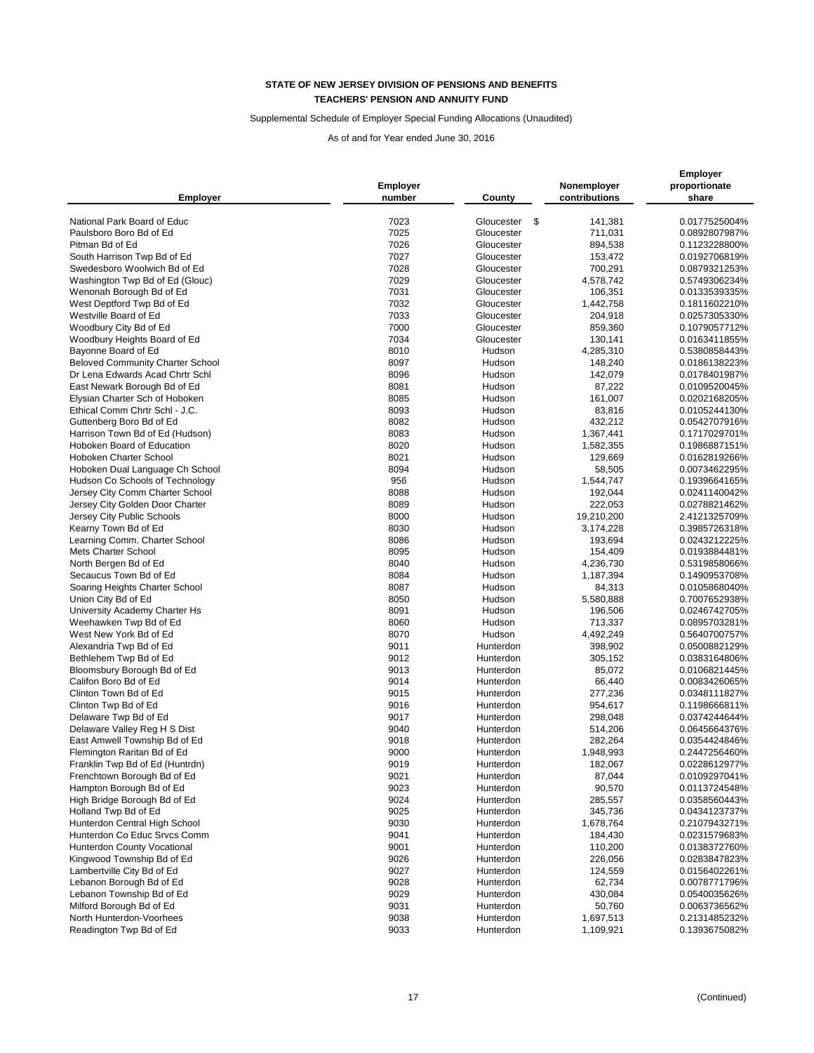**STATE OF NEW JERSEY DIVISION OF PENSIONS AND BENEFITS**
**TEACHERS' PENSION AND ANNUITY FUND**

Supplemental Schedule of Employer Special Funding Allocations (Unaudited)

As of and for Year ended June 30, 2016

| Employer | Employer number | County | Nonemployer contributions | Employer proportionate share |
|---|---|---|---|---|
| National Park Board of Educ | 7023 | Gloucester | $ 141,381 | 0.0177525004% |
| Paulsboro Boro Bd of Ed | 7025 | Gloucester | 711,031 | 0.0892807987% |
| Pitman Bd of Ed | 7026 | Gloucester | 894,538 | 0.1123228800% |
| South Harrison Twp Bd of Ed | 7027 | Gloucester | 153,472 | 0.0192706819% |
| Swedesboro Woolwich Bd of Ed | 7028 | Gloucester | 700,291 | 0.0879321253% |
| Washington Twp Bd of Ed (Glouc) | 7029 | Gloucester | 4,578,742 | 0.5749306234% |
| Wenonah Borough Bd of Ed | 7031 | Gloucester | 106,351 | 0.0133539335% |
| West Deptford Twp Bd of Ed | 7032 | Gloucester | 1,442,758 | 0.1811602210% |
| Westville Board of Ed | 7033 | Gloucester | 204,918 | 0.0257305330% |
| Woodbury City Bd of Ed | 7000 | Gloucester | 859,360 | 0.1079057712% |
| Woodbury Heights Board of Ed | 7034 | Gloucester | 130,141 | 0.0163411855% |
| Bayonne Board of Ed | 8010 | Hudson | 4,285,310 | 0.5380858443% |
| Beloved Community Charter School | 8097 | Hudson | 148,240 | 0.0186138223% |
| Dr Lena Edwards Acad Chrtr Schl | 8096 | Hudson | 142,079 | 0.0178401987% |
| East Newark Borough Bd of Ed | 8081 | Hudson | 87,222 | 0.0109520045% |
| Elysian Charter Sch of Hoboken | 8085 | Hudson | 161,007 | 0.0202168205% |
| Ethical Comm Chrtr Schl - J.C. | 8093 | Hudson | 83,816 | 0.0105244130% |
| Guttenberg Boro Bd of Ed | 8082 | Hudson | 432,212 | 0.0542707916% |
| Harrison Town Bd of Ed (Hudson) | 8083 | Hudson | 1,367,441 | 0.1717029701% |
| Hoboken Board of Education | 8020 | Hudson | 1,582,355 | 0.1986887151% |
| Hoboken Charter School | 8021 | Hudson | 129,669 | 0.0162819266% |
| Hoboken Dual Language Ch School | 8094 | Hudson | 58,505 | 0.0073462295% |
| Hudson Co Schools of Technology | 956 | Hudson | 1,544,747 | 0.1939664165% |
| Jersey City Comm Charter School | 8088 | Hudson | 192,044 | 0.0241140042% |
| Jersey City Golden Door Charter | 8089 | Hudson | 222,053 | 0.0278821462% |
| Jersey City Public Schools | 8000 | Hudson | 19,210,200 | 2.4121325709% |
| Kearny Town Bd of Ed | 8030 | Hudson | 3,174,228 | 0.3985726318% |
| Learning Comm. Charter School | 8086 | Hudson | 193,694 | 0.0243212225% |
| Mets Charter School | 8095 | Hudson | 154,409 | 0.0193884481% |
| North Bergen Bd of Ed | 8040 | Hudson | 4,236,730 | 0.5319858066% |
| Secaucus Town Bd of Ed | 8084 | Hudson | 1,187,394 | 0.1490953708% |
| Soaring Heights Charter School | 8087 | Hudson | 84,313 | 0.0105868040% |
| Union City Bd of Ed | 8050 | Hudson | 5,580,888 | 0.7007652938% |
| University Academy Charter Hs | 8091 | Hudson | 196,506 | 0.0246742705% |
| Weehawken Twp Bd of Ed | 8060 | Hudson | 713,337 | 0.0895703281% |
| West New York Bd of Ed | 8070 | Hudson | 4,492,249 | 0.5640700757% |
| Alexandria Twp Bd of Ed | 9011 | Hunterdon | 398,902 | 0.0500882129% |
| Bethlehem Twp Bd of Ed | 9012 | Hunterdon | 305,152 | 0.0383164806% |
| Bloomsbury Borough Bd of Ed | 9013 | Hunterdon | 85,072 | 0.0106821445% |
| Califon Boro Bd of Ed | 9014 | Hunterdon | 66,440 | 0.0083426065% |
| Clinton Town Bd of Ed | 9015 | Hunterdon | 277,236 | 0.0348111827% |
| Clinton Twp Bd of Ed | 9016 | Hunterdon | 954,617 | 0.1198666811% |
| Delaware Twp Bd of Ed | 9017 | Hunterdon | 298,048 | 0.0374244644% |
| Delaware Valley Reg H S Dist | 9040 | Hunterdon | 514,206 | 0.0645664376% |
| East Amwell Township Bd of Ed | 9018 | Hunterdon | 282,264 | 0.0354424846% |
| Flemington Raritan Bd of Ed | 9000 | Hunterdon | 1,948,993 | 0.2447256460% |
| Franklin Twp Bd of Ed (Huntrdn) | 9019 | Hunterdon | 182,067 | 0.0228612977% |
| Frenchtown Borough Bd of Ed | 9021 | Hunterdon | 87,044 | 0.0109297041% |
| Hampton Borough Bd of Ed | 9023 | Hunterdon | 90,570 | 0.0113724548% |
| High Bridge Borough Bd of Ed | 9024 | Hunterdon | 285,557 | 0.0358560443% |
| Holland Twp Bd of Ed | 9025 | Hunterdon | 345,736 | 0.0434123737% |
| Hunterdon Central High School | 9030 | Hunterdon | 1,678,764 | 0.2107943271% |
| Hunterdon Co Educ Srvcs Comm | 9041 | Hunterdon | 184,430 | 0.0231579683% |
| Hunterdon County Vocational | 9001 | Hunterdon | 110,200 | 0.0138372760% |
| Kingwood Township Bd of Ed | 9026 | Hunterdon | 226,056 | 0.0283847823% |
| Lambertville City Bd of Ed | 9027 | Hunterdon | 124,559 | 0.0156402261% |
| Lebanon Borough Bd of Ed | 9028 | Hunterdon | 62,734 | 0.0078771796% |
| Lebanon Township Bd of Ed | 9029 | Hunterdon | 430,084 | 0.0540035626% |
| Milford Borough Bd of Ed | 9031 | Hunterdon | 50,760 | 0.0063736562% |
| North Hunterdon-Voorhees | 9038 | Hunterdon | 1,697,513 | 0.2131485232% |
| Readington Twp Bd of Ed | 9033 | Hunterdon | 1,109,921 | 0.1393675082% |

(Continued)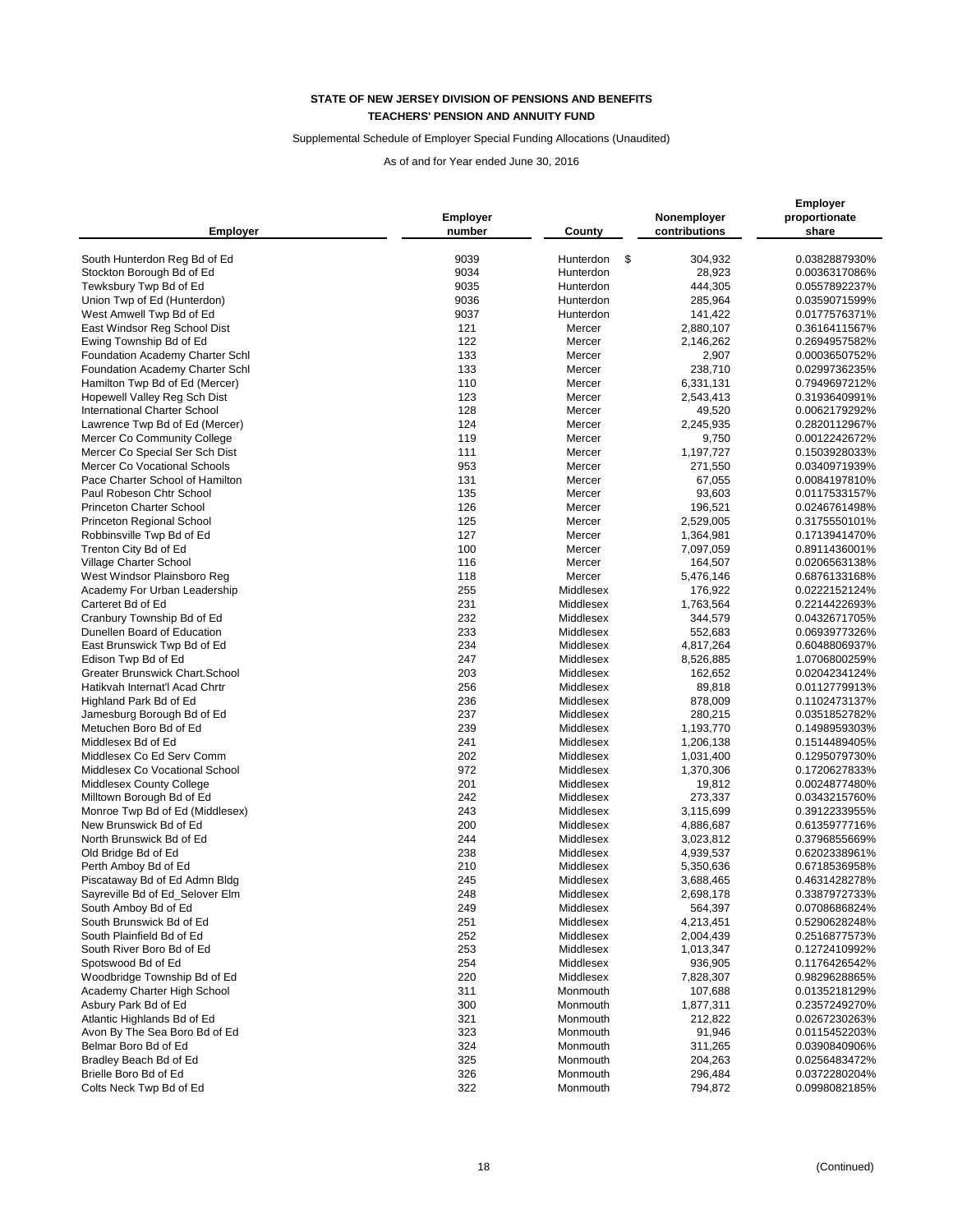**STATE OF NEW JERSEY DIVISION OF PENSIONS AND BENEFITS**
**TEACHERS' PENSION AND ANNUITY FUND**

Supplemental Schedule of Employer Special Funding Allocations (Unaudited)

As of and for Year ended June 30, 2016

| Employer | Employer number | County | Nonemployer contributions | Employer proportionate share |
|---|---|---|---|---|
| South Hunterdon Reg Bd of Ed | 9039 | Hunterdon | $ 304,932 | 0.0382887930% |
| Stockton Borough Bd of Ed | 9034 | Hunterdon | 28,923 | 0.0036317086% |
| Tewksbury Twp Bd of Ed | 9035 | Hunterdon | 444,305 | 0.0557892237% |
| Union Twp of Ed (Hunterdon) | 9036 | Hunterdon | 285,964 | 0.0359071599% |
| West Amwell Twp Bd of Ed | 9037 | Hunterdon | 141,422 | 0.0177576371% |
| East Windsor Reg School Dist | 121 | Mercer | 2,880,107 | 0.3616411567% |
| Ewing Township Bd of Ed | 122 | Mercer | 2,146,262 | 0.2694957582% |
| Foundation Academy Charter Schl | 133 | Mercer | 2,907 | 0.0003650752% |
| Foundation Academy Charter Schl | 133 | Mercer | 238,710 | 0.0299736235% |
| Hamilton Twp Bd of Ed (Mercer) | 110 | Mercer | 6,331,131 | 0.7949697212% |
| Hopewell Valley Reg Sch Dist | 123 | Mercer | 2,543,413 | 0.3193640991% |
| International Charter School | 128 | Mercer | 49,520 | 0.0062179292% |
| Lawrence Twp Bd of Ed (Mercer) | 124 | Mercer | 2,245,935 | 0.2820112967% |
| Mercer Co Community College | 119 | Mercer | 9,750 | 0.0012242672% |
| Mercer Co Special Ser Sch Dist | 111 | Mercer | 1,197,727 | 0.1503928033% |
| Mercer Co Vocational Schools | 953 | Mercer | 271,550 | 0.0340971939% |
| Pace Charter School of Hamilton | 131 | Mercer | 67,055 | 0.0084197810% |
| Paul Robeson Chtr School | 135 | Mercer | 93,603 | 0.0117533157% |
| Princeton Charter School | 126 | Mercer | 196,521 | 0.0246761498% |
| Princeton Regional School | 125 | Mercer | 2,529,005 | 0.3175550101% |
| Robbinsville Twp Bd of Ed | 127 | Mercer | 1,364,981 | 0.1713941470% |
| Trenton City Bd of Ed | 100 | Mercer | 7,097,059 | 0.8911436001% |
| Village Charter School | 116 | Mercer | 164,507 | 0.0206563138% |
| West Windsor Plainsboro Reg | 118 | Mercer | 5,476,146 | 0.6876133168% |
| Academy For Urban Leadership | 255 | Middlesex | 176,922 | 0.0222152124% |
| Carteret Bd of Ed | 231 | Middlesex | 1,763,564 | 0.2214422693% |
| Cranbury Township Bd of Ed | 232 | Middlesex | 344,579 | 0.0432671705% |
| Dunellen Board of Education | 233 | Middlesex | 552,683 | 0.0693977326% |
| East Brunswick Twp Bd of Ed | 234 | Middlesex | 4,817,264 | 0.6048806937% |
| Edison Twp Bd of Ed | 247 | Middlesex | 8,526,885 | 1.0706800259% |
| Greater Brunswick Chart.School | 203 | Middlesex | 162,652 | 0.0204234124% |
| Hatikvah Internat'l Acad Chrtr | 256 | Middlesex | 89,818 | 0.0112779913% |
| Highland Park Bd of Ed | 236 | Middlesex | 878,009 | 0.1102473137% |
| Jamesburg Borough Bd of Ed | 237 | Middlesex | 280,215 | 0.0351852782% |
| Metuchen Boro Bd of Ed | 239 | Middlesex | 1,193,770 | 0.1498959303% |
| Middlesex Bd of Ed | 241 | Middlesex | 1,206,138 | 0.1514489405% |
| Middlesex Co Ed Serv Comm | 202 | Middlesex | 1,031,400 | 0.1295079730% |
| Middlesex Co Vocational School | 972 | Middlesex | 1,370,306 | 0.1720627833% |
| Middlesex County College | 201 | Middlesex | 19,812 | 0.0024877480% |
| Milltown Borough Bd of Ed | 242 | Middlesex | 273,337 | 0.0343215760% |
| Monroe Twp Bd of Ed (Middlesex) | 243 | Middlesex | 3,115,699 | 0.3912233955% |
| New Brunswick Bd of Ed | 200 | Middlesex | 4,886,687 | 0.6135977716% |
| North Brunswick Bd of Ed | 244 | Middlesex | 3,023,812 | 0.3796855669% |
| Old Bridge Bd of Ed | 238 | Middlesex | 4,939,537 | 0.6202338961% |
| Perth Amboy Bd of Ed | 210 | Middlesex | 5,350,636 | 0.6718536958% |
| Piscataway Bd of Ed Admn Bldg | 245 | Middlesex | 3,688,465 | 0.4631428278% |
| Sayreville Bd of Ed_Selover Elm | 248 | Middlesex | 2,698,178 | 0.3387972733% |
| South Amboy Bd of Ed | 249 | Middlesex | 564,397 | 0.0708686824% |
| South Brunswick Bd of Ed | 251 | Middlesex | 4,213,451 | 0.5290628248% |
| South Plainfield Bd of Ed | 252 | Middlesex | 2,004,439 | 0.2516877573% |
| South River Boro Bd of Ed | 253 | Middlesex | 1,013,347 | 0.1272410992% |
| Spotswood Bd of Ed | 254 | Middlesex | 936,905 | 0.1176426542% |
| Woodbridge Township Bd of Ed | 220 | Middlesex | 7,828,307 | 0.9829628865% |
| Academy Charter High School | 311 | Monmouth | 107,688 | 0.0135218129% |
| Asbury Park Bd of Ed | 300 | Monmouth | 1,877,311 | 0.2357249270% |
| Atlantic Highlands Bd of Ed | 321 | Monmouth | 212,822 | 0.0267230263% |
| Avon By The Sea Boro Bd of Ed | 323 | Monmouth | 91,946 | 0.0115452203% |
| Belmar Boro Bd of Ed | 324 | Monmouth | 311,265 | 0.0390840906% |
| Bradley Beach Bd of Ed | 325 | Monmouth | 204,263 | 0.0256483472% |
| Brielle Boro Bd of Ed | 326 | Monmouth | 296,484 | 0.0372280204% |
| Colts Neck Twp Bd of Ed | 322 | Monmouth | 794,872 | 0.0998082185% |

(Continued)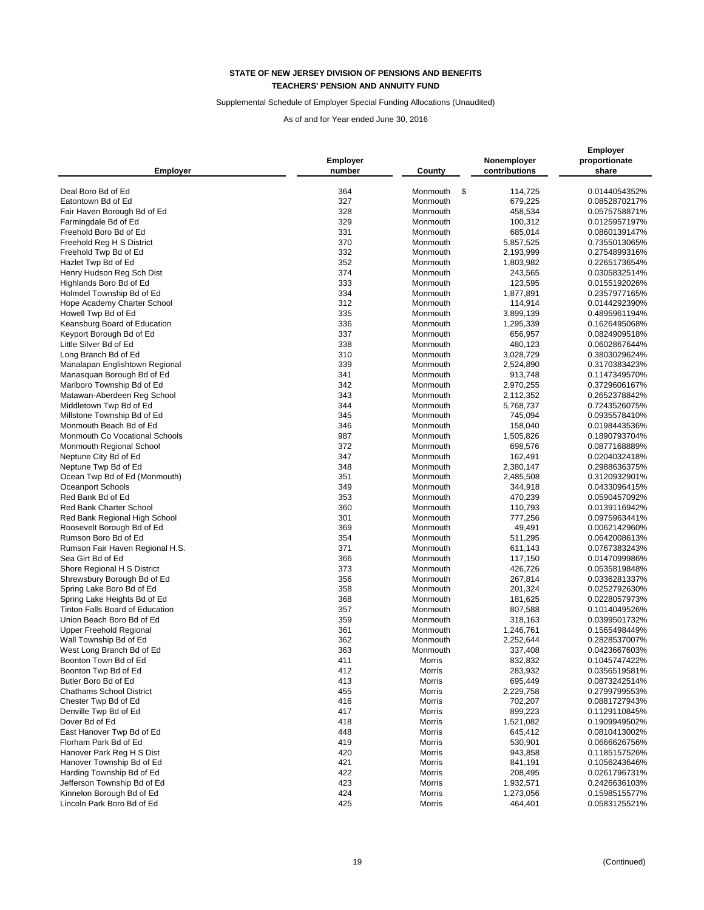**STATE OF NEW JERSEY DIVISION OF PENSIONS AND BENEFITS**
**TEACHERS' PENSION AND ANNUITY FUND**

Supplemental Schedule of Employer Special Funding Allocations (Unaudited)

As of and for Year ended June 30, 2016

| Employer | Employer number | County | Nonemployer contributions | Employer proportionate share |
|---|---|---|---|---|
| Deal Boro Bd of Ed | 364 | Monmouth | $ 114,725 | 0.0144054352% |
| Eatontown Bd of Ed | 327 | Monmouth | 679,225 | 0.0852870217% |
| Fair Haven Borough Bd of Ed | 328 | Monmouth | 458,534 | 0.0575758871% |
| Farmingdale Bd of Ed | 329 | Monmouth | 100,312 | 0.0125957197% |
| Freehold Boro Bd of Ed | 331 | Monmouth | 685,014 | 0.0860139147% |
| Freehold Reg H S District | 370 | Monmouth | 5,857,525 | 0.7355013065% |
| Freehold Twp Bd of Ed | 332 | Monmouth | 2,193,999 | 0.2754899316% |
| Hazlet Twp Bd of Ed | 352 | Monmouth | 1,803,982 | 0.2265173654% |
| Henry Hudson Reg Sch Dist | 374 | Monmouth | 243,565 | 0.0305832514% |
| Highlands Boro Bd of Ed | 333 | Monmouth | 123,595 | 0.0155192026% |
| Holmdel Township Bd of Ed | 334 | Monmouth | 1,877,891 | 0.2357977165% |
| Hope Academy Charter School | 312 | Monmouth | 114,914 | 0.0144292390% |
| Howell Twp Bd of Ed | 335 | Monmouth | 3,899,139 | 0.4895961194% |
| Keansburg Board of Education | 336 | Monmouth | 1,295,339 | 0.1626495068% |
| Keyport Borough Bd of Ed | 337 | Monmouth | 656,957 | 0.0824909518% |
| Little Silver Bd of Ed | 338 | Monmouth | 480,123 | 0.0602867644% |
| Long Branch Bd of Ed | 310 | Monmouth | 3,028,729 | 0.3803029624% |
| Manalapan Englishtown Regional | 339 | Monmouth | 2,524,890 | 0.3170383423% |
| Manasquan Borough Bd of Ed | 341 | Monmouth | 913,748 | 0.1147349570% |
| Marlboro Township Bd of Ed | 342 | Monmouth | 2,970,255 | 0.3729606167% |
| Matawan-Aberdeen Reg School | 343 | Monmouth | 2,112,352 | 0.2652378842% |
| Middletown Twp Bd of Ed | 344 | Monmouth | 5,768,737 | 0.7243526075% |
| Millstone Township Bd of Ed | 345 | Monmouth | 745,094 | 0.0935578410% |
| Monmouth Beach Bd of Ed | 346 | Monmouth | 158,040 | 0.0198443536% |
| Monmouth Co Vocational Schools | 987 | Monmouth | 1,505,826 | 0.1890793704% |
| Monmouth Regional School | 372 | Monmouth | 698,576 | 0.0877168889% |
| Neptune City Bd of Ed | 347 | Monmouth | 162,491 | 0.0204032418% |
| Neptune Twp Bd of Ed | 348 | Monmouth | 2,380,147 | 0.2988636375% |
| Ocean Twp Bd of Ed (Monmouth) | 351 | Monmouth | 2,485,508 | 0.3120932901% |
| Oceanport Schools | 349 | Monmouth | 344,918 | 0.0433096415% |
| Red Bank Bd of Ed | 353 | Monmouth | 470,239 | 0.0590457092% |
| Red Bank Charter School | 360 | Monmouth | 110,793 | 0.0139116942% |
| Red Bank Regional High School | 301 | Monmouth | 777,256 | 0.0975963441% |
| Roosevelt Borough Bd of Ed | 369 | Monmouth | 49,491 | 0.0062142960% |
| Rumson Boro Bd of Ed | 354 | Monmouth | 511,295 | 0.0642008613% |
| Rumson Fair Haven Regional H.S. | 371 | Monmouth | 611,143 | 0.0767383243% |
| Sea Girt Bd of Ed | 366 | Monmouth | 117,150 | 0.0147099986% |
| Shore Regional H S District | 373 | Monmouth | 426,726 | 0.0535819848% |
| Shrewsbury Borough Bd of Ed | 356 | Monmouth | 267,814 | 0.0336281337% |
| Spring Lake Boro Bd of Ed | 358 | Monmouth | 201,324 | 0.0252792630% |
| Spring Lake Heights Bd of Ed | 368 | Monmouth | 181,625 | 0.0228057973% |
| Tinton Falls Board of Education | 357 | Monmouth | 807,588 | 0.1014049526% |
| Union Beach Boro Bd of Ed | 359 | Monmouth | 318,163 | 0.0399501732% |
| Upper Freehold Regional | 361 | Monmouth | 1,246,761 | 0.1565498449% |
| Wall Township Bd of Ed | 362 | Monmouth | 2,252,644 | 0.2828537007% |
| West Long Branch Bd of Ed | 363 | Monmouth | 337,408 | 0.0423667603% |
| Boonton Town Bd of Ed | 411 | Morris | 832,832 | 0.1045747422% |
| Boonton Twp Bd of Ed | 412 | Morris | 283,932 | 0.0356519581% |
| Butler Boro Bd of Ed | 413 | Morris | 695,449 | 0.0873242514% |
| Chathams School District | 455 | Morris | 2,229,758 | 0.2799799553% |
| Chester Twp Bd of Ed | 416 | Morris | 702,207 | 0.0881727943% |
| Denville Twp Bd of Ed | 417 | Morris | 899,223 | 0.1129110845% |
| Dover Bd of Ed | 418 | Morris | 1,521,082 | 0.1909949502% |
| East Hanover Twp Bd of Ed | 448 | Morris | 645,412 | 0.0810413002% |
| Florham Park Bd of Ed | 419 | Morris | 530,901 | 0.0666626756% |
| Hanover Park Reg H S Dist | 420 | Morris | 943,858 | 0.1185157526% |
| Hanover Township Bd of Ed | 421 | Morris | 841,191 | 0.1056243646% |
| Harding Township Bd of Ed | 422 | Morris | 208,495 | 0.0261796731% |
| Jefferson Township Bd of Ed | 423 | Morris | 1,932,571 | 0.2426636103% |
| Kinnelon Borough Bd of Ed | 424 | Morris | 1,273,056 | 0.1598515577% |
| Lincoln Park Boro Bd of Ed | 425 | Morris | 464,401 | 0.0583125521% |

(Continued)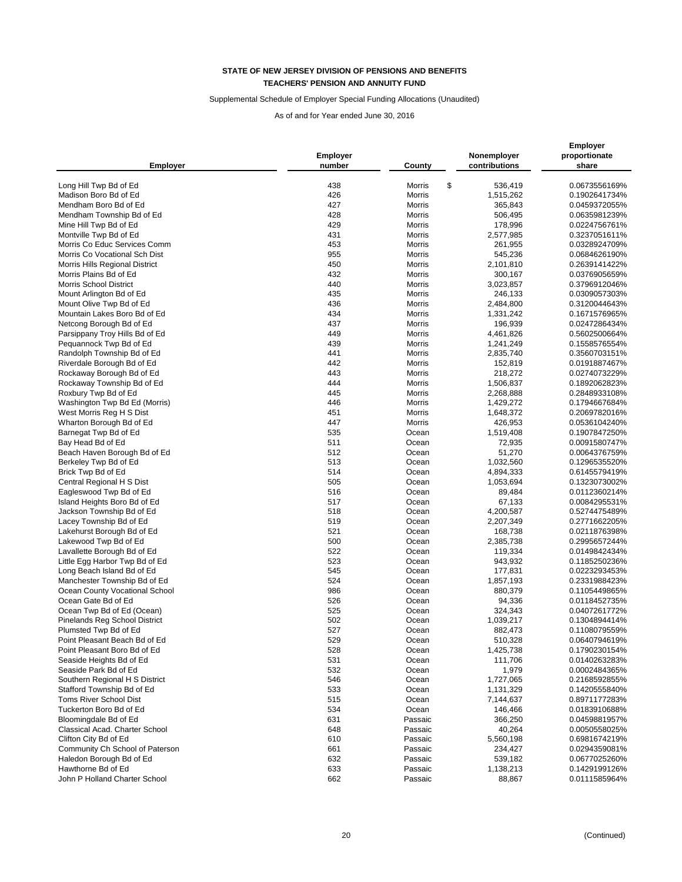**STATE OF NEW JERSEY DIVISION OF PENSIONS AND BENEFITS**
**TEACHERS' PENSION AND ANNUITY FUND**

Supplemental Schedule of Employer Special Funding Allocations (Unaudited)

As of and for Year ended June 30, 2016

| Employer | Employer number | County | Nonemployer contributions | Employer proportionate share |
|---|---|---|---|---|
| Long Hill Twp Bd of Ed | 438 | Morris | $ 536,419 | 0.0673556169% |
| Madison Boro Bd of Ed | 426 | Morris | 1,515,262 | 0.1902641734% |
| Mendham Boro Bd of Ed | 427 | Morris | 365,843 | 0.0459372055% |
| Mendham Township Bd of Ed | 428 | Morris | 506,495 | 0.0635981239% |
| Mine Hill Twp Bd of Ed | 429 | Morris | 178,996 | 0.0224756761% |
| Montville Twp Bd of Ed | 431 | Morris | 2,577,985 | 0.3237051611% |
| Morris Co Educ Services Comm | 453 | Morris | 261,955 | 0.0328924709% |
| Morris Co Vocational Sch Dist | 955 | Morris | 545,236 | 0.0684626190% |
| Morris Hills Regional District | 450 | Morris | 2,101,810 | 0.2639141422% |
| Morris Plains Bd of Ed | 432 | Morris | 300,167 | 0.0376905659% |
| Morris School District | 440 | Morris | 3,023,857 | 0.3796912046% |
| Mount Arlington Bd of Ed | 435 | Morris | 246,133 | 0.0309057303% |
| Mount Olive Twp Bd of Ed | 436 | Morris | 2,484,800 | 0.3120044643% |
| Mountain Lakes Boro Bd of Ed | 434 | Morris | 1,331,242 | 0.1671576965% |
| Netcong Borough Bd of Ed | 437 | Morris | 196,939 | 0.0247286434% |
| Parsippany Troy Hills Bd of Ed | 449 | Morris | 4,461,826 | 0.5602500664% |
| Pequannock Twp Bd of Ed | 439 | Morris | 1,241,249 | 0.1558576554% |
| Randolph Township Bd of Ed | 441 | Morris | 2,835,740 | 0.3560703151% |
| Riverdale Borough Bd of Ed | 442 | Morris | 152,819 | 0.0191887467% |
| Rockaway Borough Bd of Ed | 443 | Morris | 218,272 | 0.0274073229% |
| Rockaway Township Bd of Ed | 444 | Morris | 1,506,837 | 0.1892062823% |
| Roxbury Twp Bd of Ed | 445 | Morris | 2,268,888 | 0.2848933108% |
| Washington Twp Bd Ed (Morris) | 446 | Morris | 1,429,272 | 0.1794667684% |
| West Morris Reg H S Dist | 451 | Morris | 1,648,372 | 0.2069782016% |
| Wharton Borough Bd of Ed | 447 | Morris | 426,953 | 0.0536104240% |
| Barnegat Twp Bd of Ed | 535 | Ocean | 1,519,408 | 0.1907847250% |
| Bay Head Bd of Ed | 511 | Ocean | 72,935 | 0.0091580747% |
| Beach Haven Borough Bd of Ed | 512 | Ocean | 51,270 | 0.0064376759% |
| Berkeley Twp Bd of Ed | 513 | Ocean | 1,032,560 | 0.1296535520% |
| Brick Twp Bd of Ed | 514 | Ocean | 4,894,333 | 0.6145579419% |
| Central Regional H S Dist | 505 | Ocean | 1,053,694 | 0.1323073002% |
| Eagleswood Twp Bd of Ed | 516 | Ocean | 89,484 | 0.0112360214% |
| Island Heights Boro Bd of Ed | 517 | Ocean | 67,133 | 0.0084295531% |
| Jackson Township Bd of Ed | 518 | Ocean | 4,200,587 | 0.5274475489% |
| Lacey Township Bd of Ed | 519 | Ocean | 2,207,349 | 0.2771662205% |
| Lakehurst Borough Bd of Ed | 521 | Ocean | 168,738 | 0.0211876398% |
| Lakewood Twp Bd of Ed | 500 | Ocean | 2,385,738 | 0.2995657244% |
| Lavallette Borough Bd of Ed | 522 | Ocean | 119,334 | 0.0149842434% |
| Little Egg Harbor Twp Bd of Ed | 523 | Ocean | 943,932 | 0.1185250236% |
| Long Beach Island Bd of Ed | 545 | Ocean | 177,831 | 0.0223293453% |
| Manchester Township Bd of Ed | 524 | Ocean | 1,857,193 | 0.2331988423% |
| Ocean County Vocational School | 986 | Ocean | 880,379 | 0.1105449865% |
| Ocean Gate Bd of Ed | 526 | Ocean | 94,336 | 0.0118452735% |
| Ocean Twp Bd of Ed (Ocean) | 525 | Ocean | 324,343 | 0.0407261772% |
| Pinelands Reg School District | 502 | Ocean | 1,039,217 | 0.1304894414% |
| Plumsted Twp Bd of Ed | 527 | Ocean | 882,473 | 0.1108079559% |
| Point Pleasant Beach Bd of Ed | 529 | Ocean | 510,328 | 0.0640794619% |
| Point Pleasant Boro Bd of Ed | 528 | Ocean | 1,425,738 | 0.1790230154% |
| Seaside Heights Bd of Ed | 531 | Ocean | 111,706 | 0.0140263283% |
| Seaside Park Bd of Ed | 532 | Ocean | 1,979 | 0.0002484365% |
| Southern Regional H S District | 546 | Ocean | 1,727,065 | 0.2168592855% |
| Stafford Township Bd of Ed | 533 | Ocean | 1,131,329 | 0.1420555840% |
| Toms River School Dist | 515 | Ocean | 7,144,637 | 0.8971177283% |
| Tuckerton Boro Bd of Ed | 534 | Ocean | 146,466 | 0.0183910688% |
| Bloomingdale Bd of Ed | 631 | Passaic | 366,250 | 0.0459881957% |
| Classical Acad. Charter School | 648 | Passaic | 40,264 | 0.0050558025% |
| Clifton City Bd of Ed | 610 | Passaic | 5,560,198 | 0.6981674219% |
| Community Ch School of Paterson | 661 | Passaic | 234,427 | 0.0294359081% |
| Haledon Borough Bd of Ed | 632 | Passaic | 539,182 | 0.0677025260% |
| Hawthorne Bd of Ed | 633 | Passaic | 1,138,213 | 0.1429199126% |
| John P Holland Charter School | 662 | Passaic | 88,867 | 0.0111585964% |

(Continued)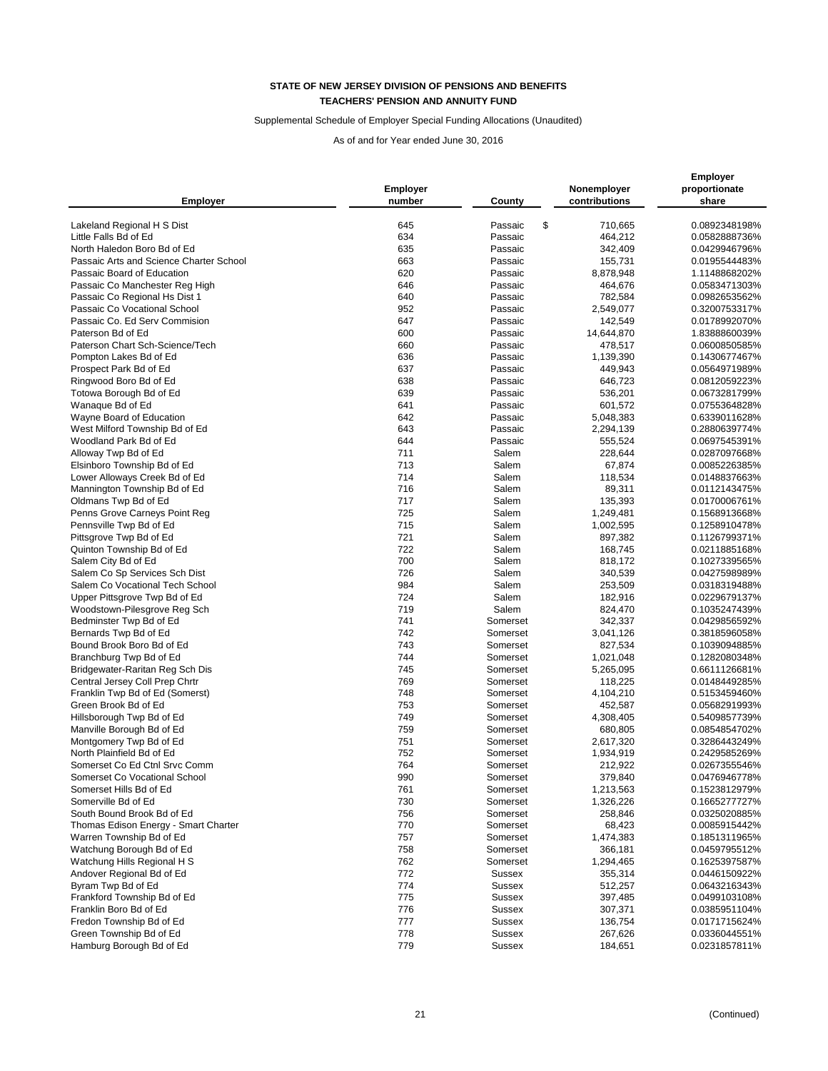**STATE OF NEW JERSEY DIVISION OF PENSIONS AND BENEFITS**
**TEACHERS' PENSION AND ANNUITY FUND**

Supplemental Schedule of Employer Special Funding Allocations (Unaudited)

As of and for Year ended June 30, 2016

| Employer | Employer number | County | Nonemployer contributions | Employer proportionate share |
|---|---|---|---|---|
| Lakeland Regional H S Dist | 645 | Passaic | $ 710,665 | 0.0892348198% |
| Little Falls Bd of Ed | 634 | Passaic | 464,212 | 0.0582888736% |
| North Haledon Boro Bd of Ed | 635 | Passaic | 342,409 | 0.0429946796% |
| Passaic Arts and Science Charter School | 663 | Passaic | 155,731 | 0.0195544483% |
| Passaic Board of Education | 620 | Passaic | 8,878,948 | 1.1148868202% |
| Passaic Co Manchester Reg High | 646 | Passaic | 464,676 | 0.0583471303% |
| Passaic Co Regional Hs Dist 1 | 640 | Passaic | 782,584 | 0.0982653562% |
| Passaic Co Vocational School | 952 | Passaic | 2,549,077 | 0.3200753317% |
| Passaic Co. Ed Serv Commision | 647 | Passaic | 142,549 | 0.0178992070% |
| Paterson Bd of Ed | 600 | Passaic | 14,644,870 | 1.8388860039% |
| Paterson Chart Sch-Science/Tech | 660 | Passaic | 478,517 | 0.0600850585% |
| Pompton Lakes Bd of Ed | 636 | Passaic | 1,139,390 | 0.1430677467% |
| Prospect Park Bd of Ed | 637 | Passaic | 449,943 | 0.0564971989% |
| Ringwood Boro Bd of Ed | 638 | Passaic | 646,723 | 0.0812059223% |
| Totowa Borough Bd of Ed | 639 | Passaic | 536,201 | 0.0673281799% |
| Wanaque Bd of Ed | 641 | Passaic | 601,572 | 0.0755364828% |
| Wayne Board of Education | 642 | Passaic | 5,048,383 | 0.6339011628% |
| West Milford Township Bd of Ed | 643 | Passaic | 2,294,139 | 0.2880639774% |
| Woodland Park Bd of Ed | 644 | Passaic | 555,524 | 0.0697545391% |
| Alloway Twp Bd of Ed | 711 | Salem | 228,644 | 0.0287097668% |
| Elsinboro Township Bd of Ed | 713 | Salem | 67,874 | 0.0085226385% |
| Lower Alloways Creek Bd of Ed | 714 | Salem | 118,534 | 0.0148837663% |
| Mannington Township Bd of Ed | 716 | Salem | 89,311 | 0.0112143475% |
| Oldmans Twp Bd of Ed | 717 | Salem | 135,393 | 0.0170006761% |
| Penns Grove Carneys Point Reg | 725 | Salem | 1,249,481 | 0.1568913668% |
| Pennsville Twp Bd of Ed | 715 | Salem | 1,002,595 | 0.1258910478% |
| Pittsgrove Twp Bd of Ed | 721 | Salem | 897,382 | 0.1126799371% |
| Quinton Township Bd of Ed | 722 | Salem | 168,745 | 0.0211885168% |
| Salem City Bd of Ed | 700 | Salem | 818,172 | 0.1027339565% |
| Salem Co Sp Services Sch Dist | 726 | Salem | 340,539 | 0.0427598989% |
| Salem Co Vocational Tech School | 984 | Salem | 253,509 | 0.0318319488% |
| Upper Pittsgrove Twp Bd of Ed | 724 | Salem | 182,916 | 0.0229679137% |
| Woodstown-Pilesgrove Reg Sch | 719 | Salem | 824,470 | 0.1035247439% |
| Bedminster Twp Bd of Ed | 741 | Somerset | 342,337 | 0.0429856592% |
| Bernards Twp Bd of Ed | 742 | Somerset | 3,041,126 | 0.3818596058% |
| Bound Brook Boro Bd of Ed | 743 | Somerset | 827,534 | 0.1039094885% |
| Branchburg Twp Bd of Ed | 744 | Somerset | 1,021,048 | 0.1282080348% |
| Bridgewater-Raritan Reg Sch Dis | 745 | Somerset | 5,265,095 | 0.6611126681% |
| Central Jersey Coll Prep Chrtr | 769 | Somerset | 118,225 | 0.0148449285% |
| Franklin Twp Bd of Ed (Somerst) | 748 | Somerset | 4,104,210 | 0.5153459460% |
| Green Brook Bd of Ed | 753 | Somerset | 452,587 | 0.0568291993% |
| Hillsborough Twp Bd of Ed | 749 | Somerset | 4,308,405 | 0.5409857739% |
| Manville Borough Bd of Ed | 759 | Somerset | 680,805 | 0.0854854702% |
| Montgomery Twp Bd of Ed | 751 | Somerset | 2,617,320 | 0.3286443249% |
| North Plainfield Bd of Ed | 752 | Somerset | 1,934,919 | 0.2429585269% |
| Somerset Co Ed Ctnl Srvc Comm | 764 | Somerset | 212,922 | 0.0267355546% |
| Somerset Co Vocational School | 990 | Somerset | 379,840 | 0.0476946778% |
| Somerset Hills Bd of Ed | 761 | Somerset | 1,213,563 | 0.1523812979% |
| Somerville Bd of Ed | 730 | Somerset | 1,326,226 | 0.1665277727% |
| South Bound Brook Bd of Ed | 756 | Somerset | 258,846 | 0.0325020885% |
| Thomas Edison Energy - Smart Charter | 770 | Somerset | 68,423 | 0.0085915442% |
| Warren Township Bd of Ed | 757 | Somerset | 1,474,383 | 0.1851311965% |
| Watchung Borough Bd of Ed | 758 | Somerset | 366,181 | 0.0459795512% |
| Watchung Hills Regional H S | 762 | Somerset | 1,294,465 | 0.1625397587% |
| Andover Regional Bd of Ed | 772 | Sussex | 355,314 | 0.0446150922% |
| Byram Twp Bd of Ed | 774 | Sussex | 512,257 | 0.0643216343% |
| Frankford Township Bd of Ed | 775 | Sussex | 397,485 | 0.0499103108% |
| Franklin Boro Bd of Ed | 776 | Sussex | 307,371 | 0.0385951104% |
| Fredon Township Bd of Ed | 777 | Sussex | 136,754 | 0.0171715624% |
| Green Township Bd of Ed | 778 | Sussex | 267,626 | 0.0336044551% |
| Hamburg Borough Bd of Ed | 779 | Sussex | 184,651 | 0.0231857811% |

(Continued)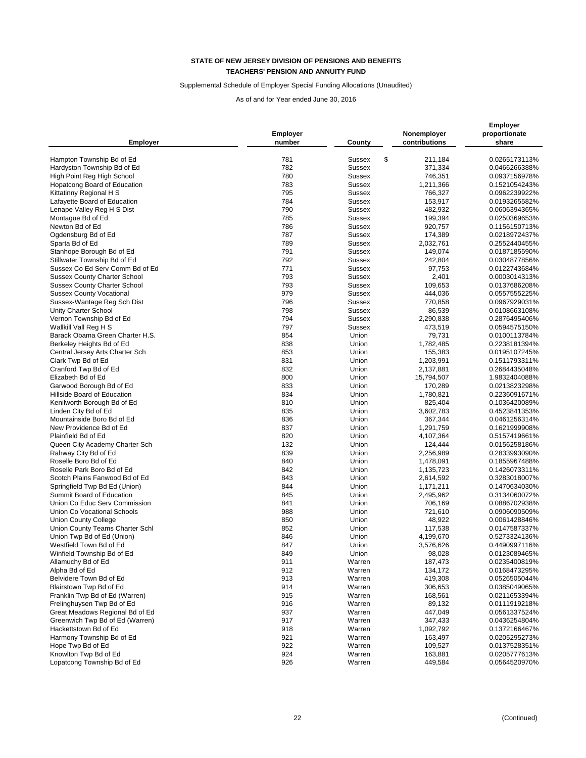**STATE OF NEW JERSEY DIVISION OF PENSIONS AND BENEFITS**

**TEACHERS' PENSION AND ANNUITY FUND**

Supplemental Schedule of Employer Special Funding Allocations (Unaudited)

As of and for Year ended June 30, 2016

| Employer | Employer number | County | Nonemployer contributions | Employer proportionate share |
|---|---|---|---|---|
| Hampton Township Bd of Ed | 781 | Sussex | $ 211,184 | 0.0265173113% |
| Hardyston Township Bd of Ed | 782 | Sussex | 371,334 | 0.0466266388% |
| High Point Reg High School | 780 | Sussex | 746,351 | 0.0937156978% |
| Hopatcong Board of Education | 783 | Sussex | 1,211,366 | 0.1521054243% |
| Kittatinny Regional H S | 795 | Sussex | 766,327 | 0.0962239922% |
| Lafayette Board of Education | 784 | Sussex | 153,917 | 0.0193265582% |
| Lenape Valley Reg H S Dist | 790 | Sussex | 482,932 | 0.0606394365% |
| Montague Bd of Ed | 785 | Sussex | 199,394 | 0.0250369653% |
| Newton Bd of Ed | 786 | Sussex | 920,757 | 0.1156150713% |
| Ogdensburg Bd of Ed | 787 | Sussex | 174,389 | 0.0218972437% |
| Sparta Bd of Ed | 789 | Sussex | 2,032,761 | 0.2552440455% |
| Stanhope Borough Bd of Ed | 791 | Sussex | 149,074 | 0.0187185590% |
| Stillwater Township Bd of Ed | 792 | Sussex | 242,804 | 0.0304877856% |
| Sussex Co Ed Serv Comm Bd of Ed | 771 | Sussex | 97,753 | 0.0122743684% |
| Sussex County Charter School | 793 | Sussex | 2,401 | 0.0003014313% |
| Sussex County Charter School | 793 | Sussex | 109,653 | 0.0137686208% |
| Sussex County Vocational | 979 | Sussex | 444,036 | 0.0557555225% |
| Sussex-Wantage Reg Sch Dist | 796 | Sussex | 770,858 | 0.0967929031% |
| Unity Charter School | 798 | Sussex | 86,539 | 0.0108663108% |
| Vernon Township Bd of Ed | 794 | Sussex | 2,290,838 | 0.2876495406% |
| Wallkill Vall Reg H S | 797 | Sussex | 473,519 | 0.0594575150% |
| Barack Obama Green Charter H.S. | 854 | Union | 79,731 | 0.0100113784% |
| Berkeley Heights Bd of Ed | 838 | Union | 1,782,485 | 0.2238181394% |
| Central Jersey Arts Charter Sch | 853 | Union | 155,383 | 0.0195107245% |
| Clark Twp Bd of Ed | 831 | Union | 1,203,991 | 0.1511793311% |
| Cranford Twp Bd of Ed | 832 | Union | 2,137,881 | 0.2684435048% |
| Elizabeth Bd of Ed | 800 | Union | 15,794,507 | 1.9832404088% |
| Garwood Borough Bd of Ed | 833 | Union | 170,289 | 0.0213823298% |
| Hillside Board of Education | 834 | Union | 1,780,821 | 0.2236091671% |
| Kenilworth Borough Bd of Ed | 810 | Union | 825,404 | 0.1036420089% |
| Linden City Bd of Ed | 835 | Union | 3,602,783 | 0.4523841353% |
| Mountainside Boro Bd of Ed | 836 | Union | 367,344 | 0.0461256314% |
| New Providence Bd of Ed | 837 | Union | 1,291,759 | 0.1621999908% |
| Plainfield Bd of Ed | 820 | Union | 4,107,364 | 0.5157419661% |
| Queen City Academy Charter Sch | 132 | Union | 124,444 | 0.0156258186% |
| Rahway City Bd of Ed | 839 | Union | 2,256,989 | 0.2833993090% |
| Roselle Boro Bd of Ed | 840 | Union | 1,478,091 | 0.1855967488% |
| Roselle Park Boro Bd of Ed | 842 | Union | 1,135,723 | 0.1426073311% |
| Scotch Plains Fanwood Bd of Ed | 843 | Union | 2,614,592 | 0.3283018007% |
| Springfield Twp Bd Ed (Union) | 844 | Union | 1,171,211 | 0.1470634030% |
| Summit Board of Education | 845 | Union | 2,495,962 | 0.3134060072% |
| Union Co Educ Serv Commission | 841 | Union | 706,169 | 0.0886702938% |
| Union Co Vocational Schools | 988 | Union | 721,610 | 0.0906090509% |
| Union County College | 850 | Union | 48,922 | 0.0061428846% |
| Union County Teams Charter Schl | 852 | Union | 117,538 | 0.0147587337% |
| Union Twp Bd of Ed (Union) | 846 | Union | 4,199,670 | 0.5273324136% |
| Westfield Town Bd of Ed | 847 | Union | 3,576,626 | 0.4490997116% |
| Winfield Township Bd of Ed | 849 | Union | 98,028 | 0.0123089465% |
| Allamuchy Bd of Ed | 911 | Warren | 187,473 | 0.0235400819% |
| Alpha Bd of Ed | 912 | Warren | 134,172 | 0.0168473295% |
| Belvidere Town Bd of Ed | 913 | Warren | 419,308 | 0.0526505044% |
| Blairstown Twp Bd of Ed | 914 | Warren | 306,653 | 0.0385049065% |
| Franklin Twp Bd of Ed (Warren) | 915 | Warren | 168,561 | 0.0211653394% |
| Frelinghuysen Twp Bd of Ed | 916 | Warren | 89,132 | 0.0111919218% |
| Great Meadows Regional Bd of Ed | 937 | Warren | 447,049 | 0.0561337524% |
| Greenwich Twp Bd of Ed (Warren) | 917 | Warren | 347,433 | 0.0436254804% |
| Hackettstown Bd of Ed | 918 | Warren | 1,092,792 | 0.1372166467% |
| Harmony Township Bd of Ed | 921 | Warren | 163,497 | 0.0205295273% |
| Hope Twp Bd of Ed | 922 | Warren | 109,527 | 0.0137528351% |
| Knowlton Twp Bd of Ed | 924 | Warren | 163,881 | 0.0205777613% |
| Lopatcong Township Bd of Ed | 926 | Warren | 449,584 | 0.0564520970% |

(Continued)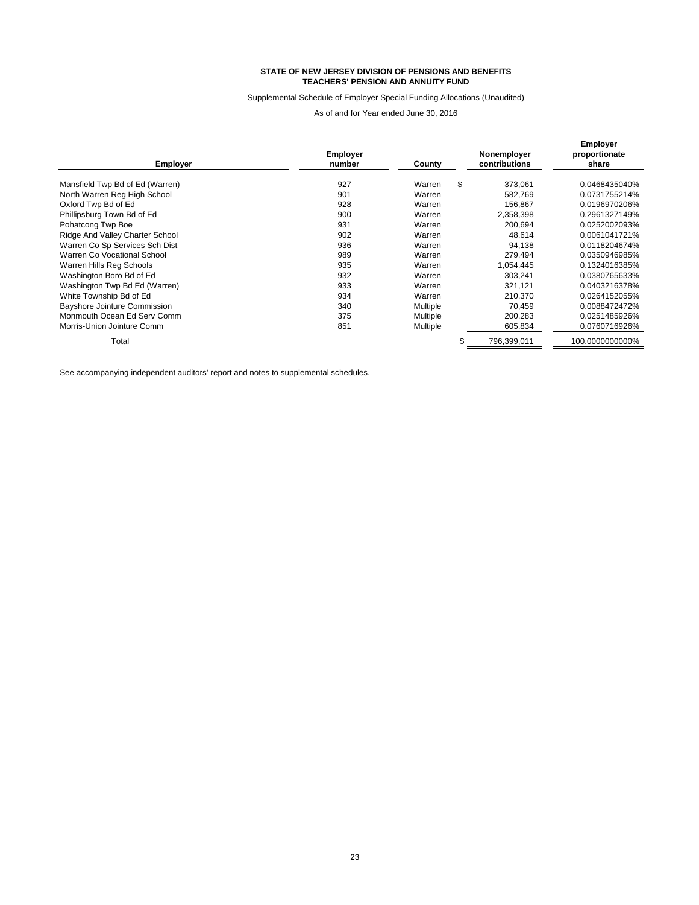**STATE OF NEW JERSEY DIVISION OF PENSIONS AND BENEFITS**
**TEACHERS' PENSION AND ANNUITY FUND**

Supplemental Schedule of Employer Special Funding Allocations (Unaudited)

As of and for Year ended June 30, 2016

| Employer | Employer number | County | Nonemployer contributions | Employer proportionate share |
|---|---|---|---|---|
| Mansfield Twp Bd of Ed (Warren) | 927 | Warren | $ 373,061 | 0.0468435040% |
| North Warren Reg High School | 901 | Warren | 582,769 | 0.0731755214% |
| Oxford Twp Bd of Ed | 928 | Warren | 156,867 | 0.0196970206% |
| Phillipsburg Town Bd of Ed | 900 | Warren | 2,358,398 | 0.2961327149% |
| Pohatcong Twp Boe | 931 | Warren | 200,694 | 0.0252002093% |
| Ridge And Valley Charter School | 902 | Warren | 48,614 | 0.0061041721% |
| Warren Co Sp Services Sch Dist | 936 | Warren | 94,138 | 0.0118204674% |
| Warren Co Vocational School | 989 | Warren | 279,494 | 0.0350946985% |
| Warren Hills Reg Schools | 935 | Warren | 1,054,445 | 0.1324016385% |
| Washington Boro Bd of Ed | 932 | Warren | 303,241 | 0.0380765633% |
| Washington Twp Bd Ed (Warren) | 933 | Warren | 321,121 | 0.0403216378% |
| White Township Bd of Ed | 934 | Warren | 210,370 | 0.0264152055% |
| Bayshore Jointure Commission | 340 | Multiple | 70,459 | 0.0088472472% |
| Monmouth Ocean Ed Serv Comm | 375 | Multiple | 200,283 | 0.0251485926% |
| Morris-Union Jointure Comm | 851 | Multiple | 605,834 | 0.0760716926% |
| Total | | | $ 796,399,011 | 100.0000000000% |

See accompanying independent auditors' report and notes to supplemental schedules.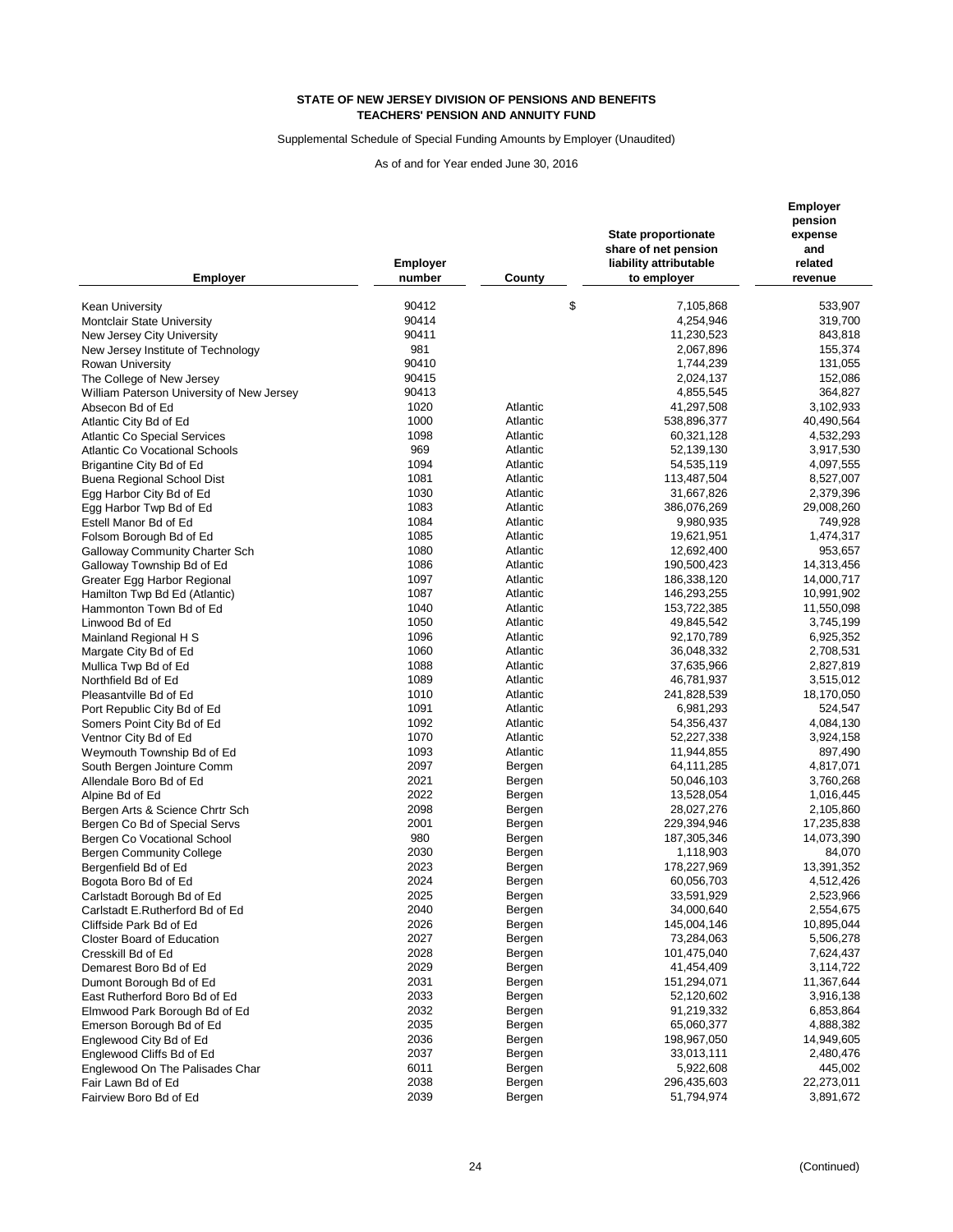**STATE OF NEW JERSEY DIVISION OF PENSIONS AND BENEFITS**
**TEACHERS' PENSION AND ANNUITY FUND**

Supplemental Schedule of Special Funding Amounts by Employer (Unaudited)

As of and for Year ended June 30, 2016

| Employer | Employer number | County | State proportionate share of net pension liability attributable to employer | Employer pension expense and related revenue |
|---|---|---|---|---|
| Kean University | 90412 | | $ 7,105,868 | 533,907 |
| Montclair State University | 90414 | | 4,254,946 | 319,700 |
| New Jersey City University | 90411 | | 11,230,523 | 843,818 |
| New Jersey Institute of Technology | 981 | | 2,067,896 | 155,374 |
| Rowan University | 90410 | | 1,744,239 | 131,055 |
| The College of New Jersey | 90415 | | 2,024,137 | 152,086 |
| William Paterson University of New Jersey | 90413 | | 4,855,545 | 364,827 |
| Absecon Bd of Ed | 1020 | Atlantic | 41,297,508 | 3,102,933 |
| Atlantic City Bd of Ed | 1000 | Atlantic | 538,896,377 | 40,490,564 |
| Atlantic Co Special Services | 1098 | Atlantic | 60,321,128 | 4,532,293 |
| Atlantic Co Vocational Schools | 969 | Atlantic | 52,139,130 | 3,917,530 |
| Brigantine City Bd of Ed | 1094 | Atlantic | 54,535,119 | 4,097,555 |
| Buena Regional School Dist | 1081 | Atlantic | 113,487,504 | 8,527,007 |
| Egg Harbor City Bd of Ed | 1030 | Atlantic | 31,667,826 | 2,379,396 |
| Egg Harbor Twp Bd of Ed | 1083 | Atlantic | 386,076,269 | 29,008,260 |
| Estell Manor Bd of Ed | 1084 | Atlantic | 9,980,935 | 749,928 |
| Folsom Borough Bd of Ed | 1085 | Atlantic | 19,621,951 | 1,474,317 |
| Galloway Community Charter Sch | 1080 | Atlantic | 12,692,400 | 953,657 |
| Galloway Township Bd of Ed | 1086 | Atlantic | 190,500,423 | 14,313,456 |
| Greater Egg Harbor Regional | 1097 | Atlantic | 186,338,120 | 14,000,717 |
| Hamilton Twp Bd Ed (Atlantic) | 1087 | Atlantic | 146,293,255 | 10,991,902 |
| Hammonton Town Bd of Ed | 1040 | Atlantic | 153,722,385 | 11,550,098 |
| Linwood Bd of Ed | 1050 | Atlantic | 49,845,542 | 3,745,199 |
| Mainland Regional H S | 1096 | Atlantic | 92,170,789 | 6,925,352 |
| Margate City Bd of Ed | 1060 | Atlantic | 36,048,332 | 2,708,531 |
| Mullica Twp Bd of Ed | 1088 | Atlantic | 37,635,966 | 2,827,819 |
| Northfield Bd of Ed | 1089 | Atlantic | 46,781,937 | 3,515,012 |
| Pleasantville Bd of Ed | 1010 | Atlantic | 241,828,539 | 18,170,050 |
| Port Republic City Bd of Ed | 1091 | Atlantic | 6,981,293 | 524,547 |
| Somers Point City Bd of Ed | 1092 | Atlantic | 54,356,437 | 4,084,130 |
| Ventnor City Bd of Ed | 1070 | Atlantic | 52,227,338 | 3,924,158 |
| Weymouth Township Bd of Ed | 1093 | Atlantic | 11,944,855 | 897,490 |
| South Bergen Jointure Comm | 2097 | Bergen | 64,111,285 | 4,817,071 |
| Allendale Boro Bd of Ed | 2021 | Bergen | 50,046,103 | 3,760,268 |
| Alpine Bd of Ed | 2022 | Bergen | 13,528,054 | 1,016,445 |
| Bergen Arts & Science Chrtr Sch | 2098 | Bergen | 28,027,276 | 2,105,860 |
| Bergen Co Bd of Special Servs | 2001 | Bergen | 229,394,946 | 17,235,838 |
| Bergen Co Vocational School | 980 | Bergen | 187,305,346 | 14,073,390 |
| Bergen Community College | 2030 | Bergen | 1,118,903 | 84,070 |
| Bergenfield Bd of Ed | 2023 | Bergen | 178,227,969 | 13,391,352 |
| Bogota Boro Bd of Ed | 2024 | Bergen | 60,056,703 | 4,512,426 |
| Carlstadt Borough Bd of Ed | 2025 | Bergen | 33,591,929 | 2,523,966 |
| Carlstadt E.Rutherford Bd of Ed | 2040 | Bergen | 34,000,640 | 2,554,675 |
| Cliffside Park Bd of Ed | 2026 | Bergen | 145,004,146 | 10,895,044 |
| Closter Board of Education | 2027 | Bergen | 73,284,063 | 5,506,278 |
| Cresskill Bd of Ed | 2028 | Bergen | 101,475,040 | 7,624,437 |
| Demarest Boro Bd of Ed | 2029 | Bergen | 41,454,409 | 3,114,722 |
| Dumont Borough Bd of Ed | 2031 | Bergen | 151,294,071 | 11,367,644 |
| East Rutherford Boro Bd of Ed | 2033 | Bergen | 52,120,602 | 3,916,138 |
| Elmwood Park Borough Bd of Ed | 2032 | Bergen | 91,219,332 | 6,853,864 |
| Emerson Borough Bd of Ed | 2035 | Bergen | 65,060,377 | 4,888,382 |
| Englewood City Bd of Ed | 2036 | Bergen | 198,967,050 | 14,949,605 |
| Englewood Cliffs Bd of Ed | 2037 | Bergen | 33,013,111 | 2,480,476 |
| Englewood On The Palisades Char | 6011 | Bergen | 5,922,608 | 445,002 |
| Fair Lawn Bd of Ed | 2038 | Bergen | 296,435,603 | 22,273,011 |
| Fairview Boro Bd of Ed | 2039 | Bergen | 51,794,974 | 3,891,672 |

(Continued)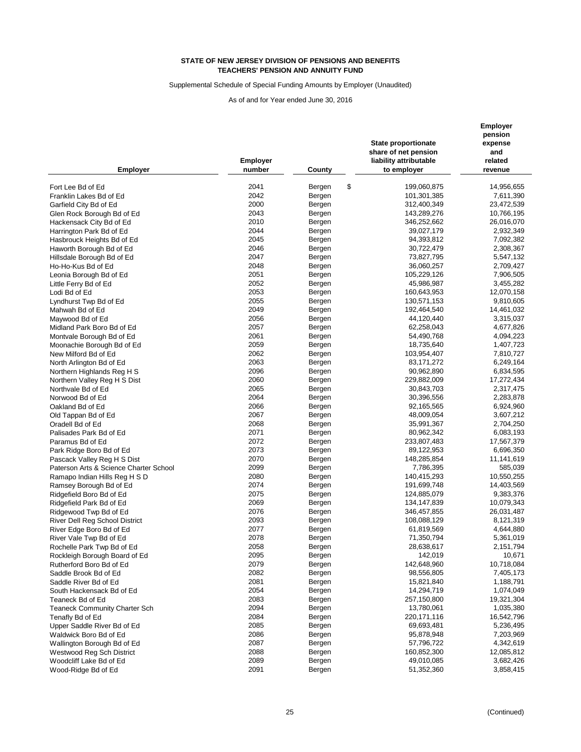**STATE OF NEW JERSEY DIVISION OF PENSIONS AND BENEFITS**
**TEACHERS' PENSION AND ANNUITY FUND**

Supplemental Schedule of Special Funding Amounts by Employer (Unaudited)

As of and for Year ended June 30, 2016

| Employer | Employer number | County | State proportionate share of net pension liability attributable to employer | Employer pension expense and related revenue |
|---|---|---|---|---|
| Fort Lee Bd of Ed | 2041 | Bergen | $ 199,060,875 | 14,956,655 |
| Franklin Lakes Bd of Ed | 2042 | Bergen | 101,301,385 | 7,611,390 |
| Garfield City Bd of Ed | 2000 | Bergen | 312,400,349 | 23,472,539 |
| Glen Rock Borough Bd of Ed | 2043 | Bergen | 143,289,276 | 10,766,195 |
| Hackensack City Bd of Ed | 2010 | Bergen | 346,252,662 | 26,016,070 |
| Harrington Park Bd of Ed | 2044 | Bergen | 39,027,179 | 2,932,349 |
| Hasbrouck Heights Bd of Ed | 2045 | Bergen | 94,393,812 | 7,092,382 |
| Haworth Borough Bd of Ed | 2046 | Bergen | 30,722,479 | 2,308,367 |
| Hillsdale Borough Bd of Ed | 2047 | Bergen | 73,827,795 | 5,547,132 |
| Ho-Ho-Kus Bd of Ed | 2048 | Bergen | 36,060,257 | 2,709,427 |
| Leonia Borough Bd of Ed | 2051 | Bergen | 105,229,126 | 7,906,505 |
| Little Ferry Bd of Ed | 2052 | Bergen | 45,986,987 | 3,455,282 |
| Lodi Bd of Ed | 2053 | Bergen | 160,643,953 | 12,070,158 |
| Lyndhurst Twp Bd of Ed | 2055 | Bergen | 130,571,153 | 9,810,605 |
| Mahwah Bd of Ed | 2049 | Bergen | 192,464,540 | 14,461,032 |
| Maywood Bd of Ed | 2056 | Bergen | 44,120,440 | 3,315,037 |
| Midland Park Boro Bd of Ed | 2057 | Bergen | 62,258,043 | 4,677,826 |
| Montvale Borough Bd of Ed | 2061 | Bergen | 54,490,768 | 4,094,223 |
| Moonachie Borough Bd of Ed | 2059 | Bergen | 18,735,640 | 1,407,723 |
| New Milford Bd of Ed | 2062 | Bergen | 103,954,407 | 7,810,727 |
| North Arlington Bd of Ed | 2063 | Bergen | 83,171,272 | 6,249,164 |
| Northern Highlands Reg H S | 2096 | Bergen | 90,962,890 | 6,834,595 |
| Northern Valley Reg H S Dist | 2060 | Bergen | 229,882,009 | 17,272,434 |
| Northvale Bd of Ed | 2065 | Bergen | 30,843,703 | 2,317,475 |
| Norwood Bd of Ed | 2064 | Bergen | 30,396,556 | 2,283,878 |
| Oakland Bd of Ed | 2066 | Bergen | 92,165,565 | 6,924,960 |
| Old Tappan Bd of Ed | 2067 | Bergen | 48,009,054 | 3,607,212 |
| Oradell Bd of Ed | 2068 | Bergen | 35,991,367 | 2,704,250 |
| Palisades Park Bd of Ed | 2071 | Bergen | 80,962,342 | 6,083,193 |
| Paramus Bd of Ed | 2072 | Bergen | 233,807,483 | 17,567,379 |
| Park Ridge Boro Bd of Ed | 2073 | Bergen | 89,122,953 | 6,696,350 |
| Pascack Valley Reg H S Dist | 2070 | Bergen | 148,285,854 | 11,141,619 |
| Paterson Arts & Science Charter School | 2099 | Bergen | 7,786,395 | 585,039 |
| Ramapo Indian Hills Reg H S D | 2080 | Bergen | 140,415,293 | 10,550,255 |
| Ramsey Borough Bd of Ed | 2074 | Bergen | 191,699,748 | 14,403,569 |
| Ridgefield Boro Bd of Ed | 2075 | Bergen | 124,885,079 | 9,383,376 |
| Ridgefield Park Bd of Ed | 2069 | Bergen | 134,147,839 | 10,079,343 |
| Ridgewood Twp Bd of Ed | 2076 | Bergen | 346,457,855 | 26,031,487 |
| River Dell Reg School District | 2093 | Bergen | 108,088,129 | 8,121,319 |
| River Edge Boro Bd of Ed | 2077 | Bergen | 61,819,569 | 4,644,880 |
| River Vale Twp Bd of Ed | 2078 | Bergen | 71,350,794 | 5,361,019 |
| Rochelle Park Twp Bd of Ed | 2058 | Bergen | 28,638,617 | 2,151,794 |
| Rockleigh Borough Board of Ed | 2095 | Bergen | 142,019 | 10,671 |
| Rutherford Boro Bd of Ed | 2079 | Bergen | 142,648,960 | 10,718,084 |
| Saddle Brook Bd of Ed | 2082 | Bergen | 98,556,805 | 7,405,173 |
| Saddle River Bd of Ed | 2081 | Bergen | 15,821,840 | 1,188,791 |
| South Hackensack Bd of Ed | 2054 | Bergen | 14,294,719 | 1,074,049 |
| Teaneck Bd of Ed | 2083 | Bergen | 257,150,800 | 19,321,304 |
| Teaneck Community Charter Sch | 2094 | Bergen | 13,780,061 | 1,035,380 |
| Tenafly Bd of Ed | 2084 | Bergen | 220,171,116 | 16,542,796 |
| Upper Saddle River Bd of Ed | 2085 | Bergen | 69,693,481 | 5,236,495 |
| Waldwick Boro Bd of Ed | 2086 | Bergen | 95,878,948 | 7,203,969 |
| Wallington Borough Bd of Ed | 2087 | Bergen | 57,796,722 | 4,342,619 |
| Westwood Reg Sch District | 2088 | Bergen | 160,852,300 | 12,085,812 |
| Woodcliff Lake Bd of Ed | 2089 | Bergen | 49,010,085 | 3,682,426 |
| Wood-Ridge Bd of Ed | 2091 | Bergen | 51,352,360 | 3,858,415 |

(Continued)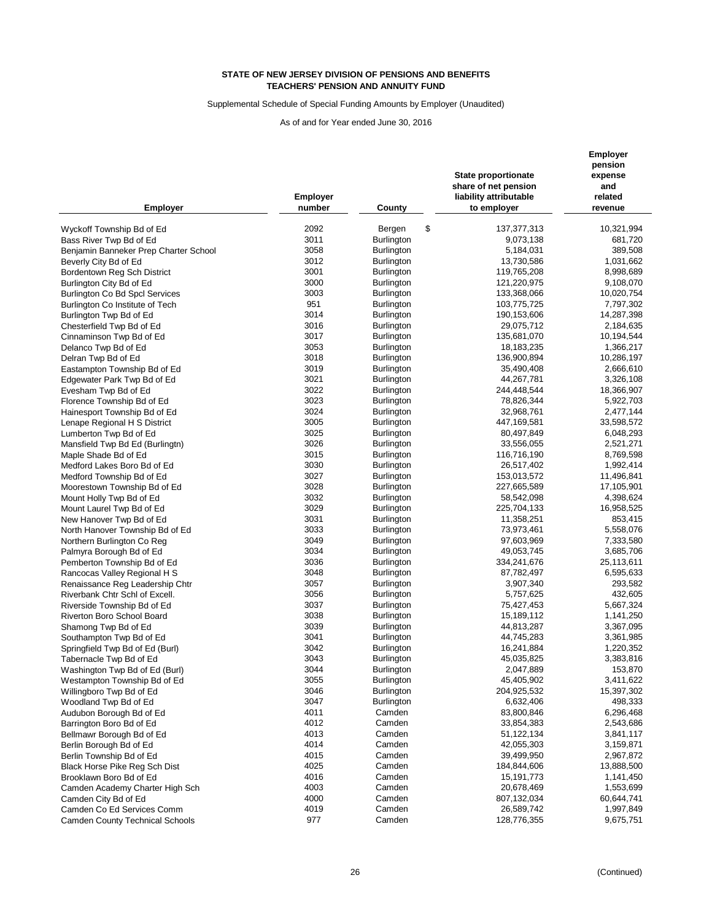**STATE OF NEW JERSEY DIVISION OF PENSIONS AND BENEFITS**
**TEACHERS' PENSION AND ANNUITY FUND**

Supplemental Schedule of Special Funding Amounts by Employer (Unaudited)

As of and for Year ended June 30, 2016

| Employer | Employer number | County | State proportionate share of net pension liability attributable to employer | Employer pension expense and related revenue |
|---|---|---|---|---|
| Wyckoff Township Bd of Ed | 2092 | Bergen | $ 137,377,313 | 10,321,994 |
| Bass River Twp Bd of Ed | 3011 | Burlington | 9,073,138 | 681,720 |
| Benjamin Banneker Prep Charter School | 3058 | Burlington | 5,184,031 | 389,508 |
| Beverly City Bd of Ed | 3012 | Burlington | 13,730,586 | 1,031,662 |
| Bordentown Reg Sch District | 3001 | Burlington | 119,765,208 | 8,998,689 |
| Burlington City Bd of Ed | 3000 | Burlington | 121,220,975 | 9,108,070 |
| Burlington Co Bd Spcl Services | 3003 | Burlington | 133,368,066 | 10,020,754 |
| Burlington Co Institute of Tech | 951 | Burlington | 103,775,725 | 7,797,302 |
| Burlington Twp Bd of Ed | 3014 | Burlington | 190,153,606 | 14,287,398 |
| Chesterfield Twp Bd of Ed | 3016 | Burlington | 29,075,712 | 2,184,635 |
| Cinnaminson Twp Bd of Ed | 3017 | Burlington | 135,681,070 | 10,194,544 |
| Delanco Twp Bd of Ed | 3053 | Burlington | 18,183,235 | 1,366,217 |
| Delran Twp Bd of Ed | 3018 | Burlington | 136,900,894 | 10,286,197 |
| Eastampton Township Bd of Ed | 3019 | Burlington | 35,490,408 | 2,666,610 |
| Edgewater Park Twp Bd of Ed | 3021 | Burlington | 44,267,781 | 3,326,108 |
| Evesham Twp Bd of Ed | 3022 | Burlington | 244,448,544 | 18,366,907 |
| Florence Township Bd of Ed | 3023 | Burlington | 78,826,344 | 5,922,703 |
| Hainesport Township Bd of Ed | 3024 | Burlington | 32,968,761 | 2,477,144 |
| Lenape Regional H S District | 3005 | Burlington | 447,169,581 | 33,598,572 |
| Lumberton Twp Bd of Ed | 3025 | Burlington | 80,497,849 | 6,048,293 |
| Mansfield Twp Bd Ed (Burlingtn) | 3026 | Burlington | 33,556,055 | 2,521,271 |
| Maple Shade Bd of Ed | 3015 | Burlington | 116,716,190 | 8,769,598 |
| Medford Lakes Boro Bd of Ed | 3030 | Burlington | 26,517,402 | 1,992,414 |
| Medford Township Bd of Ed | 3027 | Burlington | 153,013,572 | 11,496,841 |
| Moorestown Township Bd of Ed | 3028 | Burlington | 227,665,589 | 17,105,901 |
| Mount Holly Twp Bd of Ed | 3032 | Burlington | 58,542,098 | 4,398,624 |
| Mount Laurel Twp Bd of Ed | 3029 | Burlington | 225,704,133 | 16,958,525 |
| New Hanover Twp Bd of Ed | 3031 | Burlington | 11,358,251 | 853,415 |
| North Hanover Township Bd of Ed | 3033 | Burlington | 73,973,461 | 5,558,076 |
| Northern Burlington Co Reg | 3049 | Burlington | 97,603,969 | 7,333,580 |
| Palmyra Borough Bd of Ed | 3034 | Burlington | 49,053,745 | 3,685,706 |
| Pemberton Township Bd of Ed | 3036 | Burlington | 334,241,676 | 25,113,611 |
| Rancocas Valley Regional H S | 3048 | Burlington | 87,782,497 | 6,595,633 |
| Renaissance Reg Leadership Chtr | 3057 | Burlington | 3,907,340 | 293,582 |
| Riverbank Chtr Schl of Excell. | 3056 | Burlington | 5,757,625 | 432,605 |
| Riverside Township Bd of Ed | 3037 | Burlington | 75,427,453 | 5,667,324 |
| Riverton Boro School Board | 3038 | Burlington | 15,189,112 | 1,141,250 |
| Shamong Twp Bd of Ed | 3039 | Burlington | 44,813,287 | 3,367,095 |
| Southampton Twp Bd of Ed | 3041 | Burlington | 44,745,283 | 3,361,985 |
| Springfield Twp Bd of Ed (Burl) | 3042 | Burlington | 16,241,884 | 1,220,352 |
| Tabernacle Twp Bd of Ed | 3043 | Burlington | 45,035,825 | 3,383,816 |
| Washington Twp Bd of Ed (Burl) | 3044 | Burlington | 2,047,889 | 153,870 |
| Westampton Township Bd of Ed | 3055 | Burlington | 45,405,902 | 3,411,622 |
| Willingboro Twp Bd of Ed | 3046 | Burlington | 204,925,532 | 15,397,302 |
| Woodland Twp Bd of Ed | 3047 | Burlington | 6,632,406 | 498,333 |
| Audubon Borough Bd of Ed | 4011 | Camden | 83,800,846 | 6,296,468 |
| Barrington Boro Bd of Ed | 4012 | Camden | 33,854,383 | 2,543,686 |
| Bellmawr Borough Bd of Ed | 4013 | Camden | 51,122,134 | 3,841,117 |
| Berlin Borough Bd of Ed | 4014 | Camden | 42,055,303 | 3,159,871 |
| Berlin Township Bd of Ed | 4015 | Camden | 39,499,950 | 2,967,872 |
| Black Horse Pike Reg Sch Dist | 4025 | Camden | 184,844,606 | 13,888,500 |
| Brooklawn Boro Bd of Ed | 4016 | Camden | 15,191,773 | 1,141,450 |
| Camden Academy Charter High Sch | 4003 | Camden | 20,678,469 | 1,553,699 |
| Camden City Bd of Ed | 4000 | Camden | 807,132,034 | 60,644,741 |
| Camden Co Ed Services Comm | 4019 | Camden | 26,589,742 | 1,997,849 |
| Camden County Technical Schools | 977 | Camden | 128,776,355 | 9,675,751 |

(Continued)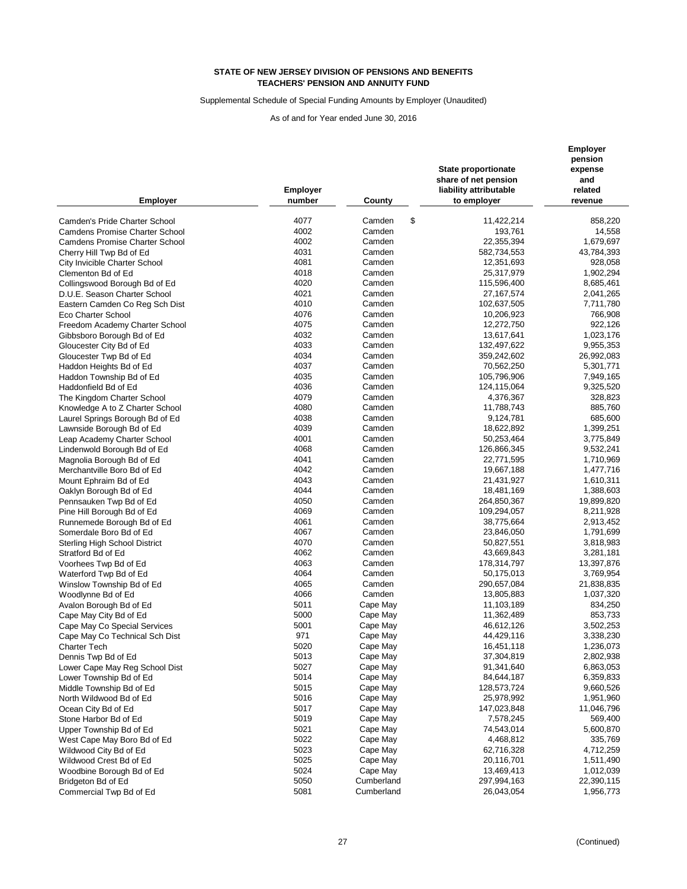**STATE OF NEW JERSEY DIVISION OF PENSIONS AND BENEFITS**
**TEACHERS' PENSION AND ANNUITY FUND**

Supplemental Schedule of Special Funding Amounts by Employer (Unaudited)

As of and for Year ended June 30, 2016

| Employer | Employer number | County | State proportionate share of net pension liability attributable to employer | Employer pension expense and related revenue |
|---|---|---|---|---|
| Camden's Pride Charter School | 4077 | Camden | $ 11,422,214 | 858,220 |
| Camdens Promise Charter School | 4002 | Camden | 193,761 | 14,558 |
| Camdens Promise Charter School | 4002 | Camden | 22,355,394 | 1,679,697 |
| Cherry Hill Twp Bd of Ed | 4031 | Camden | 582,734,553 | 43,784,393 |
| City Invicible Charter School | 4081 | Camden | 12,351,693 | 928,058 |
| Clementon Bd of Ed | 4018 | Camden | 25,317,979 | 1,902,294 |
| Collingswood Borough Bd of Ed | 4020 | Camden | 115,596,400 | 8,685,461 |
| D.U.E. Season Charter School | 4021 | Camden | 27,167,574 | 2,041,265 |
| Eastern Camden Co Reg Sch Dist | 4010 | Camden | 102,637,505 | 7,711,780 |
| Eco Charter School | 4076 | Camden | 10,206,923 | 766,908 |
| Freedom Academy Charter School | 4075 | Camden | 12,272,750 | 922,126 |
| Gibbsboro Borough Bd of Ed | 4032 | Camden | 13,617,641 | 1,023,176 |
| Gloucester City Bd of Ed | 4033 | Camden | 132,497,622 | 9,955,353 |
| Gloucester Twp Bd of Ed | 4034 | Camden | 359,242,602 | 26,992,083 |
| Haddon Heights Bd of Ed | 4037 | Camden | 70,562,250 | 5,301,771 |
| Haddon Township Bd of Ed | 4035 | Camden | 105,796,906 | 7,949,165 |
| Haddonfield Bd of Ed | 4036 | Camden | 124,115,064 | 9,325,520 |
| The Kingdom Charter School | 4079 | Camden | 4,376,367 | 328,823 |
| Knowledge A to Z Charter School | 4080 | Camden | 11,788,743 | 885,760 |
| Laurel Springs Borough Bd of Ed | 4038 | Camden | 9,124,781 | 685,600 |
| Lawnside Borough Bd of Ed | 4039 | Camden | 18,622,892 | 1,399,251 |
| Leap Academy Charter School | 4001 | Camden | 50,253,464 | 3,775,849 |
| Lindenwold Borough Bd of Ed | 4068 | Camden | 126,866,345 | 9,532,241 |
| Magnolia Borough Bd of Ed | 4041 | Camden | 22,771,595 | 1,710,969 |
| Merchantville Boro Bd of Ed | 4042 | Camden | 19,667,188 | 1,477,716 |
| Mount Ephraim Bd of Ed | 4043 | Camden | 21,431,927 | 1,610,311 |
| Oaklyn Borough Bd of Ed | 4044 | Camden | 18,481,169 | 1,388,603 |
| Pennsauken Twp Bd of Ed | 4050 | Camden | 264,850,367 | 19,899,820 |
| Pine Hill Borough Bd of Ed | 4069 | Camden | 109,294,057 | 8,211,928 |
| Runnemede Borough Bd of Ed | 4061 | Camden | 38,775,664 | 2,913,452 |
| Somerdale Boro Bd of Ed | 4067 | Camden | 23,846,050 | 1,791,699 |
| Sterling High School District | 4070 | Camden | 50,827,551 | 3,818,983 |
| Stratford Bd of Ed | 4062 | Camden | 43,669,843 | 3,281,181 |
| Voorhees Twp Bd of Ed | 4063 | Camden | 178,314,797 | 13,397,876 |
| Waterford Twp Bd of Ed | 4064 | Camden | 50,175,013 | 3,769,954 |
| Winslow Township Bd of Ed | 4065 | Camden | 290,657,084 | 21,838,835 |
| Woodlynne Bd of Ed | 4066 | Camden | 13,805,883 | 1,037,320 |
| Avalon Borough Bd of Ed | 5011 | Cape May | 11,103,189 | 834,250 |
| Cape May City Bd of Ed | 5000 | Cape May | 11,362,489 | 853,733 |
| Cape May Co Special Services | 5001 | Cape May | 46,612,126 | 3,502,253 |
| Cape May Co Technical Sch Dist | 971 | Cape May | 44,429,116 | 3,338,230 |
| Charter Tech | 5020 | Cape May | 16,451,118 | 1,236,073 |
| Dennis Twp Bd of Ed | 5013 | Cape May | 37,304,819 | 2,802,938 |
| Lower Cape May Reg School Dist | 5027 | Cape May | 91,341,640 | 6,863,053 |
| Lower Township Bd of Ed | 5014 | Cape May | 84,644,187 | 6,359,833 |
| Middle Township Bd of Ed | 5015 | Cape May | 128,573,724 | 9,660,526 |
| North Wildwood Bd of Ed | 5016 | Cape May | 25,978,992 | 1,951,960 |
| Ocean City Bd of Ed | 5017 | Cape May | 147,023,848 | 11,046,796 |
| Stone Harbor Bd of Ed | 5019 | Cape May | 7,578,245 | 569,400 |
| Upper Township Bd of Ed | 5021 | Cape May | 74,543,014 | 5,600,870 |
| West Cape May Boro Bd of Ed | 5022 | Cape May | 4,468,812 | 335,769 |
| Wildwood City Bd of Ed | 5023 | Cape May | 62,716,328 | 4,712,259 |
| Wildwood Crest Bd of Ed | 5025 | Cape May | 20,116,701 | 1,511,490 |
| Woodbine Borough Bd of Ed | 5024 | Cape May | 13,469,413 | 1,012,039 |
| Bridgeton Bd of Ed | 5050 | Cumberland | 297,994,163 | 22,390,115 |
| Commercial Twp Bd of Ed | 5081 | Cumberland | 26,043,054 | 1,956,773 |

(Continued)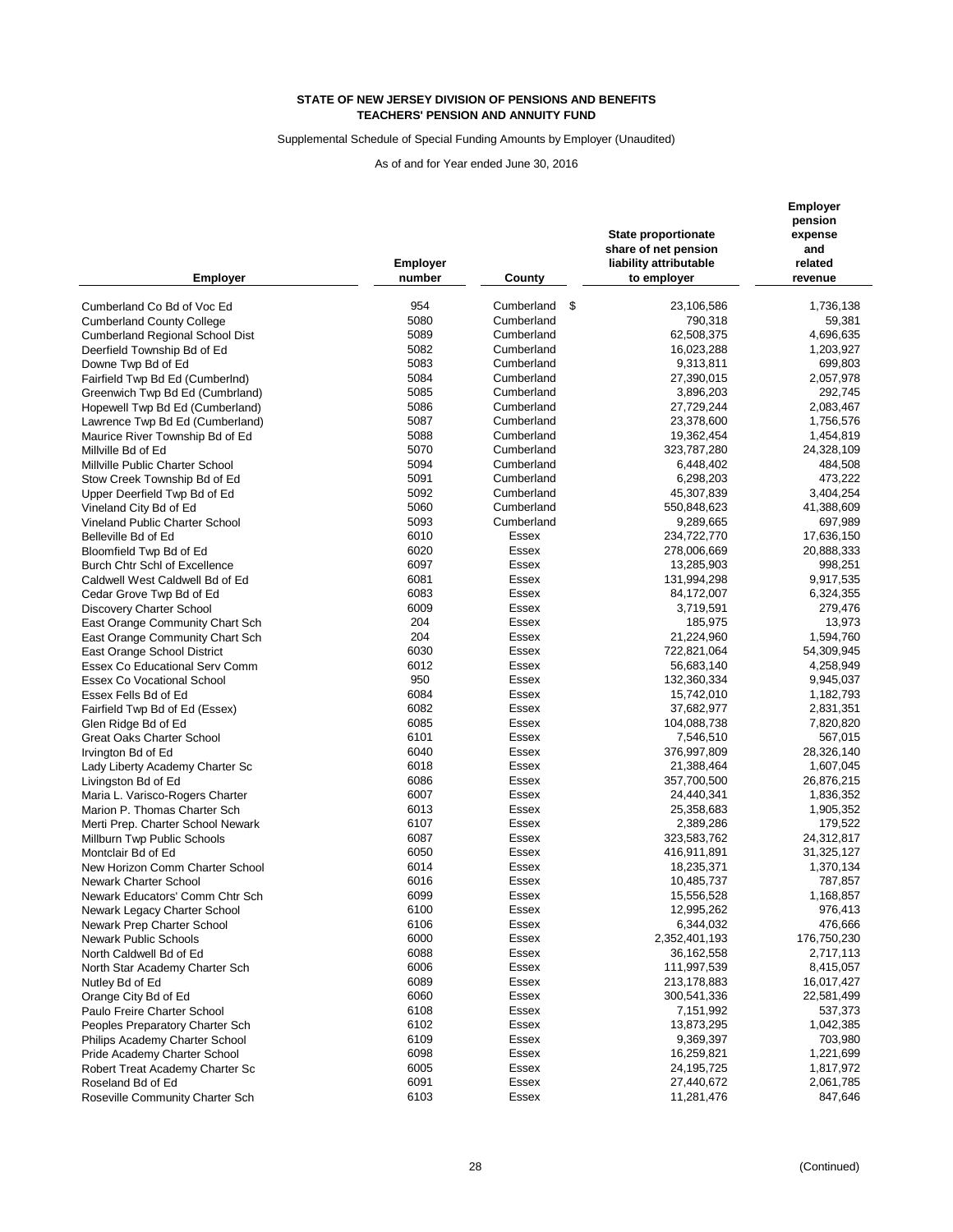**STATE OF NEW JERSEY DIVISION OF PENSIONS AND BENEFITS**
**TEACHERS' PENSION AND ANNUITY FUND**

Supplemental Schedule of Special Funding Amounts by Employer (Unaudited)

As of and for Year ended June 30, 2016

| Employer | Employer number | County | State proportionate share of net pension liability attributable to employer | Employer pension expense and related revenue |
|---|---|---|---|---|
| Cumberland Co Bd of Voc Ed | 954 | Cumberland | $ 23,106,586 | 1,736,138 |
| Cumberland County College | 5080 | Cumberland | 790,318 | 59,381 |
| Cumberland Regional School Dist | 5089 | Cumberland | 62,508,375 | 4,696,635 |
| Deerfield Township Bd of Ed | 5082 | Cumberland | 16,023,288 | 1,203,927 |
| Downe Twp Bd of Ed | 5083 | Cumberland | 9,313,811 | 699,803 |
| Fairfield Twp Bd Ed (Cumberlnd) | 5084 | Cumberland | 27,390,015 | 2,057,978 |
| Greenwich Twp Bd Ed (Cumbrland) | 5085 | Cumberland | 3,896,203 | 292,745 |
| Hopewell Twp Bd Ed (Cumberland) | 5086 | Cumberland | 27,729,244 | 2,083,467 |
| Lawrence Twp Bd Ed (Cumberland) | 5087 | Cumberland | 23,378,600 | 1,756,576 |
| Maurice River Township Bd of Ed | 5088 | Cumberland | 19,362,454 | 1,454,819 |
| Millville Bd of Ed | 5070 | Cumberland | 323,787,280 | 24,328,109 |
| Millville Public Charter School | 5094 | Cumberland | 6,448,402 | 484,508 |
| Stow Creek Township Bd of Ed | 5091 | Cumberland | 6,298,203 | 473,222 |
| Upper Deerfield Twp Bd of Ed | 5092 | Cumberland | 45,307,839 | 3,404,254 |
| Vineland City Bd of Ed | 5060 | Cumberland | 550,848,623 | 41,388,609 |
| Vineland Public Charter School | 5093 | Cumberland | 9,289,665 | 697,989 |
| Belleville Bd of Ed | 6010 | Essex | 234,722,770 | 17,636,150 |
| Bloomfield Twp Bd of Ed | 6020 | Essex | 278,006,669 | 20,888,333 |
| Burch Chtr Schl of Excellence | 6097 | Essex | 13,285,903 | 998,251 |
| Caldwell West Caldwell Bd of Ed | 6081 | Essex | 131,994,298 | 9,917,535 |
| Cedar Grove Twp Bd of Ed | 6083 | Essex | 84,172,007 | 6,324,355 |
| Discovery Charter School | 6009 | Essex | 3,719,591 | 279,476 |
| East Orange Community Chart Sch | 204 | Essex | 185,975 | 13,973 |
| East Orange Community Chart Sch | 204 | Essex | 21,224,960 | 1,594,760 |
| East Orange School District | 6030 | Essex | 722,821,064 | 54,309,945 |
| Essex Co Educational Serv Comm | 6012 | Essex | 56,683,140 | 4,258,949 |
| Essex Co Vocational School | 950 | Essex | 132,360,334 | 9,945,037 |
| Essex Fells Bd of Ed | 6084 | Essex | 15,742,010 | 1,182,793 |
| Fairfield Twp Bd of Ed (Essex) | 6082 | Essex | 37,682,977 | 2,831,351 |
| Glen Ridge Bd of Ed | 6085 | Essex | 104,088,738 | 7,820,820 |
| Great Oaks Charter School | 6101 | Essex | 7,546,510 | 567,015 |
| Irvington Bd of Ed | 6040 | Essex | 376,997,809 | 28,326,140 |
| Lady Liberty Academy Charter Sc | 6018 | Essex | 21,388,464 | 1,607,045 |
| Livingston Bd of Ed | 6086 | Essex | 357,700,500 | 26,876,215 |
| Maria L. Varisco-Rogers Charter | 6007 | Essex | 24,440,341 | 1,836,352 |
| Marion P. Thomas Charter Sch | 6013 | Essex | 25,358,683 | 1,905,352 |
| Merti Prep. Charter School Newark | 6107 | Essex | 2,389,286 | 179,522 |
| Millburn Twp Public Schools | 6087 | Essex | 323,583,762 | 24,312,817 |
| Montclair Bd of Ed | 6050 | Essex | 416,911,891 | 31,325,127 |
| New Horizon Comm Charter School | 6014 | Essex | 18,235,371 | 1,370,134 |
| Newark Charter School | 6016 | Essex | 10,485,737 | 787,857 |
| Newark Educators' Comm Chtr Sch | 6099 | Essex | 15,556,528 | 1,168,857 |
| Newark Legacy Charter School | 6100 | Essex | 12,995,262 | 976,413 |
| Newark Prep Charter School | 6106 | Essex | 6,344,032 | 476,666 |
| Newark Public Schools | 6000 | Essex | 2,352,401,193 | 176,750,230 |
| North Caldwell Bd of Ed | 6088 | Essex | 36,162,558 | 2,717,113 |
| North Star Academy Charter Sch | 6006 | Essex | 111,997,539 | 8,415,057 |
| Nutley Bd of Ed | 6089 | Essex | 213,178,883 | 16,017,427 |
| Orange City Bd of Ed | 6060 | Essex | 300,541,336 | 22,581,499 |
| Paulo Freire Charter School | 6108 | Essex | 7,151,992 | 537,373 |
| Peoples Preparatory Charter Sch | 6102 | Essex | 13,873,295 | 1,042,385 |
| Philips Academy Charter School | 6109 | Essex | 9,369,397 | 703,980 |
| Pride Academy Charter School | 6098 | Essex | 16,259,821 | 1,221,699 |
| Robert Treat Academy Charter Sc | 6005 | Essex | 24,195,725 | 1,817,972 |
| Roseland Bd of Ed | 6091 | Essex | 27,440,672 | 2,061,785 |
| Roseville Community Charter Sch | 6103 | Essex | 11,281,476 | 847,646 |

(Continued)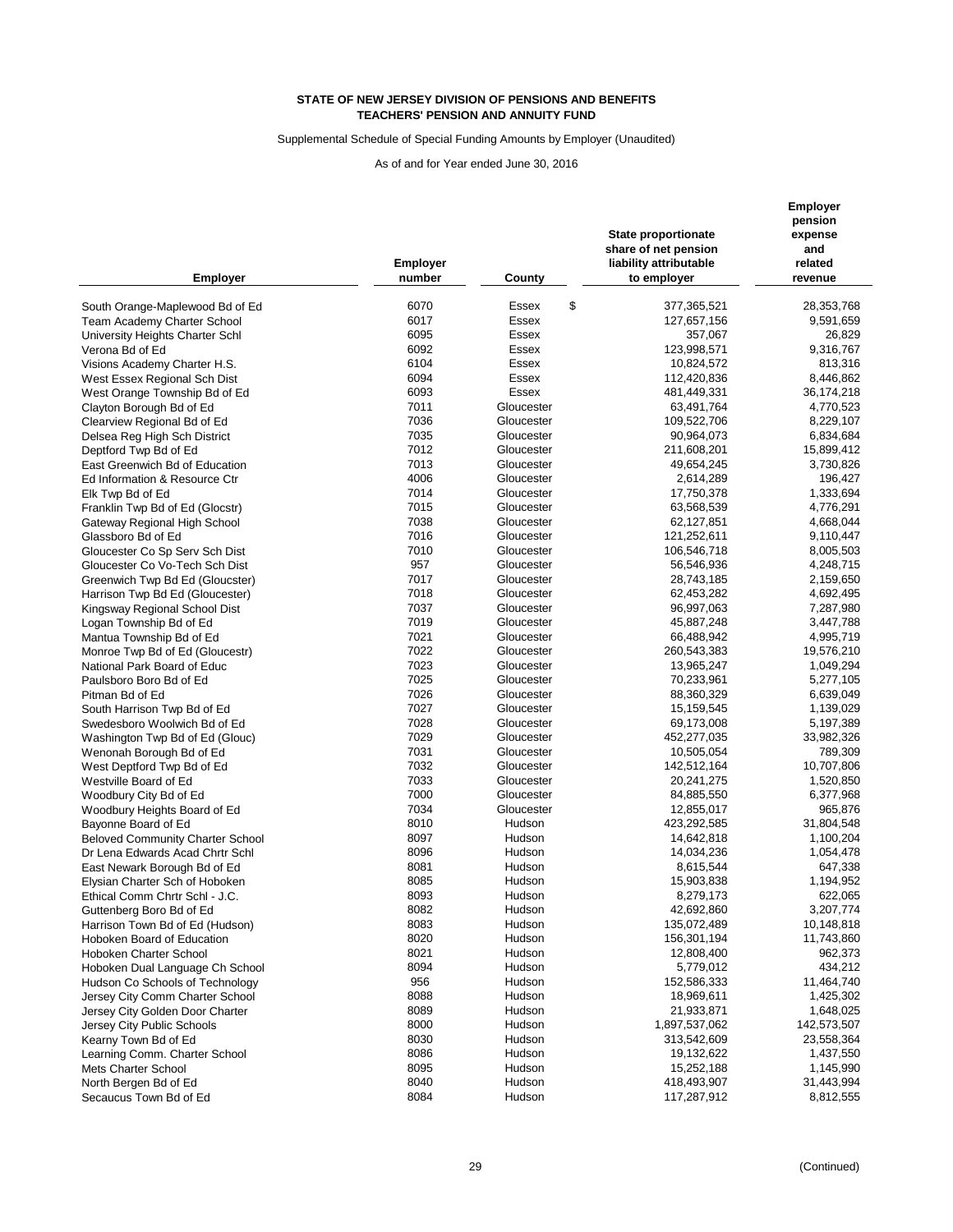**STATE OF NEW JERSEY DIVISION OF PENSIONS AND BENEFITS**
**TEACHERS' PENSION AND ANNUITY FUND**

Supplemental Schedule of Special Funding Amounts by Employer (Unaudited)

As of and for Year ended June 30, 2016

| Employer | Employer number | County | State proportionate share of net pension liability attributable to employer | Employer pension expense and related revenue |
|---|---|---|---|---|
| South Orange-Maplewood Bd of Ed | 6070 | Essex | $ 377,365,521 | 28,353,768 |
| Team Academy Charter School | 6017 | Essex | 127,657,156 | 9,591,659 |
| University Heights Charter Schl | 6095 | Essex | 357,067 | 26,829 |
| Verona Bd of Ed | 6092 | Essex | 123,998,571 | 9,316,767 |
| Visions Academy Charter H.S. | 6104 | Essex | 10,824,572 | 813,316 |
| West Essex Regional Sch Dist | 6094 | Essex | 112,420,836 | 8,446,862 |
| West Orange Township Bd of Ed | 6093 | Essex | 481,449,331 | 36,174,218 |
| Clayton Borough Bd of Ed | 7011 | Gloucester | 63,491,764 | 4,770,523 |
| Clearview Regional Bd of Ed | 7036 | Gloucester | 109,522,706 | 8,229,107 |
| Delsea Reg High Sch District | 7035 | Gloucester | 90,964,073 | 6,834,684 |
| Deptford Twp Bd of Ed | 7012 | Gloucester | 211,608,201 | 15,899,412 |
| East Greenwich Bd of Education | 7013 | Gloucester | 49,654,245 | 3,730,826 |
| Ed Information & Resource Ctr | 4006 | Gloucester | 2,614,289 | 196,427 |
| Elk Twp Bd of Ed | 7014 | Gloucester | 17,750,378 | 1,333,694 |
| Franklin Twp Bd of Ed (Glocstr) | 7015 | Gloucester | 63,568,539 | 4,776,291 |
| Gateway Regional High School | 7038 | Gloucester | 62,127,851 | 4,668,044 |
| Glassboro Bd of Ed | 7016 | Gloucester | 121,252,611 | 9,110,447 |
| Gloucester Co Sp Serv Sch Dist | 7010 | Gloucester | 106,546,718 | 8,005,503 |
| Gloucester Co Vo-Tech Sch Dist | 957 | Gloucester | 56,546,936 | 4,248,715 |
| Greenwich Twp Bd Ed (Gloucster) | 7017 | Gloucester | 28,743,185 | 2,159,650 |
| Harrison Twp Bd Ed (Gloucester) | 7018 | Gloucester | 62,453,282 | 4,692,495 |
| Kingsway Regional School Dist | 7037 | Gloucester | 96,997,063 | 7,287,980 |
| Logan Township Bd of Ed | 7019 | Gloucester | 45,887,248 | 3,447,788 |
| Mantua Township Bd of Ed | 7021 | Gloucester | 66,488,942 | 4,995,719 |
| Monroe Twp Bd of Ed (Gloucestr) | 7022 | Gloucester | 260,543,383 | 19,576,210 |
| National Park Board of Educ | 7023 | Gloucester | 13,965,247 | 1,049,294 |
| Paulsboro Boro Bd of Ed | 7025 | Gloucester | 70,233,961 | 5,277,105 |
| Pitman Bd of Ed | 7026 | Gloucester | 88,360,329 | 6,639,049 |
| South Harrison Twp Bd of Ed | 7027 | Gloucester | 15,159,545 | 1,139,029 |
| Swedesboro Woolwich Bd of Ed | 7028 | Gloucester | 69,173,008 | 5,197,389 |
| Washington Twp Bd of Ed (Glouc) | 7029 | Gloucester | 452,277,035 | 33,982,326 |
| Wenonah Borough Bd of Ed | 7031 | Gloucester | 10,505,054 | 789,309 |
| West Deptford Twp Bd of Ed | 7032 | Gloucester | 142,512,164 | 10,707,806 |
| Westville Board of Ed | 7033 | Gloucester | 20,241,275 | 1,520,850 |
| Woodbury City Bd of Ed | 7000 | Gloucester | 84,885,550 | 6,377,968 |
| Woodbury Heights Board of Ed | 7034 | Gloucester | 12,855,017 | 965,876 |
| Bayonne Board of Ed | 8010 | Hudson | 423,292,585 | 31,804,548 |
| Beloved Community Charter School | 8097 | Hudson | 14,642,818 | 1,100,204 |
| Dr Lena Edwards Acad Chrtr Schl | 8096 | Hudson | 14,034,236 | 1,054,478 |
| East Newark Borough Bd of Ed | 8081 | Hudson | 8,615,544 | 647,338 |
| Elysian Charter Sch of Hoboken | 8085 | Hudson | 15,903,838 | 1,194,952 |
| Ethical Comm Chrtr Schl - J.C. | 8093 | Hudson | 8,279,173 | 622,065 |
| Guttenberg Boro Bd of Ed | 8082 | Hudson | 42,692,860 | 3,207,774 |
| Harrison Town Bd of Ed (Hudson) | 8083 | Hudson | 135,072,489 | 10,148,818 |
| Hoboken Board of Education | 8020 | Hudson | 156,301,194 | 11,743,860 |
| Hoboken Charter School | 8021 | Hudson | 12,808,400 | 962,373 |
| Hoboken Dual Language Ch School | 8094 | Hudson | 5,779,012 | 434,212 |
| Hudson Co Schools of Technology | 956 | Hudson | 152,586,333 | 11,464,740 |
| Jersey City Comm Charter School | 8088 | Hudson | 18,969,611 | 1,425,302 |
| Jersey City Golden Door Charter | 8089 | Hudson | 21,933,871 | 1,648,025 |
| Jersey City Public Schools | 8000 | Hudson | 1,897,537,062 | 142,573,507 |
| Kearny Town Bd of Ed | 8030 | Hudson | 313,542,609 | 23,558,364 |
| Learning Comm. Charter School | 8086 | Hudson | 19,132,622 | 1,437,550 |
| Mets Charter School | 8095 | Hudson | 15,252,188 | 1,145,990 |
| North Bergen Bd of Ed | 8040 | Hudson | 418,493,907 | 31,443,994 |
| Secaucus Town Bd of Ed | 8084 | Hudson | 117,287,912 | 8,812,555 |

(Continued)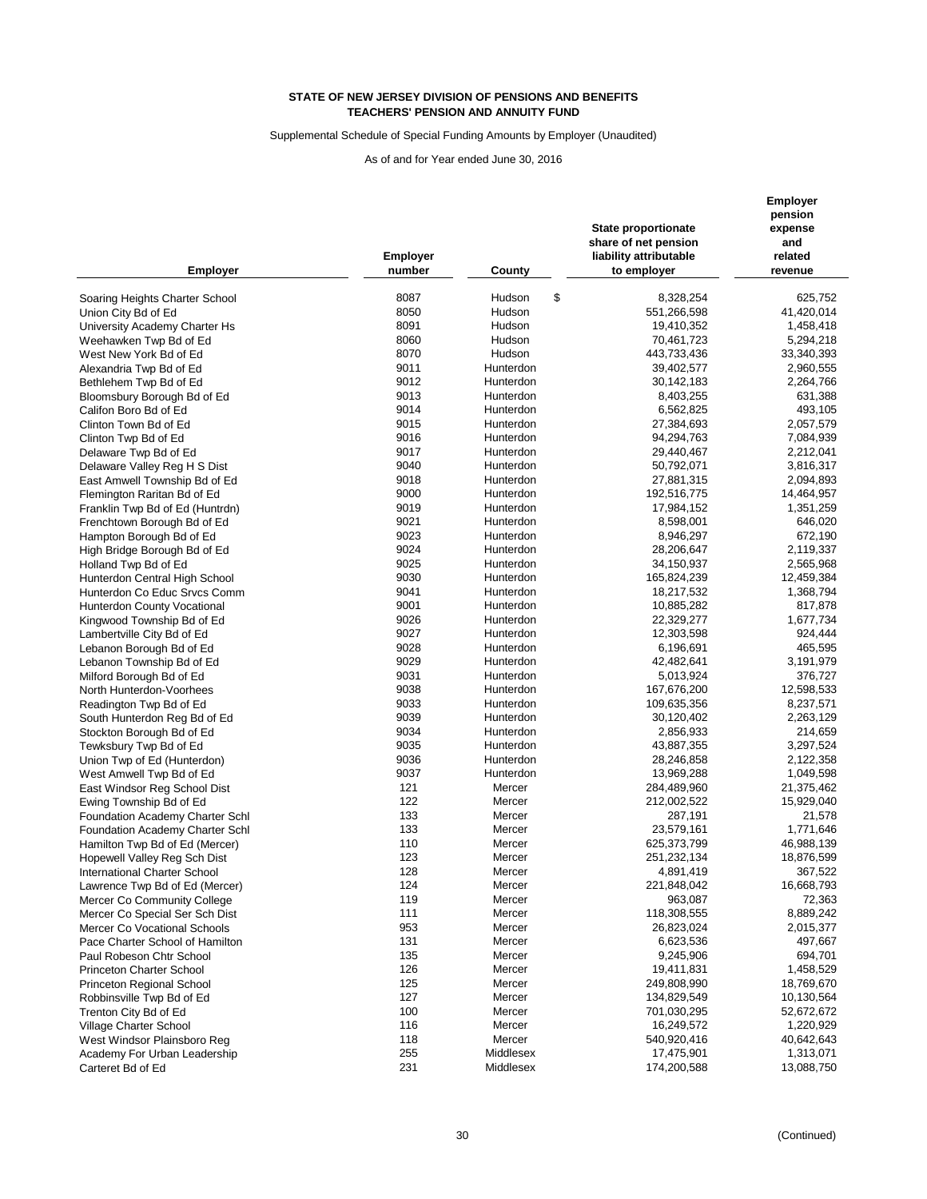**STATE OF NEW JERSEY DIVISION OF PENSIONS AND BENEFITS**
**TEACHERS' PENSION AND ANNUITY FUND**

Supplemental Schedule of Special Funding Amounts by Employer (Unaudited)

As of and for Year ended June 30, 2016

| Employer | Employer number | County | State proportionate share of net pension liability attributable to employer | Employer pension expense and related revenue |
|---|---|---|---|---|
| Soaring Heights Charter School | 8087 | Hudson | $ 8,328,254 | 625,752 |
| Union City Bd of Ed | 8050 | Hudson | 551,266,598 | 41,420,014 |
| University Academy Charter Hs | 8091 | Hudson | 19,410,352 | 1,458,418 |
| Weehawken Twp Bd of Ed | 8060 | Hudson | 70,461,723 | 5,294,218 |
| West New York Bd of Ed | 8070 | Hudson | 443,733,436 | 33,340,393 |
| Alexandria Twp Bd of Ed | 9011 | Hunterdon | 39,402,577 | 2,960,555 |
| Bethlehem Twp Bd of Ed | 9012 | Hunterdon | 30,142,183 | 2,264,766 |
| Bloomsbury Borough Bd of Ed | 9013 | Hunterdon | 8,403,255 | 631,388 |
| Califon Boro Bd of Ed | 9014 | Hunterdon | 6,562,825 | 493,105 |
| Clinton Town Bd of Ed | 9015 | Hunterdon | 27,384,693 | 2,057,579 |
| Clinton Twp Bd of Ed | 9016 | Hunterdon | 94,294,763 | 7,084,939 |
| Delaware Twp Bd of Ed | 9017 | Hunterdon | 29,440,467 | 2,212,041 |
| Delaware Valley Reg H S Dist | 9040 | Hunterdon | 50,792,071 | 3,816,317 |
| East Amwell Township Bd of Ed | 9018 | Hunterdon | 27,881,315 | 2,094,893 |
| Flemington Raritan Bd of Ed | 9000 | Hunterdon | 192,516,775 | 14,464,957 |
| Franklin Twp Bd of Ed (Huntrdn) | 9019 | Hunterdon | 17,984,152 | 1,351,259 |
| Frenchtown Borough Bd of Ed | 9021 | Hunterdon | 8,598,001 | 646,020 |
| Hampton Borough Bd of Ed | 9023 | Hunterdon | 8,946,297 | 672,190 |
| High Bridge Borough Bd of Ed | 9024 | Hunterdon | 28,206,647 | 2,119,337 |
| Holland Twp Bd of Ed | 9025 | Hunterdon | 34,150,937 | 2,565,968 |
| Hunterdon Central High School | 9030 | Hunterdon | 165,824,239 | 12,459,384 |
| Hunterdon Co Educ Srvcs Comm | 9041 | Hunterdon | 18,217,532 | 1,368,794 |
| Hunterdon County Vocational | 9001 | Hunterdon | 10,885,282 | 817,878 |
| Kingwood Township Bd of Ed | 9026 | Hunterdon | 22,329,277 | 1,677,734 |
| Lambertville City Bd of Ed | 9027 | Hunterdon | 12,303,598 | 924,444 |
| Lebanon Borough Bd of Ed | 9028 | Hunterdon | 6,196,691 | 465,595 |
| Lebanon Township Bd of Ed | 9029 | Hunterdon | 42,482,641 | 3,191,979 |
| Milford Borough Bd of Ed | 9031 | Hunterdon | 5,013,924 | 376,727 |
| North Hunterdon-Voorhees | 9038 | Hunterdon | 167,676,200 | 12,598,533 |
| Readington Twp Bd of Ed | 9033 | Hunterdon | 109,635,356 | 8,237,571 |
| South Hunterdon Reg Bd of Ed | 9039 | Hunterdon | 30,120,402 | 2,263,129 |
| Stockton Borough Bd of Ed | 9034 | Hunterdon | 2,856,933 | 214,659 |
| Tewksbury Twp Bd of Ed | 9035 | Hunterdon | 43,887,355 | 3,297,524 |
| Union Twp of Ed (Hunterdon) | 9036 | Hunterdon | 28,246,858 | 2,122,358 |
| West Amwell Twp Bd of Ed | 9037 | Hunterdon | 13,969,288 | 1,049,598 |
| East Windsor Reg School Dist | 121 | Mercer | 284,489,960 | 21,375,462 |
| Ewing Township Bd of Ed | 122 | Mercer | 212,002,522 | 15,929,040 |
| Foundation Academy Charter Schl | 133 | Mercer | 287,191 | 21,578 |
| Foundation Academy Charter Schl | 133 | Mercer | 23,579,161 | 1,771,646 |
| Hamilton Twp Bd of Ed (Mercer) | 110 | Mercer | 625,373,799 | 46,988,139 |
| Hopewell Valley Reg Sch Dist | 123 | Mercer | 251,232,134 | 18,876,599 |
| International Charter School | 128 | Mercer | 4,891,419 | 367,522 |
| Lawrence Twp Bd of Ed (Mercer) | 124 | Mercer | 221,848,042 | 16,668,793 |
| Mercer Co Community College | 119 | Mercer | 963,087 | 72,363 |
| Mercer Co Special Ser Sch Dist | 111 | Mercer | 118,308,555 | 8,889,242 |
| Mercer Co Vocational Schools | 953 | Mercer | 26,823,024 | 2,015,377 |
| Pace Charter School of Hamilton | 131 | Mercer | 6,623,536 | 497,667 |
| Paul Robeson Chtr School | 135 | Mercer | 9,245,906 | 694,701 |
| Princeton Charter School | 126 | Mercer | 19,411,831 | 1,458,529 |
| Princeton Regional School | 125 | Mercer | 249,808,990 | 18,769,670 |
| Robbinsville Twp Bd of Ed | 127 | Mercer | 134,829,549 | 10,130,564 |
| Trenton City Bd of Ed | 100 | Mercer | 701,030,295 | 52,672,672 |
| Village Charter School | 116 | Mercer | 16,249,572 | 1,220,929 |
| West Windsor Plainsboro Reg | 118 | Mercer | 540,920,416 | 40,642,643 |
| Academy For Urban Leadership | 255 | Middlesex | 17,475,901 | 1,313,071 |
| Carteret Bd of Ed | 231 | Middlesex | 174,200,588 | 13,088,750 |

(Continued)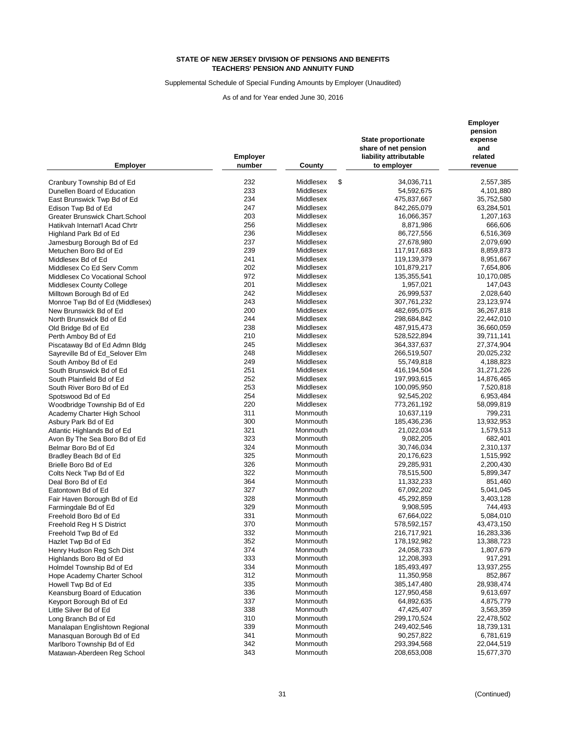**STATE OF NEW JERSEY DIVISION OF PENSIONS AND BENEFITS**
**TEACHERS' PENSION AND ANNUITY FUND**

Supplemental Schedule of Special Funding Amounts by Employer (Unaudited)

As of and for Year ended June 30, 2016

| Employer | Employer number | County | State proportionate share of net pension liability attributable to employer | Employer pension expense and related revenue |
|---|---|---|---|---|
| Cranbury Township Bd of Ed | 232 | Middlesex | $ 34,036,711 | 2,557,385 |
| Dunellen Board of Education | 233 | Middlesex | 54,592,675 | 4,101,880 |
| East Brunswick Twp Bd of Ed | 234 | Middlesex | 475,837,667 | 35,752,580 |
| Edison Twp Bd of Ed | 247 | Middlesex | 842,265,079 | 63,284,501 |
| Greater Brunswick Chart.School | 203 | Middlesex | 16,066,357 | 1,207,163 |
| Hatikvah Internat'l Acad Chrtr | 256 | Middlesex | 8,871,986 | 666,606 |
| Highland Park Bd of Ed | 236 | Middlesex | 86,727,556 | 6,516,369 |
| Jamesburg Borough Bd of Ed | 237 | Middlesex | 27,678,980 | 2,079,690 |
| Metuchen Boro Bd of Ed | 239 | Middlesex | 117,917,683 | 8,859,873 |
| Middlesex Bd of Ed | 241 | Middlesex | 119,139,379 | 8,951,667 |
| Middlesex Co Ed Serv Comm | 202 | Middlesex | 101,879,217 | 7,654,806 |
| Middlesex Co Vocational School | 972 | Middlesex | 135,355,541 | 10,170,085 |
| Middlesex County College | 201 | Middlesex | 1,957,021 | 147,043 |
| Milltown Borough Bd of Ed | 242 | Middlesex | 26,999,537 | 2,028,640 |
| Monroe Twp Bd of Ed (Middlesex) | 243 | Middlesex | 307,761,232 | 23,123,974 |
| New Brunswick Bd of Ed | 200 | Middlesex | 482,695,075 | 36,267,818 |
| North Brunswick Bd of Ed | 244 | Middlesex | 298,684,842 | 22,442,010 |
| Old Bridge Bd of Ed | 238 | Middlesex | 487,915,473 | 36,660,059 |
| Perth Amboy Bd of Ed | 210 | Middlesex | 528,522,894 | 39,711,141 |
| Piscataway Bd of Ed Admn Bldg | 245 | Middlesex | 364,337,637 | 27,374,904 |
| Sayreville Bd of Ed_Selover Elm | 248 | Middlesex | 266,519,507 | 20,025,232 |
| South Amboy Bd of Ed | 249 | Middlesex | 55,749,818 | 4,188,823 |
| South Brunswick Bd of Ed | 251 | Middlesex | 416,194,504 | 31,271,226 |
| South Plainfield Bd of Ed | 252 | Middlesex | 197,993,615 | 14,876,465 |
| South River Boro Bd of Ed | 253 | Middlesex | 100,095,950 | 7,520,818 |
| Spotswood Bd of Ed | 254 | Middlesex | 92,545,202 | 6,953,484 |
| Woodbridge Township Bd of Ed | 220 | Middlesex | 773,261,192 | 58,099,819 |
| Academy Charter High School | 311 | Monmouth | 10,637,119 | 799,231 |
| Asbury Park Bd of Ed | 300 | Monmouth | 185,436,236 | 13,932,953 |
| Atlantic Highlands Bd of Ed | 321 | Monmouth | 21,022,034 | 1,579,513 |
| Avon By The Sea Boro Bd of Ed | 323 | Monmouth | 9,082,205 | 682,401 |
| Belmar Boro Bd of Ed | 324 | Monmouth | 30,746,034 | 2,310,137 |
| Bradley Beach Bd of Ed | 325 | Monmouth | 20,176,623 | 1,515,992 |
| Brielle Boro Bd of Ed | 326 | Monmouth | 29,285,931 | 2,200,430 |
| Colts Neck Twp Bd of Ed | 322 | Monmouth | 78,515,500 | 5,899,347 |
| Deal Boro Bd of Ed | 364 | Monmouth | 11,332,233 | 851,460 |
| Eatontown Bd of Ed | 327 | Monmouth | 67,092,202 | 5,041,045 |
| Fair Haven Borough Bd of Ed | 328 | Monmouth | 45,292,859 | 3,403,128 |
| Farmingdale Bd of Ed | 329 | Monmouth | 9,908,595 | 744,493 |
| Freehold Boro Bd of Ed | 331 | Monmouth | 67,664,022 | 5,084,010 |
| Freehold Reg H S District | 370 | Monmouth | 578,592,157 | 43,473,150 |
| Freehold Twp Bd of Ed | 332 | Monmouth | 216,717,921 | 16,283,336 |
| Hazlet Twp Bd of Ed | 352 | Monmouth | 178,192,982 | 13,388,723 |
| Henry Hudson Reg Sch Dist | 374 | Monmouth | 24,058,733 | 1,807,679 |
| Highlands Boro Bd of Ed | 333 | Monmouth | 12,208,393 | 917,291 |
| Holmdel Township Bd of Ed | 334 | Monmouth | 185,493,497 | 13,937,255 |
| Hope Academy Charter School | 312 | Monmouth | 11,350,958 | 852,867 |
| Howell Twp Bd of Ed | 335 | Monmouth | 385,147,480 | 28,938,474 |
| Keansburg Board of Education | 336 | Monmouth | 127,950,458 | 9,613,697 |
| Keyport Borough Bd of Ed | 337 | Monmouth | 64,892,635 | 4,875,779 |
| Little Silver Bd of Ed | 338 | Monmouth | 47,425,407 | 3,563,359 |
| Long Branch Bd of Ed | 310 | Monmouth | 299,170,524 | 22,478,502 |
| Manalapan Englishtown Regional | 339 | Monmouth | 249,402,546 | 18,739,131 |
| Manasquan Borough Bd of Ed | 341 | Monmouth | 90,257,822 | 6,781,619 |
| Marlboro Township Bd of Ed | 342 | Monmouth | 293,394,568 | 22,044,519 |
| Matawan-Aberdeen Reg School | 343 | Monmouth | 208,653,008 | 15,677,370 |

(Continued)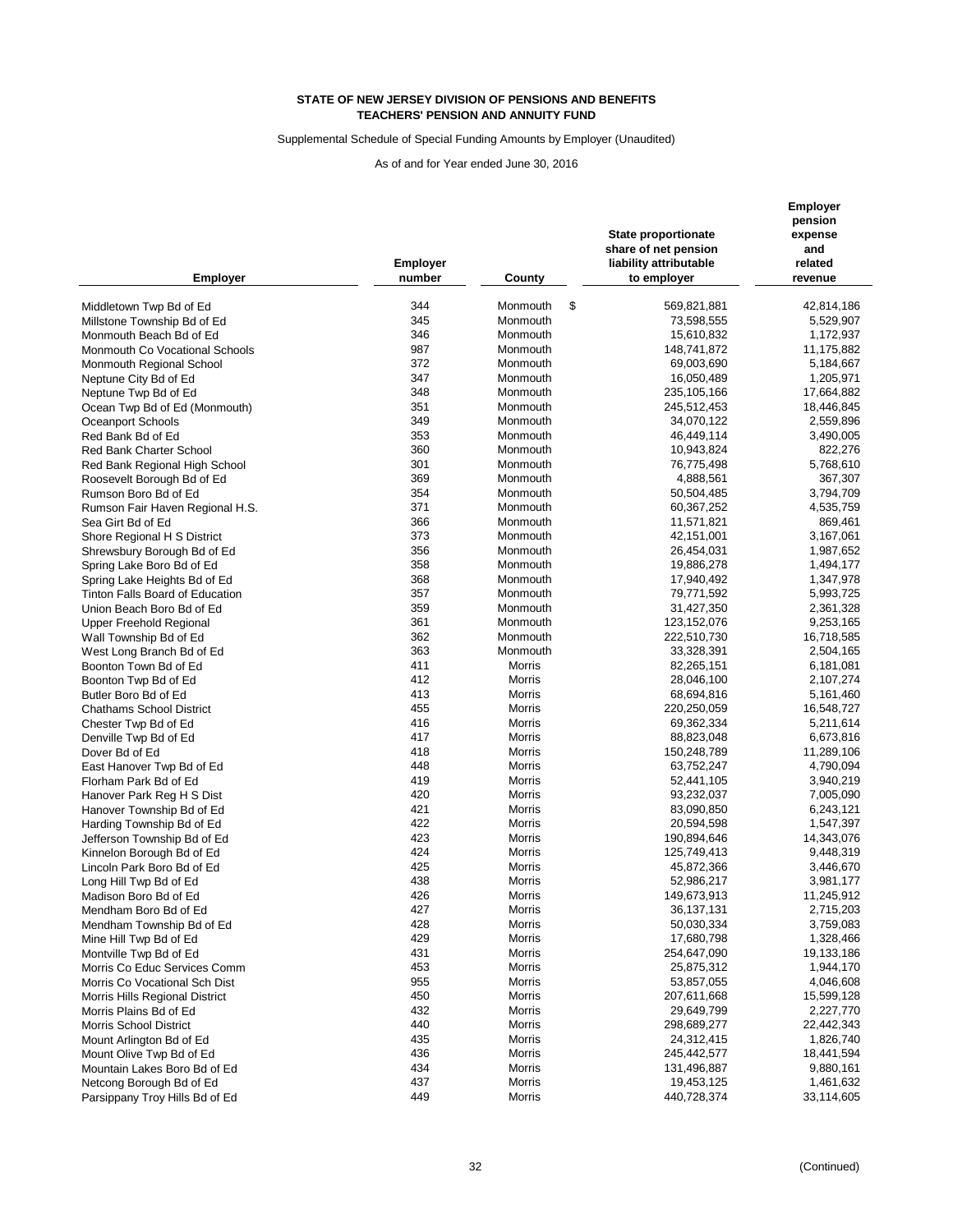**STATE OF NEW JERSEY DIVISION OF PENSIONS AND BENEFITS**
**TEACHERS' PENSION AND ANNUITY FUND**

Supplemental Schedule of Special Funding Amounts by Employer (Unaudited)

As of and for Year ended June 30, 2016

| Employer | Employer number | County | State proportionate share of net pension liability attributable to employer | Employer pension expense and related revenue |
|---|---|---|---|---|
| Middletown Twp Bd of Ed | 344 | Monmouth | $ 569,821,881 | 42,814,186 |
| Millstone Township Bd of Ed | 345 | Monmouth | 73,598,555 | 5,529,907 |
| Monmouth Beach Bd of Ed | 346 | Monmouth | 15,610,832 | 1,172,937 |
| Monmouth Co Vocational Schools | 987 | Monmouth | 148,741,872 | 11,175,882 |
| Monmouth Regional School | 372 | Monmouth | 69,003,690 | 5,184,667 |
| Neptune City Bd of Ed | 347 | Monmouth | 16,050,489 | 1,205,971 |
| Neptune Twp Bd of Ed | 348 | Monmouth | 235,105,166 | 17,664,882 |
| Ocean Twp Bd of Ed (Monmouth) | 351 | Monmouth | 245,512,453 | 18,446,845 |
| Oceanport Schools | 349 | Monmouth | 34,070,122 | 2,559,896 |
| Red Bank Bd of Ed | 353 | Monmouth | 46,449,114 | 3,490,005 |
| Red Bank Charter School | 360 | Monmouth | 10,943,824 | 822,276 |
| Red Bank Regional High School | 301 | Monmouth | 76,775,498 | 5,768,610 |
| Roosevelt Borough Bd of Ed | 369 | Monmouth | 4,888,561 | 367,307 |
| Rumson Boro Bd of Ed | 354 | Monmouth | 50,504,485 | 3,794,709 |
| Rumson Fair Haven Regional H.S. | 371 | Monmouth | 60,367,252 | 4,535,759 |
| Sea Girt Bd of Ed | 366 | Monmouth | 11,571,821 | 869,461 |
| Shore Regional H S District | 373 | Monmouth | 42,151,001 | 3,167,061 |
| Shrewsbury Borough Bd of Ed | 356 | Monmouth | 26,454,031 | 1,987,652 |
| Spring Lake Boro Bd of Ed | 358 | Monmouth | 19,886,278 | 1,494,177 |
| Spring Lake Heights Bd of Ed | 368 | Monmouth | 17,940,492 | 1,347,978 |
| Tinton Falls Board of Education | 357 | Monmouth | 79,771,592 | 5,993,725 |
| Union Beach Boro Bd of Ed | 359 | Monmouth | 31,427,350 | 2,361,328 |
| Upper Freehold Regional | 361 | Monmouth | 123,152,076 | 9,253,165 |
| Wall Township Bd of Ed | 362 | Monmouth | 222,510,730 | 16,718,585 |
| West Long Branch Bd of Ed | 363 | Monmouth | 33,328,391 | 2,504,165 |
| Boonton Town Bd of Ed | 411 | Morris | 82,265,151 | 6,181,081 |
| Boonton Twp Bd of Ed | 412 | Morris | 28,046,100 | 2,107,274 |
| Butler Boro Bd of Ed | 413 | Morris | 68,694,816 | 5,161,460 |
| Chathams School District | 455 | Morris | 220,250,059 | 16,548,727 |
| Chester Twp Bd of Ed | 416 | Morris | 69,362,334 | 5,211,614 |
| Denville Twp Bd of Ed | 417 | Morris | 88,823,048 | 6,673,816 |
| Dover Bd of Ed | 418 | Morris | 150,248,789 | 11,289,106 |
| East Hanover Twp Bd of Ed | 448 | Morris | 63,752,247 | 4,790,094 |
| Florham Park Bd of Ed | 419 | Morris | 52,441,105 | 3,940,219 |
| Hanover Park Reg H S Dist | 420 | Morris | 93,232,037 | 7,005,090 |
| Hanover Township Bd of Ed | 421 | Morris | 83,090,850 | 6,243,121 |
| Harding Township Bd of Ed | 422 | Morris | 20,594,598 | 1,547,397 |
| Jefferson Township Bd of Ed | 423 | Morris | 190,894,646 | 14,343,076 |
| Kinnelon Borough Bd of Ed | 424 | Morris | 125,749,413 | 9,448,319 |
| Lincoln Park Boro Bd of Ed | 425 | Morris | 45,872,366 | 3,446,670 |
| Long Hill Twp Bd of Ed | 438 | Morris | 52,986,217 | 3,981,177 |
| Madison Boro Bd of Ed | 426 | Morris | 149,673,913 | 11,245,912 |
| Mendham Boro Bd of Ed | 427 | Morris | 36,137,131 | 2,715,203 |
| Mendham Township Bd of Ed | 428 | Morris | 50,030,334 | 3,759,083 |
| Mine Hill Twp Bd of Ed | 429 | Morris | 17,680,798 | 1,328,466 |
| Montville Twp Bd of Ed | 431 | Morris | 254,647,090 | 19,133,186 |
| Morris Co Educ Services Comm | 453 | Morris | 25,875,312 | 1,944,170 |
| Morris Co Vocational Sch Dist | 955 | Morris | 53,857,055 | 4,046,608 |
| Morris Hills Regional District | 450 | Morris | 207,611,668 | 15,599,128 |
| Morris Plains Bd of Ed | 432 | Morris | 29,649,799 | 2,227,770 |
| Morris School District | 440 | Morris | 298,689,277 | 22,442,343 |
| Mount Arlington Bd of Ed | 435 | Morris | 24,312,415 | 1,826,740 |
| Mount Olive Twp Bd of Ed | 436 | Morris | 245,442,577 | 18,441,594 |
| Mountain Lakes Boro Bd of Ed | 434 | Morris | 131,496,887 | 9,880,161 |
| Netcong Borough Bd of Ed | 437 | Morris | 19,453,125 | 1,461,632 |
| Parsippany Troy Hills Bd of Ed | 449 | Morris | 440,728,374 | 33,114,605 |

(Continued)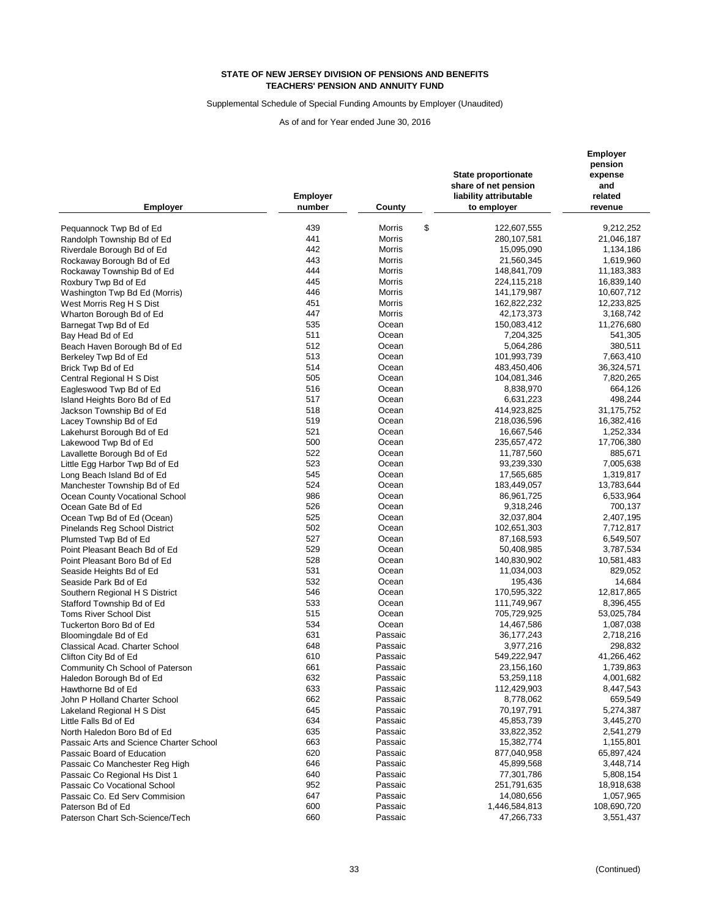**STATE OF NEW JERSEY DIVISION OF PENSIONS AND BENEFITS**
**TEACHERS' PENSION AND ANNUITY FUND**

Supplemental Schedule of Special Funding Amounts by Employer (Unaudited)

As of and for Year ended June 30, 2016

| Employer | Employer number | County | State proportionate share of net pension liability attributable to employer | Employer pension expense and related revenue |
|---|---|---|---|---|
| Pequannock Twp Bd of Ed | 439 | Morris | $ 122,607,555 | 9,212,252 |
| Randolph Township Bd of Ed | 441 | Morris | 280,107,581 | 21,046,187 |
| Riverdale Borough Bd of Ed | 442 | Morris | 15,095,090 | 1,134,186 |
| Rockaway Borough Bd of Ed | 443 | Morris | 21,560,345 | 1,619,960 |
| Rockaway Township Bd of Ed | 444 | Morris | 148,841,709 | 11,183,383 |
| Roxbury Twp Bd of Ed | 445 | Morris | 224,115,218 | 16,839,140 |
| Washington Twp Bd Ed (Morris) | 446 | Morris | 141,179,987 | 10,607,712 |
| West Morris Reg H S Dist | 451 | Morris | 162,822,232 | 12,233,825 |
| Wharton Borough Bd of Ed | 447 | Morris | 42,173,373 | 3,168,742 |
| Barnegat Twp Bd of Ed | 535 | Ocean | 150,083,412 | 11,276,680 |
| Bay Head Bd of Ed | 511 | Ocean | 7,204,325 | 541,305 |
| Beach Haven Borough Bd of Ed | 512 | Ocean | 5,064,286 | 380,511 |
| Berkeley Twp Bd of Ed | 513 | Ocean | 101,993,739 | 7,663,410 |
| Brick Twp Bd of Ed | 514 | Ocean | 483,450,406 | 36,324,571 |
| Central Regional H S Dist | 505 | Ocean | 104,081,346 | 7,820,265 |
| Eagleswood Twp Bd of Ed | 516 | Ocean | 8,838,970 | 664,126 |
| Island Heights Boro Bd of Ed | 517 | Ocean | 6,631,223 | 498,244 |
| Jackson Township Bd of Ed | 518 | Ocean | 414,923,825 | 31,175,752 |
| Lacey Township Bd of Ed | 519 | Ocean | 218,036,596 | 16,382,416 |
| Lakehurst Borough Bd of Ed | 521 | Ocean | 16,667,546 | 1,252,334 |
| Lakewood Twp Bd of Ed | 500 | Ocean | 235,657,472 | 17,706,380 |
| Lavallette Borough Bd of Ed | 522 | Ocean | 11,787,560 | 885,671 |
| Little Egg Harbor Twp Bd of Ed | 523 | Ocean | 93,239,330 | 7,005,638 |
| Long Beach Island Bd of Ed | 545 | Ocean | 17,565,685 | 1,319,817 |
| Manchester Township Bd of Ed | 524 | Ocean | 183,449,057 | 13,783,644 |
| Ocean County Vocational School | 986 | Ocean | 86,961,725 | 6,533,964 |
| Ocean Gate Bd of Ed | 526 | Ocean | 9,318,246 | 700,137 |
| Ocean Twp Bd of Ed (Ocean) | 525 | Ocean | 32,037,804 | 2,407,195 |
| Pinelands Reg School District | 502 | Ocean | 102,651,303 | 7,712,817 |
| Plumsted Twp Bd of Ed | 527 | Ocean | 87,168,593 | 6,549,507 |
| Point Pleasant Beach Bd of Ed | 529 | Ocean | 50,408,985 | 3,787,534 |
| Point Pleasant Boro Bd of Ed | 528 | Ocean | 140,830,902 | 10,581,483 |
| Seaside Heights Bd of Ed | 531 | Ocean | 11,034,003 | 829,052 |
| Seaside Park Bd of Ed | 532 | Ocean | 195,436 | 14,684 |
| Southern Regional H S District | 546 | Ocean | 170,595,322 | 12,817,865 |
| Stafford Township Bd of Ed | 533 | Ocean | 111,749,967 | 8,396,455 |
| Toms River School Dist | 515 | Ocean | 705,729,925 | 53,025,784 |
| Tuckerton Boro Bd of Ed | 534 | Ocean | 14,467,586 | 1,087,038 |
| Bloomingdale Bd of Ed | 631 | Passaic | 36,177,243 | 2,718,216 |
| Classical Acad. Charter School | 648 | Passaic | 3,977,216 | 298,832 |
| Clifton City Bd of Ed | 610 | Passaic | 549,222,947 | 41,266,462 |
| Community Ch School of Paterson | 661 | Passaic | 23,156,160 | 1,739,863 |
| Haledon Borough Bd of Ed | 632 | Passaic | 53,259,118 | 4,001,682 |
| Hawthorne Bd of Ed | 633 | Passaic | 112,429,903 | 8,447,543 |
| John P Holland Charter School | 662 | Passaic | 8,778,062 | 659,549 |
| Lakeland Regional H S Dist | 645 | Passaic | 70,197,791 | 5,274,387 |
| Little Falls Bd of Ed | 634 | Passaic | 45,853,739 | 3,445,270 |
| North Haledon Boro Bd of Ed | 635 | Passaic | 33,822,352 | 2,541,279 |
| Passaic Arts and Science Charter School | 663 | Passaic | 15,382,774 | 1,155,801 |
| Passaic Board of Education | 620 | Passaic | 877,040,958 | 65,897,424 |
| Passaic Co Manchester Reg High | 646 | Passaic | 45,899,568 | 3,448,714 |
| Passaic Co Regional Hs Dist 1 | 640 | Passaic | 77,301,786 | 5,808,154 |
| Passaic Co Vocational School | 952 | Passaic | 251,791,635 | 18,918,638 |
| Passaic Co. Ed Serv Commision | 647 | Passaic | 14,080,656 | 1,057,965 |
| Paterson Bd of Ed | 600 | Passaic | 1,446,584,813 | 108,690,720 |
| Paterson Chart Sch-Science/Tech | 660 | Passaic | 47,266,733 | 3,551,437 |

(Continued)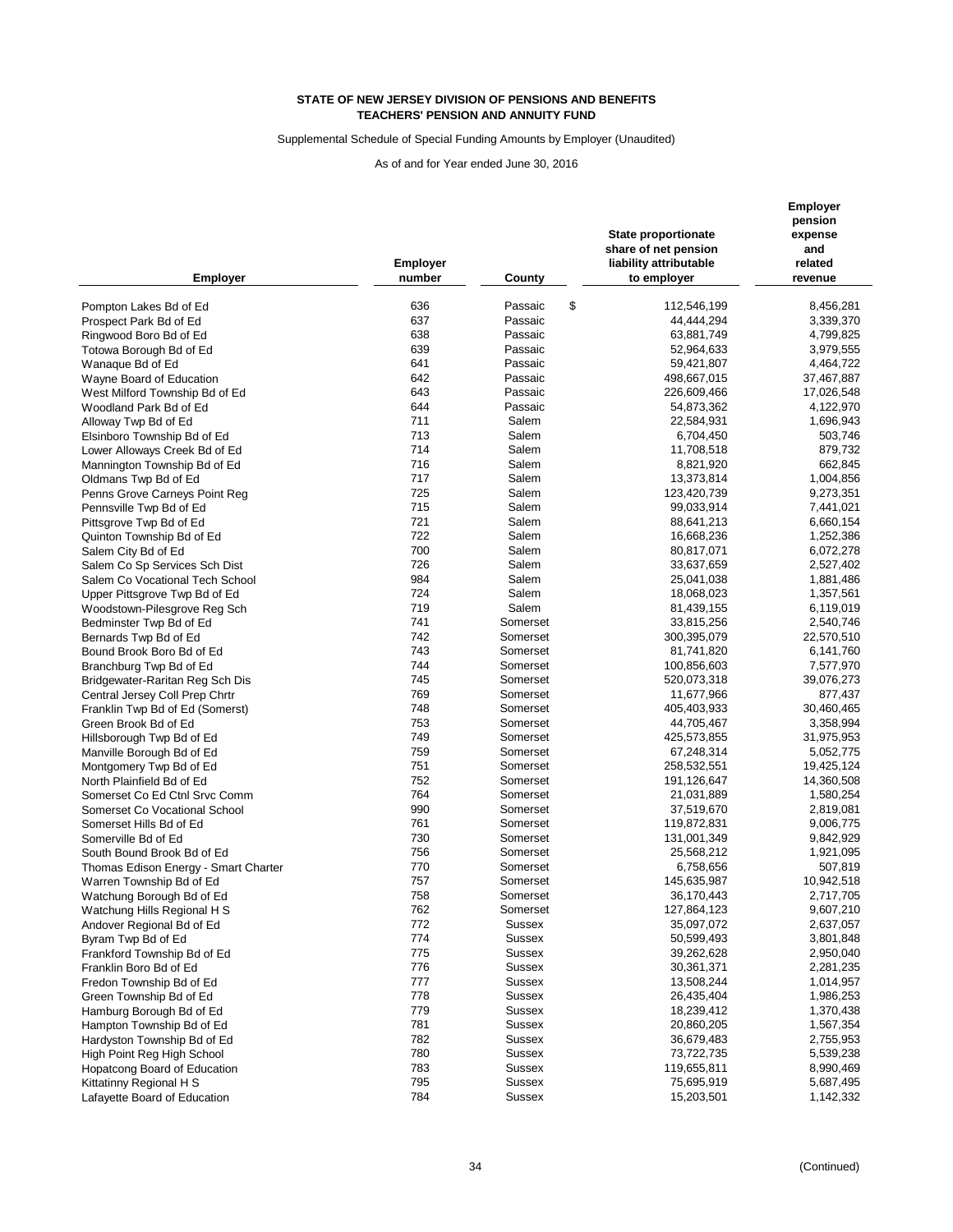**STATE OF NEW JERSEY DIVISION OF PENSIONS AND BENEFITS**
**TEACHERS' PENSION AND ANNUITY FUND**

Supplemental Schedule of Special Funding Amounts by Employer (Unaudited)

As of and for Year ended June 30, 2016

| Employer | Employer number | County | State proportionate share of net pension liability attributable to employer | Employer pension expense and related revenue |
|---|---|---|---|---|
| Pompton Lakes Bd of Ed | 636 | Passaic | $ 112,546,199 | 8,456,281 |
| Prospect Park Bd of Ed | 637 | Passaic | 44,444,294 | 3,339,370 |
| Ringwood Boro Bd of Ed | 638 | Passaic | 63,881,749 | 4,799,825 |
| Totowa Borough Bd of Ed | 639 | Passaic | 52,964,633 | 3,979,555 |
| Wanaque Bd of Ed | 641 | Passaic | 59,421,807 | 4,464,722 |
| Wayne Board of Education | 642 | Passaic | 498,667,015 | 37,467,887 |
| West Milford Township Bd of Ed | 643 | Passaic | 226,609,466 | 17,026,548 |
| Woodland Park Bd of Ed | 644 | Passaic | 54,873,362 | 4,122,970 |
| Alloway Twp Bd of Ed | 711 | Salem | 22,584,931 | 1,696,943 |
| Elsinboro Township Bd of Ed | 713 | Salem | 6,704,450 | 503,746 |
| Lower Alloways Creek Bd of Ed | 714 | Salem | 11,708,518 | 879,732 |
| Mannington Township Bd of Ed | 716 | Salem | 8,821,920 | 662,845 |
| Oldmans Twp Bd of Ed | 717 | Salem | 13,373,814 | 1,004,856 |
| Penns Grove Carneys Point Reg | 725 | Salem | 123,420,739 | 9,273,351 |
| Pennsville Twp Bd of Ed | 715 | Salem | 99,033,914 | 7,441,021 |
| Pittsgrove Twp Bd of Ed | 721 | Salem | 88,641,213 | 6,660,154 |
| Quinton Township Bd of Ed | 722 | Salem | 16,668,236 | 1,252,386 |
| Salem City Bd of Ed | 700 | Salem | 80,817,071 | 6,072,278 |
| Salem Co Sp Services Sch Dist | 726 | Salem | 33,637,659 | 2,527,402 |
| Salem Co Vocational Tech School | 984 | Salem | 25,041,038 | 1,881,486 |
| Upper Pittsgrove Twp Bd of Ed | 724 | Salem | 18,068,023 | 1,357,561 |
| Woodstown-Pilesgrove Reg Sch | 719 | Salem | 81,439,155 | 6,119,019 |
| Bedminster Twp Bd of Ed | 741 | Somerset | 33,815,256 | 2,540,746 |
| Bernards Twp Bd of Ed | 742 | Somerset | 300,395,079 | 22,570,510 |
| Bound Brook Boro Bd of Ed | 743 | Somerset | 81,741,820 | 6,141,760 |
| Branchburg Twp Bd of Ed | 744 | Somerset | 100,856,603 | 7,577,970 |
| Bridgewater-Raritan Reg Sch Dis | 745 | Somerset | 520,073,318 | 39,076,273 |
| Central Jersey Coll Prep Chrtr | 769 | Somerset | 11,677,966 | 877,437 |
| Franklin Twp Bd of Ed (Somerst) | 748 | Somerset | 405,403,933 | 30,460,465 |
| Green Brook Bd of Ed | 753 | Somerset | 44,705,467 | 3,358,994 |
| Hillsborough Twp Bd of Ed | 749 | Somerset | 425,573,855 | 31,975,953 |
| Manville Borough Bd of Ed | 759 | Somerset | 67,248,314 | 5,052,775 |
| Montgomery Twp Bd of Ed | 751 | Somerset | 258,532,551 | 19,425,124 |
| North Plainfield Bd of Ed | 752 | Somerset | 191,126,647 | 14,360,508 |
| Somerset Co Ed Ctnl Srvc Comm | 764 | Somerset | 21,031,889 | 1,580,254 |
| Somerset Co Vocational School | 990 | Somerset | 37,519,670 | 2,819,081 |
| Somerset Hills Bd of Ed | 761 | Somerset | 119,872,831 | 9,006,775 |
| Somerville Bd of Ed | 730 | Somerset | 131,001,349 | 9,842,929 |
| South Bound Brook Bd of Ed | 756 | Somerset | 25,568,212 | 1,921,095 |
| Thomas Edison Energy - Smart Charter | 770 | Somerset | 6,758,656 | 507,819 |
| Warren Township Bd of Ed | 757 | Somerset | 145,635,987 | 10,942,518 |
| Watchung Borough Bd of Ed | 758 | Somerset | 36,170,443 | 2,717,705 |
| Watchung Hills Regional H S | 762 | Somerset | 127,864,123 | 9,607,210 |
| Andover Regional Bd of Ed | 772 | Sussex | 35,097,072 | 2,637,057 |
| Byram Twp Bd of Ed | 774 | Sussex | 50,599,493 | 3,801,848 |
| Frankford Township Bd of Ed | 775 | Sussex | 39,262,628 | 2,950,040 |
| Franklin Boro Bd of Ed | 776 | Sussex | 30,361,371 | 2,281,235 |
| Fredon Township Bd of Ed | 777 | Sussex | 13,508,244 | 1,014,957 |
| Green Township Bd of Ed | 778 | Sussex | 26,435,404 | 1,986,253 |
| Hamburg Borough Bd of Ed | 779 | Sussex | 18,239,412 | 1,370,438 |
| Hampton Township Bd of Ed | 781 | Sussex | 20,860,205 | 1,567,354 |
| Hardyston Township Bd of Ed | 782 | Sussex | 36,679,483 | 2,755,953 |
| High Point Reg High School | 780 | Sussex | 73,722,735 | 5,539,238 |
| Hopatcong Board of Education | 783 | Sussex | 119,655,811 | 8,990,469 |
| Kittatinny Regional H S | 795 | Sussex | 75,695,919 | 5,687,495 |
| Lafayette Board of Education | 784 | Sussex | 15,203,501 | 1,142,332 |

(Continued)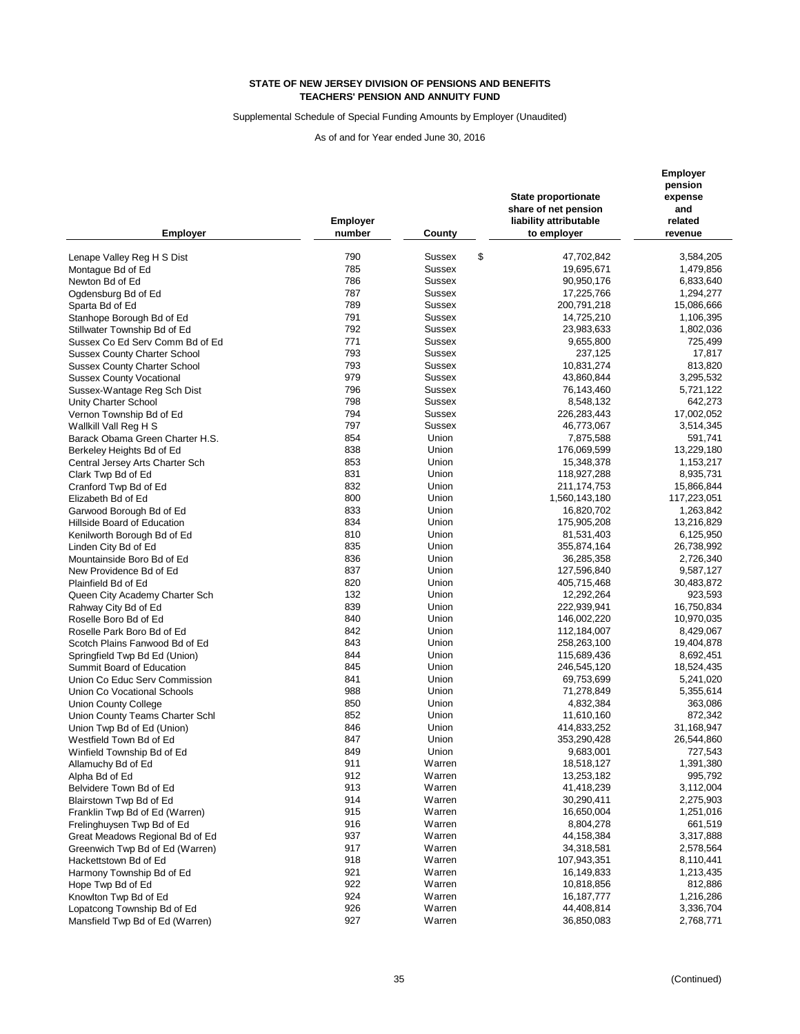**STATE OF NEW JERSEY DIVISION OF PENSIONS AND BENEFITS**
**TEACHERS' PENSION AND ANNUITY FUND**

Supplemental Schedule of Special Funding Amounts by Employer (Unaudited)

As of and for Year ended June 30, 2016

| Employer | Employer number | County | State proportionate share of net pension liability attributable to employer | Employer pension expense and related revenue |
|---|---|---|---|---|
| Lenape Valley Reg H S Dist | 790 | Sussex | $ 47,702,842 | 3,584,205 |
| Montague Bd of Ed | 785 | Sussex | 19,695,671 | 1,479,856 |
| Newton Bd of Ed | 786 | Sussex | 90,950,176 | 6,833,640 |
| Ogdensburg Bd of Ed | 787 | Sussex | 17,225,766 | 1,294,277 |
| Sparta Bd of Ed | 789 | Sussex | 200,791,218 | 15,086,666 |
| Stanhope Borough Bd of Ed | 791 | Sussex | 14,725,210 | 1,106,395 |
| Stillwater Township Bd of Ed | 792 | Sussex | 23,983,633 | 1,802,036 |
| Sussex Co Ed Serv Comm Bd of Ed | 771 | Sussex | 9,655,800 | 725,499 |
| Sussex County Charter School | 793 | Sussex | 237,125 | 17,817 |
| Sussex County Charter School | 793 | Sussex | 10,831,274 | 813,820 |
| Sussex County Vocational | 979 | Sussex | 43,860,844 | 3,295,532 |
| Sussex-Wantage Reg Sch Dist | 796 | Sussex | 76,143,460 | 5,721,122 |
| Unity Charter School | 798 | Sussex | 8,548,132 | 642,273 |
| Vernon Township Bd of Ed | 794 | Sussex | 226,283,443 | 17,002,052 |
| Wallkill Vall Reg H S | 797 | Sussex | 46,773,067 | 3,514,345 |
| Barack Obama Green Charter H.S. | 854 | Union | 7,875,588 | 591,741 |
| Berkeley Heights Bd of Ed | 838 | Union | 176,069,599 | 13,229,180 |
| Central Jersey Arts Charter Sch | 853 | Union | 15,348,378 | 1,153,217 |
| Clark Twp Bd of Ed | 831 | Union | 118,927,288 | 8,935,731 |
| Cranford Twp Bd of Ed | 832 | Union | 211,174,753 | 15,866,844 |
| Elizabeth Bd of Ed | 800 | Union | 1,560,143,180 | 117,223,051 |
| Garwood Borough Bd of Ed | 833 | Union | 16,820,702 | 1,263,842 |
| Hillside Board of Education | 834 | Union | 175,905,208 | 13,216,829 |
| Kenilworth Borough Bd of Ed | 810 | Union | 81,531,403 | 6,125,950 |
| Linden City Bd of Ed | 835 | Union | 355,874,164 | 26,738,992 |
| Mountainside Boro Bd of Ed | 836 | Union | 36,285,358 | 2,726,340 |
| New Providence Bd of Ed | 837 | Union | 127,596,840 | 9,587,127 |
| Plainfield Bd of Ed | 820 | Union | 405,715,468 | 30,483,872 |
| Queen City Academy Charter Sch | 132 | Union | 12,292,264 | 923,593 |
| Rahway City Bd of Ed | 839 | Union | 222,939,941 | 16,750,834 |
| Roselle Boro Bd of Ed | 840 | Union | 146,002,220 | 10,970,035 |
| Roselle Park Boro Bd of Ed | 842 | Union | 112,184,007 | 8,429,067 |
| Scotch Plains Fanwood Bd of Ed | 843 | Union | 258,263,100 | 19,404,878 |
| Springfield Twp Bd Ed (Union) | 844 | Union | 115,689,436 | 8,692,451 |
| Summit Board of Education | 845 | Union | 246,545,120 | 18,524,435 |
| Union Co Educ Serv Commission | 841 | Union | 69,753,699 | 5,241,020 |
| Union Co Vocational Schools | 988 | Union | 71,278,849 | 5,355,614 |
| Union County College | 850 | Union | 4,832,384 | 363,086 |
| Union County Teams Charter Schl | 852 | Union | 11,610,160 | 872,342 |
| Union Twp Bd of Ed (Union) | 846 | Union | 414,833,252 | 31,168,947 |
| Westfield Town Bd of Ed | 847 | Union | 353,290,428 | 26,544,860 |
| Winfield Township Bd of Ed | 849 | Union | 9,683,001 | 727,543 |
| Allamuchy Bd of Ed | 911 | Warren | 18,518,127 | 1,391,380 |
| Alpha Bd of Ed | 912 | Warren | 13,253,182 | 995,792 |
| Belvidere Town Bd of Ed | 913 | Warren | 41,418,239 | 3,112,004 |
| Blairstown Twp Bd of Ed | 914 | Warren | 30,290,411 | 2,275,903 |
| Franklin Twp Bd of Ed (Warren) | 915 | Warren | 16,650,004 | 1,251,016 |
| Frelinghuysen Twp Bd of Ed | 916 | Warren | 8,804,278 | 661,519 |
| Great Meadows Regional Bd of Ed | 937 | Warren | 44,158,384 | 3,317,888 |
| Greenwich Twp Bd of Ed (Warren) | 917 | Warren | 34,318,581 | 2,578,564 |
| Hackettstown Bd of Ed | 918 | Warren | 107,943,351 | 8,110,441 |
| Harmony Township Bd of Ed | 921 | Warren | 16,149,833 | 1,213,435 |
| Hope Twp Bd of Ed | 922 | Warren | 10,818,856 | 812,886 |
| Knowlton Twp Bd of Ed | 924 | Warren | 16,187,777 | 1,216,286 |
| Lopatcong Township Bd of Ed | 926 | Warren | 44,408,814 | 3,336,704 |
| Mansfield Twp Bd of Ed (Warren) | 927 | Warren | 36,850,083 | 2,768,771 |

(Continued)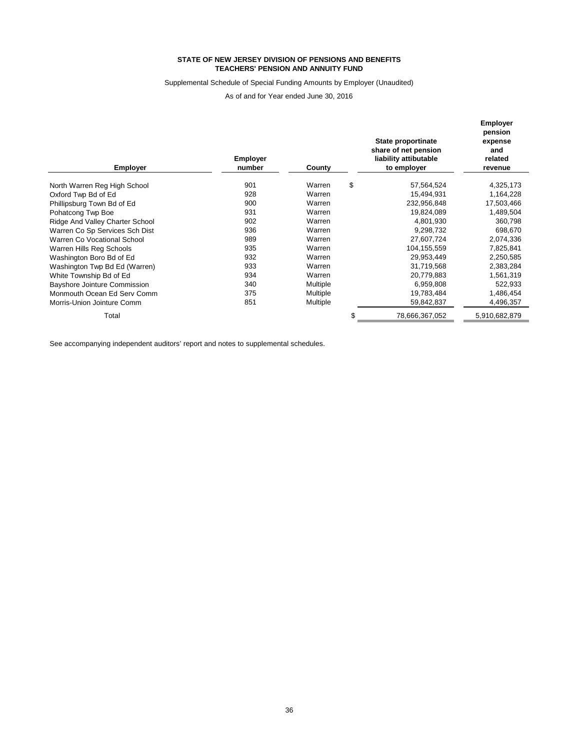**STATE OF NEW JERSEY DIVISION OF PENSIONS AND BENEFITS**
**TEACHERS' PENSION AND ANNUITY FUND**

Supplemental Schedule of Special Funding Amounts by Employer (Unaudited)

As of and for Year ended June 30, 2016

| Employer | Employer number | County | State proportinate share of net pension liability attibutable to employer | Employer pension expense and related revenue |
|---|---|---|---|---|
| North Warren Reg High School | 901 | Warren | $ 57,564,524 | 4,325,173 |
| Oxford Twp Bd of Ed | 928 | Warren | 15,494,931 | 1,164,228 |
| Phillipsburg Town Bd of Ed | 900 | Warren | 232,956,848 | 17,503,466 |
| Pohatcong Twp Boe | 931 | Warren | 19,824,089 | 1,489,504 |
| Ridge And Valley Charter School | 902 | Warren | 4,801,930 | 360,798 |
| Warren Co Sp Services Sch Dist | 936 | Warren | 9,298,732 | 698,670 |
| Warren Co Vocational School | 989 | Warren | 27,607,724 | 2,074,336 |
| Warren Hills Reg Schools | 935 | Warren | 104,155,559 | 7,825,841 |
| Washington Boro Bd of Ed | 932 | Warren | 29,953,449 | 2,250,585 |
| Washington Twp Bd Ed (Warren) | 933 | Warren | 31,719,568 | 2,383,284 |
| White Township Bd of Ed | 934 | Warren | 20,779,883 | 1,561,319 |
| Bayshore Jointure Commission | 340 | Multiple | 6,959,808 | 522,933 |
| Monmouth Ocean Ed Serv Comm | 375 | Multiple | 19,783,484 | 1,486,454 |
| Morris-Union Jointure Comm | 851 | Multiple | 59,842,837 | 4,496,357 |
| Total | | | $ 78,666,367,052 | 5,910,682,879 |

See accompanying independent auditors' report and notes to supplemental schedules.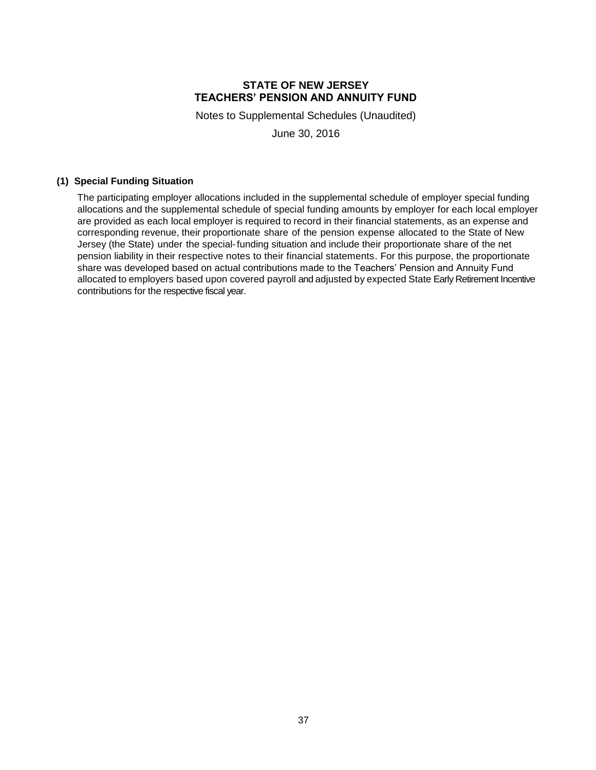# STATE OF NEW JERSEY
# TEACHERS' PENSION AND ANNUITY FUND

Notes to Supplemental Schedules (Unaudited)

June 30, 2016

### (1) Special Funding Situation

The participating employer allocations included in the supplemental schedule of employer special funding allocations and the supplemental schedule of special funding amounts by employer for each local employer are provided as each local employer is required to record in their financial statements, as an expense and corresponding revenue, their proportionate share of the pension expense allocated to the State of New Jersey (the State) under the special-funding situation and include their proportionate share of the net pension liability in their respective notes to their financial statements. For this purpose, the proportionate share was developed based on actual contributions made to the Teachers' Pension and Annuity Fund allocated to employers based upon covered payroll and adjusted by expected State Early Retirement Incentive contributions for the respective fiscal year.